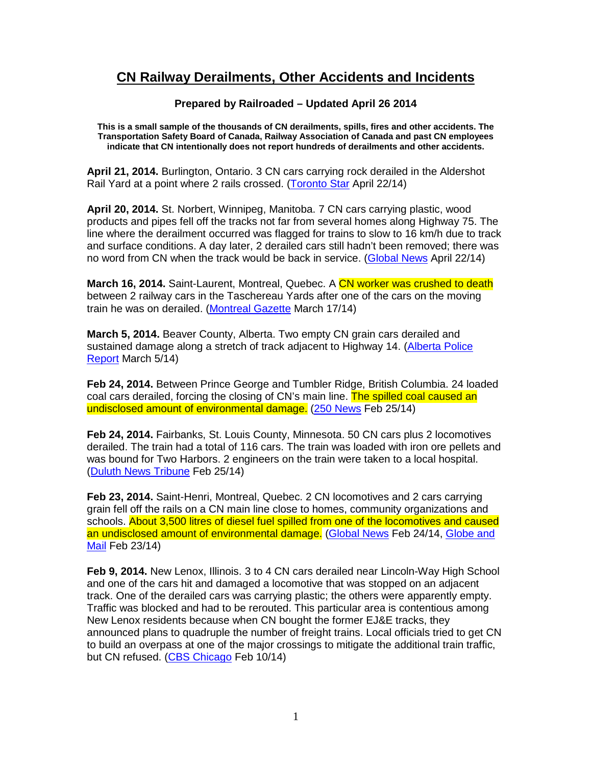# CN Railway Derailments, Other Accidents and Incidents

**Prepared by Railroaded – Updated April 26 2014**

**This is a small sample of the thousands of CN derailments, spills, fires and other accidents. The Transportation Safety Board of Canada, Railway Association of Canada and past CN employees indicate that CN intentionally does not report hundreds of derailments and other accidents.**

**April 21, 2014.** Burlington, Ontario. 3 CN cars carrying rock derailed in the Aldershot Rail Yard at a point where 2 rails crossed. (Toronto Star April 22/14)

**April 20, 2014.** St. Norbert, Winnipeg, Manitoba. 7 CN cars carrying plastic, wood products and pipes fell off the tracks not far from several homes along Highway 75. The line where the derailment occurred was flagged for trains to slow to 16 km/h due to track and surface conditions. A day later, 2 derailed cars still hadn't been removed; there was no word from CN when the track would be back in service. (Global News April 22/14)

**March 16, 2014.** Saint-Laurent, Montreal, Quebec. A CN worker was crushed to death between 2 railway cars in the Taschereau Yards after one of the cars on the moving train he was on derailed. (Montreal Gazette March 17/14)

**March 5, 2014.** Beaver County, Alberta. Two empty CN grain cars derailed and sustained damage along a stretch of track adjacent to Highway 14. (Alberta Police Report March 5/14)

**Feb 24, 2014.** Between Prince George and Tumbler Ridge, British Columbia. 24 loaded coal cars derailed, forcing the closing of CN's main line. The spilled coal caused an undisclosed amount of environmental damage. (250 News Feb 25/14)

**Feb 24, 2014.** Fairbanks, St. Louis County, Minnesota. 50 CN cars plus 2 locomotives derailed. The train had a total of 116 cars. The train was loaded with iron ore pellets and was bound for Two Harbors. 2 engineers on the train were taken to a local hospital. (Duluth News Tribune Feb 25/14)

**Feb 23, 2014.** Saint-Henri, Montreal, Quebec. 2 CN locomotives and 2 cars carrying grain fell off the rails on a CN main line close to homes, community organizations and schools. About 3,500 litres of diesel fuel spilled from one of the locomotives and caused an undisclosed amount of environmental damage. (Global News Feb 24/14, Globe and Mail Feb 23/14)

**Feb 9, 2014.** New Lenox, Illinois. 3 to 4 CN cars derailed near Lincoln-Way High School and one of the cars hit and damaged a locomotive that was stopped on an adjacent track. One of the derailed cars was carrying plastic; the others were apparently empty. Traffic was blocked and had to be rerouted. This particular area is contentious among New Lenox residents because when CN bought the former EJ&E tracks, they announced plans to quadruple the number of freight trains. Local officials tried to get CN to build an overpass at one of the major crossings to mitigate the additional train traffic, but CN refused. (CBS Chicago Feb 10/14)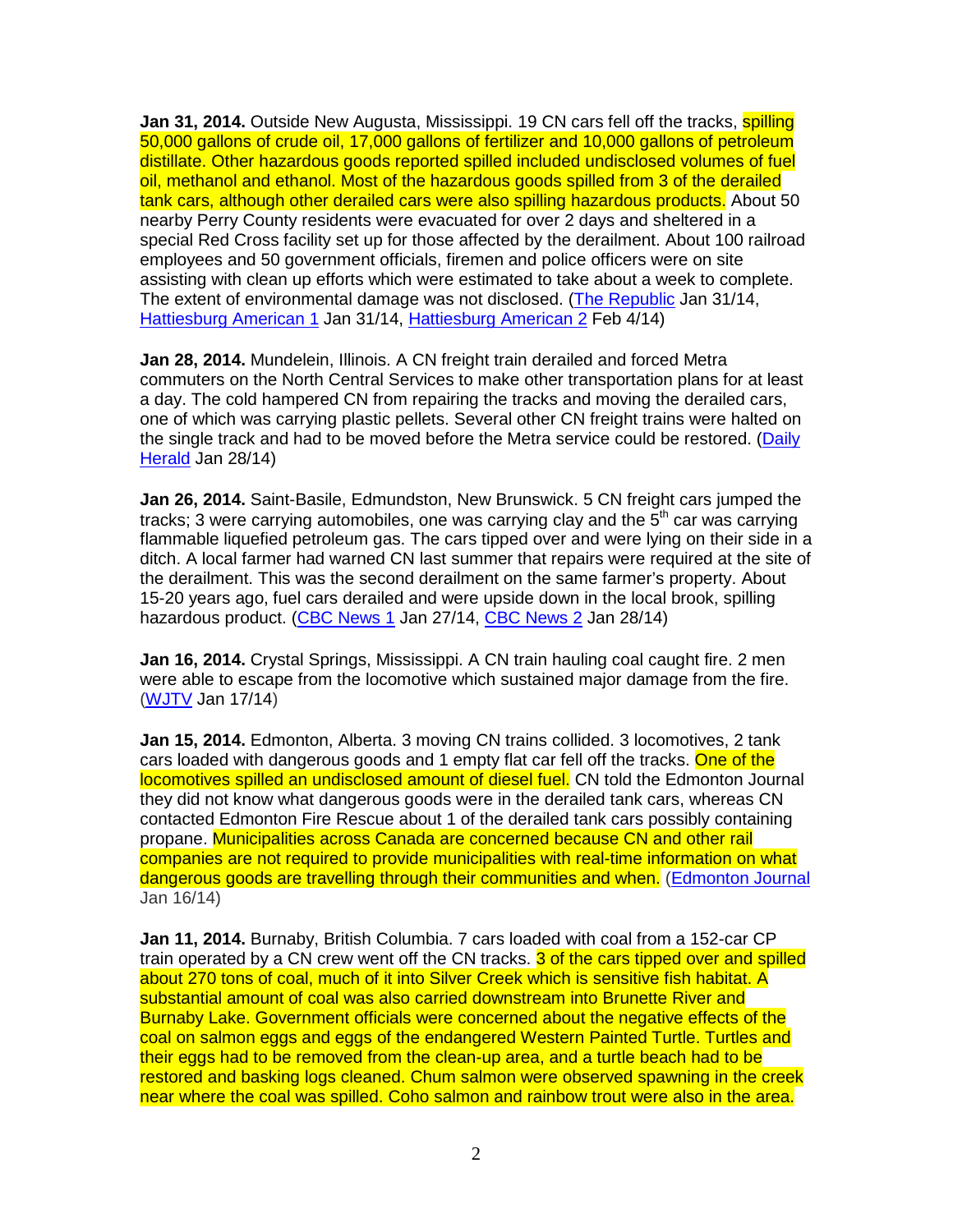**Jan 31, 2014.** Outside New Augusta, Mississippi. 19 CN cars fell off the tracks, spilling 50,000 gallons of crude oil, 17,000 gallons of fertilizer and 10,000 gallons of petroleum distillate. Other hazardous goods reported spilled included undisclosed volumes of fuel oil, methanol and ethanol. Most of the hazardous goods spilled from 3 of the derailed tank cars, although other derailed cars were also spilling hazardous products. About 50 nearby Perry County residents were evacuated for over 2 days and sheltered in a special Red Cross facility set up for those affected by the derailment. About 100 railroad employees and 50 government officials, firemen and police officers were on site assisting with clean up efforts which were estimated to take about a week to complete. The extent of environmental damage was not disclosed. (The Republic Jan 31/14, Hattiesburg American 1 Jan 31/14, Hattiesburg American 2 Feb 4/14)

**Jan 28, 2014.** Mundelein, Illinois. A CN freight train derailed and forced Metra commuters on the North Central Services to make other transportation plans for at least a day. The cold hampered CN from repairing the tracks and moving the derailed cars, one of which was carrying plastic pellets. Several other CN freight trains were halted on the single track and had to be moved before the Metra service could be restored. (Daily Herald Jan 28/14)

**Jan 26, 2014.** Saint-Basile, Edmundston, New Brunswick. 5 CN freight cars jumped the tracks; 3 were carrying automobiles, one was carrying clay and the 5th car was carrying flammable liquefied petroleum gas. The cars tipped over and were lying on their side in a ditch. A local farmer had warned CN last summer that repairs were required at the site of the derailment. This was the second derailment on the same farmer's property. About 15-20 years ago, fuel cars derailed and were upside down in the local brook, spilling hazardous product. (CBC News 1 Jan 27/14, CBC News 2 Jan 28/14)

**Jan 16, 2014.** Crystal Springs, Mississippi. A CN train hauling coal caught fire. 2 men were able to escape from the locomotive which sustained major damage from the fire. (WJTV Jan 17/14)

**Jan 15, 2014.** Edmonton, Alberta. 3 moving CN trains collided. 3 locomotives, 2 tank cars loaded with dangerous goods and 1 empty flat car fell off the tracks. One of the locomotives spilled an undisclosed amount of diesel fuel. CN told the Edmonton Journal they did not know what dangerous goods were in the derailed tank cars, whereas CN contacted Edmonton Fire Rescue about 1 of the derailed tank cars possibly containing propane. Municipalities across Canada are concerned because CN and other rail companies are not required to provide municipalities with real-time information on what dangerous goods are travelling through their communities and when. (Edmonton Journal Jan 16/14)

**Jan 11, 2014.** Burnaby, British Columbia. 7 cars loaded with coal from a 152-car CP train operated by a CN crew went off the CN tracks. 3 of the cars tipped over and spilled about 270 tons of coal, much of it into Silver Creek which is sensitive fish habitat. A substantial amount of coal was also carried downstream into Brunette River and Burnaby Lake. Government officials were concerned about the negative effects of the coal on salmon eggs and eggs of the endangered Western Painted Turtle. Turtles and their eggs had to be removed from the clean-up area, and a turtle beach had to be restored and basking logs cleaned. Chum salmon were observed spawning in the creek near where the coal was spilled. Coho salmon and rainbow trout were also in the area.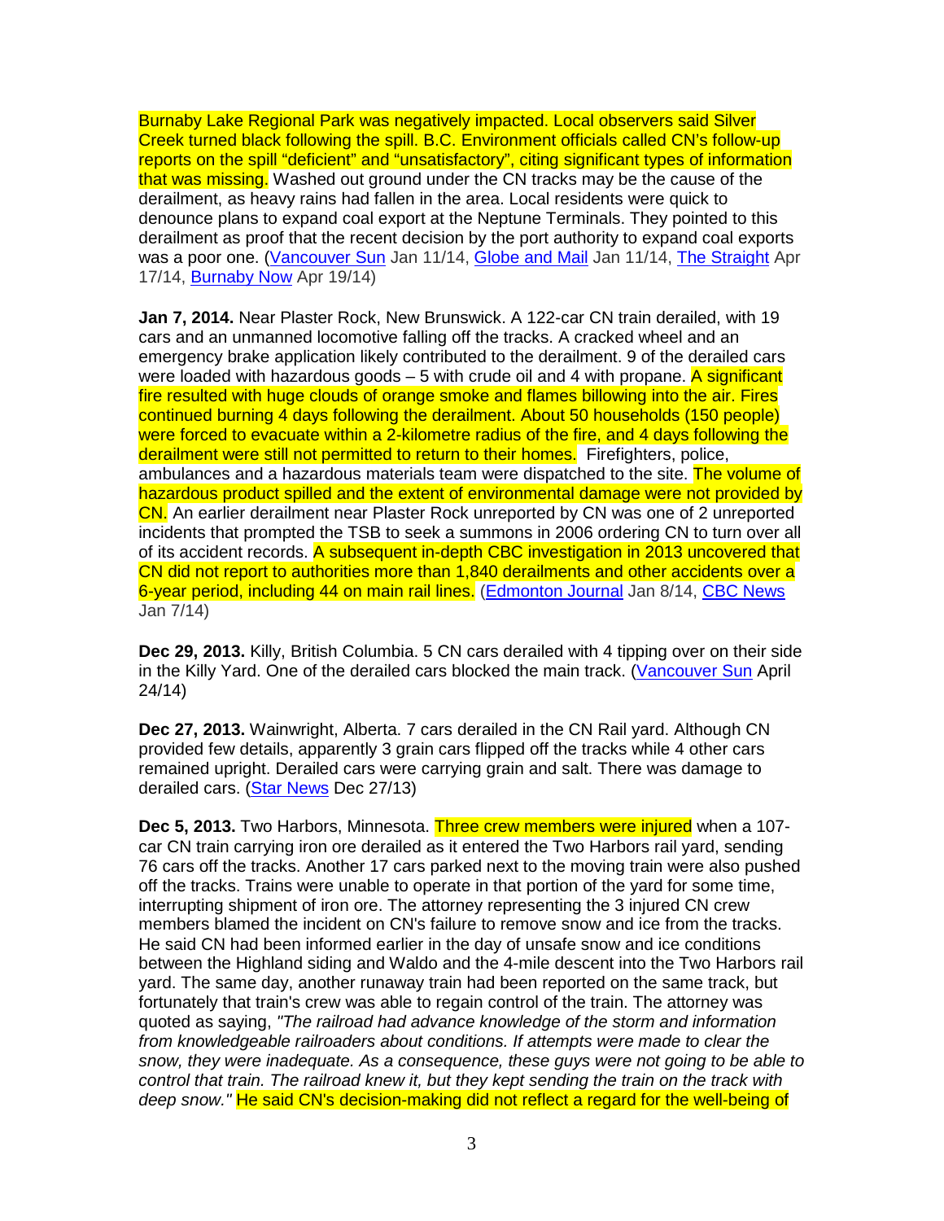Burnaby Lake Regional Park was negatively impacted. Local observers said Silver Creek turned black following the spill. B.C. Environment officials called CN's follow-up reports on the spill "deficient" and "unsatisfactory", citing significant types of information that was missing. Washed out ground under the CN tracks may be the cause of the derailment, as heavy rains had fallen in the area. Local residents were quick to denounce plans to expand coal export at the Neptune Terminals. They pointed to this derailment as proof that the recent decision by the port authority to expand coal exports was a poor one. (Vancouver Sun Jan 11/14, Globe and Mail Jan 11/14, The Straight Apr 17/14, Burnaby Now Apr 19/14)

**Jan 7, 2014.** Near Plaster Rock, New Brunswick. A 122-car CN train derailed, with 19 cars and an unmanned locomotive falling off the tracks. A cracked wheel and an emergency brake application likely contributed to the derailment. 9 of the derailed cars were loaded with hazardous goods – 5 with crude oil and 4 with propane. A significant fire resulted with huge clouds of orange smoke and flames billowing into the air. Fires continued burning 4 days following the derailment. About 50 households (150 people) were forced to evacuate within a 2-kilometre radius of the fire, and 4 days following the derailment were still not permitted to return to their homes. Firefighters, police, ambulances and a hazardous materials team were dispatched to the site. The volume of hazardous product spilled and the extent of environmental damage were not provided by CN. An earlier derailment near Plaster Rock unreported by CN was one of 2 unreported incidents that prompted the TSB to seek a summons in 2006 ordering CN to turn over all of its accident records. A subsequent in-depth CBC investigation in 2013 uncovered that CN did not report to authorities more than 1,840 derailments and other accidents over a 6-year period, including 44 on main rail lines. (Edmonton Journal Jan 8/14, CBC News Jan 7/14)

**Dec 29, 2013.** Killy, British Columbia. 5 CN cars derailed with 4 tipping over on their side in the Killy Yard. One of the derailed cars blocked the main track. (Vancouver Sun April 24/14)

**Dec 27, 2013.** Wainwright, Alberta. 7 cars derailed in the CN Rail yard. Although CN provided few details, apparently 3 grain cars flipped off the tracks while 4 other cars remained upright. Derailed cars were carrying grain and salt. There was damage to derailed cars. (Star News Dec 27/13)

**Dec 5, 2013.** Two Harbors, Minnesota. Three crew members were injured when a 107-car CN train carrying iron ore derailed as it entered the Two Harbors rail yard, sending 76 cars off the tracks. Another 17 cars parked next to the moving train were also pushed off the tracks. Trains were unable to operate in that portion of the yard for some time, interrupting shipment of iron ore. The attorney representing the 3 injured CN crew members blamed the incident on CN's failure to remove snow and ice from the tracks. He said CN had been informed earlier in the day of unsafe snow and ice conditions between the Highland siding and Waldo and the 4-mile descent into the Two Harbors rail yard. The same day, another runaway train had been reported on the same track, but fortunately that train's crew was able to regain control of the train. The attorney was quoted as saying, *"The railroad had advance knowledge of the storm and information from knowledgeable railroaders about conditions. If attempts were made to clear the snow, they were inadequate. As a consequence, these guys were not going to be able to control that train. The railroad knew it, but they kept sending the train on the track with deep snow."* He said CN's decision-making did not reflect a regard for the well-being of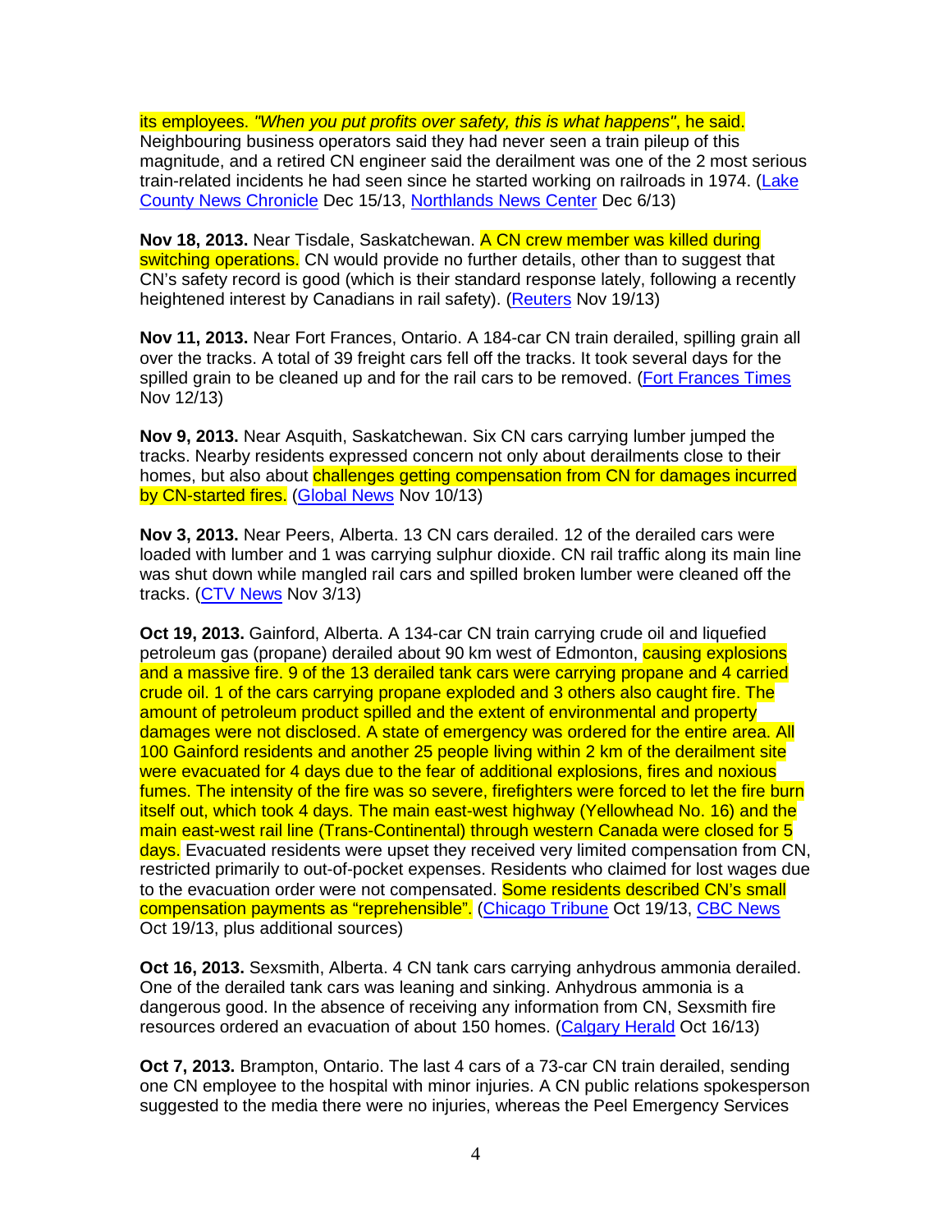its employees. *"When you put profits over safety, this is what happens"*, he said. Neighbouring business operators said they had never seen a train pileup of this magnitude, and a retired CN engineer said the derailment was one of the 2 most serious train-related incidents he had seen since he started working on railroads in 1974. (Lake County News Chronicle Dec 15/13, Northlands News Center Dec 6/13)

**Nov 18, 2013.** Near Tisdale, Saskatchewan. A CN crew member was killed during switching operations. CN would provide no further details, other than to suggest that CN's safety record is good (which is their standard response lately, following a recently heightened interest by Canadians in rail safety). (Reuters Nov 19/13)

**Nov 11, 2013.** Near Fort Frances, Ontario. A 184-car CN train derailed, spilling grain all over the tracks. A total of 39 freight cars fell off the tracks. It took several days for the spilled grain to be cleaned up and for the rail cars to be removed. (Fort Frances Times Nov 12/13)

**Nov 9, 2013.** Near Asquith, Saskatchewan. Six CN cars carrying lumber jumped the tracks. Nearby residents expressed concern not only about derailments close to their homes, but also about challenges getting compensation from CN for damages incurred by CN-started fires. (Global News Nov 10/13)

**Nov 3, 2013.** Near Peers, Alberta. 13 CN cars derailed. 12 of the derailed cars were loaded with lumber and 1 was carrying sulphur dioxide. CN rail traffic along its main line was shut down while mangled rail cars and spilled broken lumber were cleaned off the tracks. (CTV News Nov 3/13)

**Oct 19, 2013.** Gainford, Alberta. A 134-car CN train carrying crude oil and liquefied petroleum gas (propane) derailed about 90 km west of Edmonton, causing explosions and a massive fire. 9 of the 13 derailed tank cars were carrying propane and 4 carried crude oil. 1 of the cars carrying propane exploded and 3 others also caught fire. The amount of petroleum product spilled and the extent of environmental and property damages were not disclosed. A state of emergency was ordered for the entire area. All 100 Gainford residents and another 25 people living within 2 km of the derailment site were evacuated for 4 days due to the fear of additional explosions, fires and noxious fumes. The intensity of the fire was so severe, firefighters were forced to let the fire burn itself out, which took 4 days. The main east-west highway (Yellowhead No. 16) and the main east-west rail line (Trans-Continental) through western Canada were closed for 5 days. Evacuated residents were upset they received very limited compensation from CN, restricted primarily to out-of-pocket expenses. Residents who claimed for lost wages due to the evacuation order were not compensated. Some residents described CN's small compensation payments as "reprehensible". (Chicago Tribune Oct 19/13, CBC News Oct 19/13, plus additional sources)

**Oct 16, 2013.** Sexsmith, Alberta. 4 CN tank cars carrying anhydrous ammonia derailed. One of the derailed tank cars was leaning and sinking. Anhydrous ammonia is a dangerous good. In the absence of receiving any information from CN, Sexsmith fire resources ordered an evacuation of about 150 homes. (Calgary Herald Oct 16/13)

**Oct 7, 2013.** Brampton, Ontario. The last 4 cars of a 73-car CN train derailed, sending one CN employee to the hospital with minor injuries. A CN public relations spokesperson suggested to the media there were no injuries, whereas the Peel Emergency Services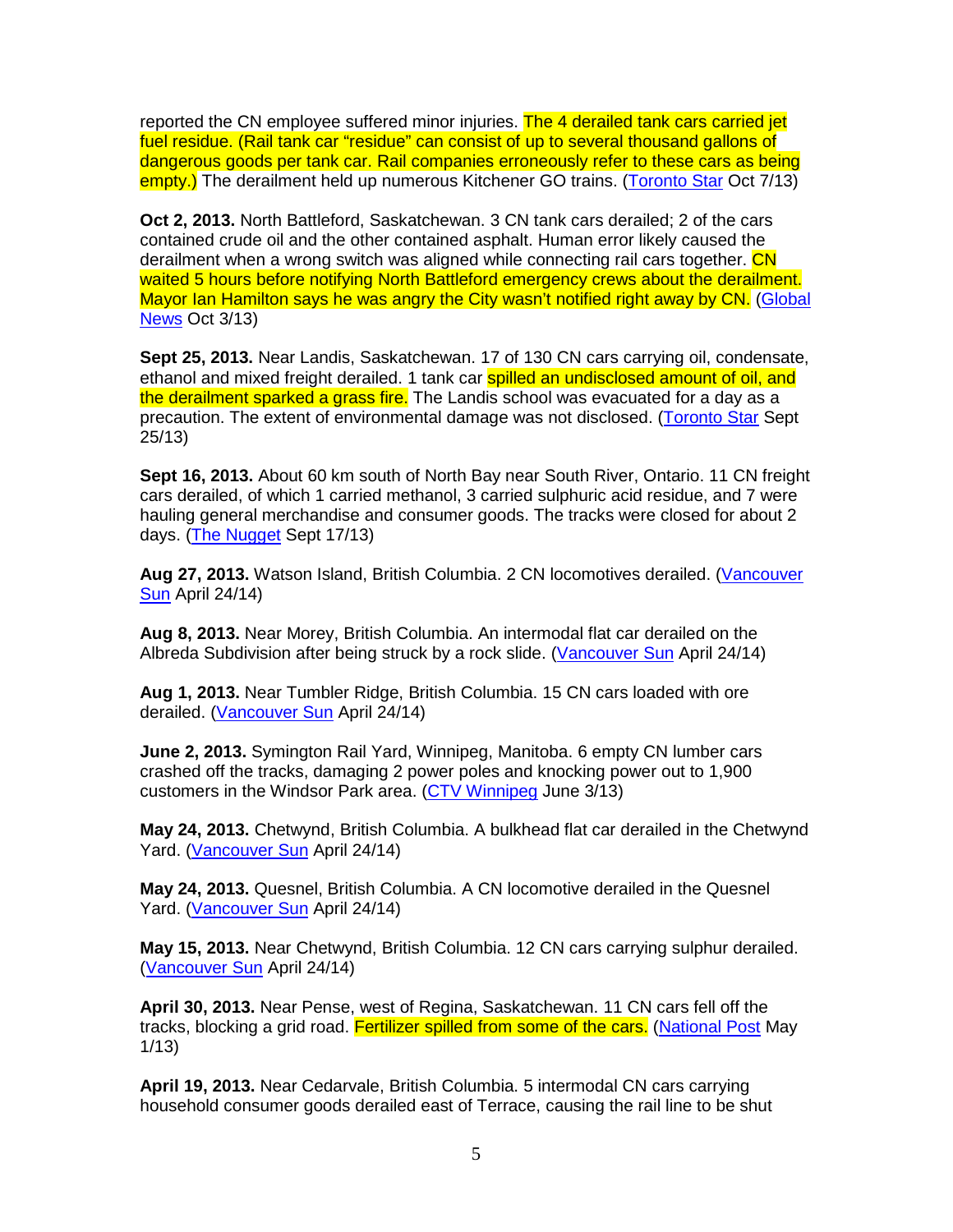reported the CN employee suffered minor injuries. The 4 derailed tank cars carried jet fuel residue. (Rail tank car "residue" can consist of up to several thousand gallons of dangerous goods per tank car. Rail companies erroneously refer to these cars as being empty.) The derailment held up numerous Kitchener GO trains. (Toronto Star Oct 7/13)

**Oct 2, 2013.** North Battleford, Saskatchewan. 3 CN tank cars derailed; 2 of the cars contained crude oil and the other contained asphalt. Human error likely caused the derailment when a wrong switch was aligned while connecting rail cars together. CN waited 5 hours before notifying North Battleford emergency crews about the derailment. Mayor Ian Hamilton says he was angry the City wasn't notified right away by CN. (Global News Oct 3/13)

**Sept 25, 2013.** Near Landis, Saskatchewan. 17 of 130 CN cars carrying oil, condensate, ethanol and mixed freight derailed. 1 tank car spilled an undisclosed amount of oil, and the derailment sparked a grass fire. The Landis school was evacuated for a day as a precaution. The extent of environmental damage was not disclosed. (Toronto Star Sept 25/13)

**Sept 16, 2013.** About 60 km south of North Bay near South River, Ontario. 11 CN freight cars derailed, of which 1 carried methanol, 3 carried sulphuric acid residue, and 7 were hauling general merchandise and consumer goods. The tracks were closed for about 2 days. (The Nugget Sept 17/13)

**Aug 27, 2013.** Watson Island, British Columbia. 2 CN locomotives derailed. (Vancouver Sun April 24/14)

**Aug 8, 2013.** Near Morey, British Columbia. An intermodal flat car derailed on the Albreda Subdivision after being struck by a rock slide. (Vancouver Sun April 24/14)

**Aug 1, 2013.** Near Tumbler Ridge, British Columbia. 15 CN cars loaded with ore derailed. (Vancouver Sun April 24/14)

**June 2, 2013.** Symington Rail Yard, Winnipeg, Manitoba. 6 empty CN lumber cars crashed off the tracks, damaging 2 power poles and knocking power out to 1,900 customers in the Windsor Park area. (CTV Winnipeg June 3/13)

**May 24, 2013.** Chetwynd, British Columbia. A bulkhead flat car derailed in the Chetwynd Yard. (Vancouver Sun April 24/14)

**May 24, 2013.** Quesnel, British Columbia. A CN locomotive derailed in the Quesnel Yard. (Vancouver Sun April 24/14)

**May 15, 2013.** Near Chetwynd, British Columbia. 12 CN cars carrying sulphur derailed. (Vancouver Sun April 24/14)

**April 30, 2013.** Near Pense, west of Regina, Saskatchewan. 11 CN cars fell off the tracks, blocking a grid road. Fertilizer spilled from some of the cars. (National Post May 1/13)

**April 19, 2013.** Near Cedarvale, British Columbia. 5 intermodal CN cars carrying household consumer goods derailed east of Terrace, causing the rail line to be shut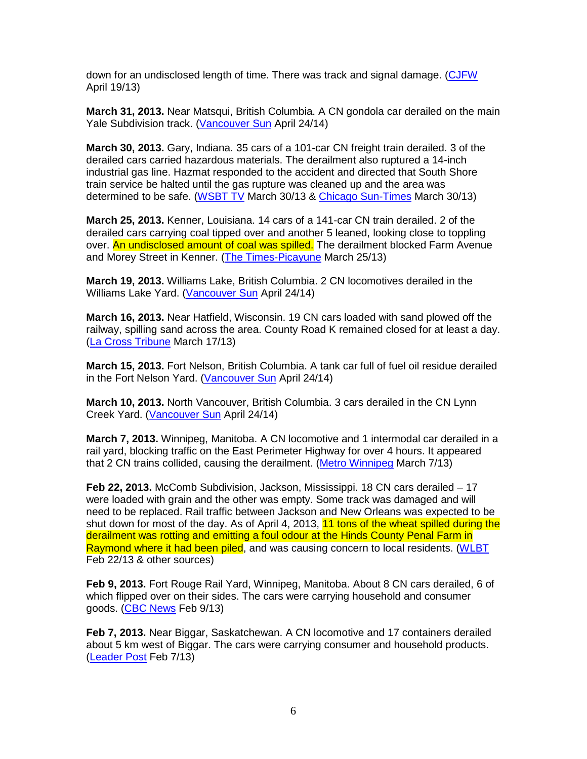down for an undisclosed length of time. There was track and signal damage. (CJFW April 19/13)

**March 31, 2013.** Near Matsqui, British Columbia. A CN gondola car derailed on the main Yale Subdivision track. (Vancouver Sun April 24/14)

**March 30, 2013.** Gary, Indiana. 35 cars of a 101-car CN freight train derailed. 3 of the derailed cars carried hazardous materials. The derailment also ruptured a 14-inch industrial gas line. Hazmat responded to the accident and directed that South Shore train service be halted until the gas rupture was cleaned up and the area was determined to be safe. (WSBT TV March 30/13 & Chicago Sun-Times March 30/13)

**March 25, 2013.** Kenner, Louisiana. 14 cars of a 141-car CN train derailed. 2 of the derailed cars carrying coal tipped over and another 5 leaned, looking close to toppling over. An undisclosed amount of coal was spilled. The derailment blocked Farm Avenue and Morey Street in Kenner. (The Times-Picayune March 25/13)

**March 19, 2013.** Williams Lake, British Columbia. 2 CN locomotives derailed in the Williams Lake Yard. (Vancouver Sun April 24/14)

**March 16, 2013.** Near Hatfield, Wisconsin. 19 CN cars loaded with sand plowed off the railway, spilling sand across the area. County Road K remained closed for at least a day. (La Cross Tribune March 17/13)

**March 15, 2013.** Fort Nelson, British Columbia. A tank car full of fuel oil residue derailed in the Fort Nelson Yard. (Vancouver Sun April 24/14)

**March 10, 2013.** North Vancouver, British Columbia. 3 cars derailed in the CN Lynn Creek Yard. (Vancouver Sun April 24/14)

**March 7, 2013.** Winnipeg, Manitoba. A CN locomotive and 1 intermodal car derailed in a rail yard, blocking traffic on the East Perimeter Highway for over 4 hours. It appeared that 2 CN trains collided, causing the derailment. (Metro Winnipeg March 7/13)

**Feb 22, 2013.** McComb Subdivision, Jackson, Mississippi. 18 CN cars derailed – 17 were loaded with grain and the other was empty. Some track was damaged and will need to be replaced. Rail traffic between Jackson and New Orleans was expected to be shut down for most of the day. As of April 4, 2013, 11 tons of the wheat spilled during the derailment was rotting and emitting a foul odour at the Hinds County Penal Farm in Raymond where it had been piled, and was causing concern to local residents. (WLBT Feb 22/13 & other sources)

**Feb 9, 2013.** Fort Rouge Rail Yard, Winnipeg, Manitoba. About 8 CN cars derailed, 6 of which flipped over on their sides. The cars were carrying household and consumer goods. (CBC News Feb 9/13)

**Feb 7, 2013.** Near Biggar, Saskatchewan. A CN locomotive and 17 containers derailed about 5 km west of Biggar. The cars were carrying consumer and household products. (Leader Post Feb 7/13)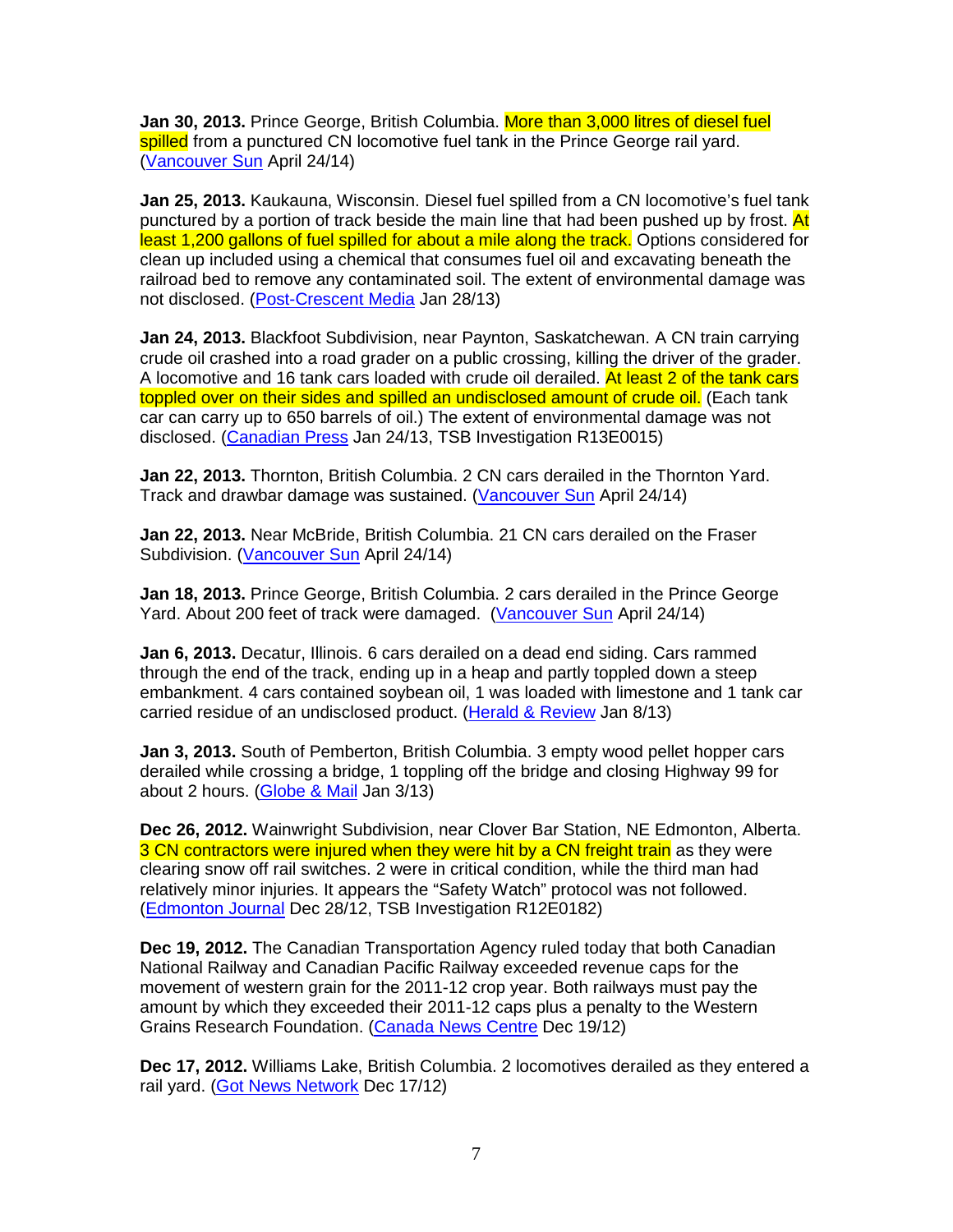**Jan 30, 2013.** Prince George, British Columbia. More than 3,000 litres of diesel fuel spilled from a punctured CN locomotive fuel tank in the Prince George rail yard. (Vancouver Sun April 24/14)

**Jan 25, 2013.** Kaukauna, Wisconsin. Diesel fuel spilled from a CN locomotive's fuel tank punctured by a portion of track beside the main line that had been pushed up by frost. At least 1,200 gallons of fuel spilled for about a mile along the track. Options considered for clean up included using a chemical that consumes fuel oil and excavating beneath the railroad bed to remove any contaminated soil. The extent of environmental damage was not disclosed. (Post-Crescent Media Jan 28/13)

**Jan 24, 2013.** Blackfoot Subdivision, near Paynton, Saskatchewan. A CN train carrying crude oil crashed into a road grader on a public crossing, killing the driver of the grader. A locomotive and 16 tank cars loaded with crude oil derailed. At least 2 of the tank cars toppled over on their sides and spilled an undisclosed amount of crude oil. (Each tank car can carry up to 650 barrels of oil.) The extent of environmental damage was not disclosed. (Canadian Press Jan 24/13, TSB Investigation R13E0015)

**Jan 22, 2013.** Thornton, British Columbia. 2 CN cars derailed in the Thornton Yard. Track and drawbar damage was sustained. (Vancouver Sun April 24/14)

**Jan 22, 2013.** Near McBride, British Columbia. 21 CN cars derailed on the Fraser Subdivision. (Vancouver Sun April 24/14)

**Jan 18, 2013.** Prince George, British Columbia. 2 cars derailed in the Prince George Yard. About 200 feet of track were damaged. (Vancouver Sun April 24/14)

**Jan 6, 2013.** Decatur, Illinois. 6 cars derailed on a dead end siding. Cars rammed through the end of the track, ending up in a heap and partly toppled down a steep embankment. 4 cars contained soybean oil, 1 was loaded with limestone and 1 tank car carried residue of an undisclosed product. (Herald & Review Jan 8/13)

**Jan 3, 2013.** South of Pemberton, British Columbia. 3 empty wood pellet hopper cars derailed while crossing a bridge, 1 toppling off the bridge and closing Highway 99 for about 2 hours. (Globe & Mail Jan 3/13)

**Dec 26, 2012.** Wainwright Subdivision, near Clover Bar Station, NE Edmonton, Alberta. 3 CN contractors were injured when they were hit by a CN freight train as they were clearing snow off rail switches. 2 were in critical condition, while the third man had relatively minor injuries. It appears the "Safety Watch" protocol was not followed. (Edmonton Journal Dec 28/12, TSB Investigation R12E0182)

**Dec 19, 2012.** The Canadian Transportation Agency ruled today that both Canadian National Railway and Canadian Pacific Railway exceeded revenue caps for the movement of western grain for the 2011-12 crop year. Both railways must pay the amount by which they exceeded their 2011-12 caps plus a penalty to the Western Grains Research Foundation. (Canada News Centre Dec 19/12)

**Dec 17, 2012.** Williams Lake, British Columbia. 2 locomotives derailed as they entered a rail yard. (Got News Network Dec 17/12)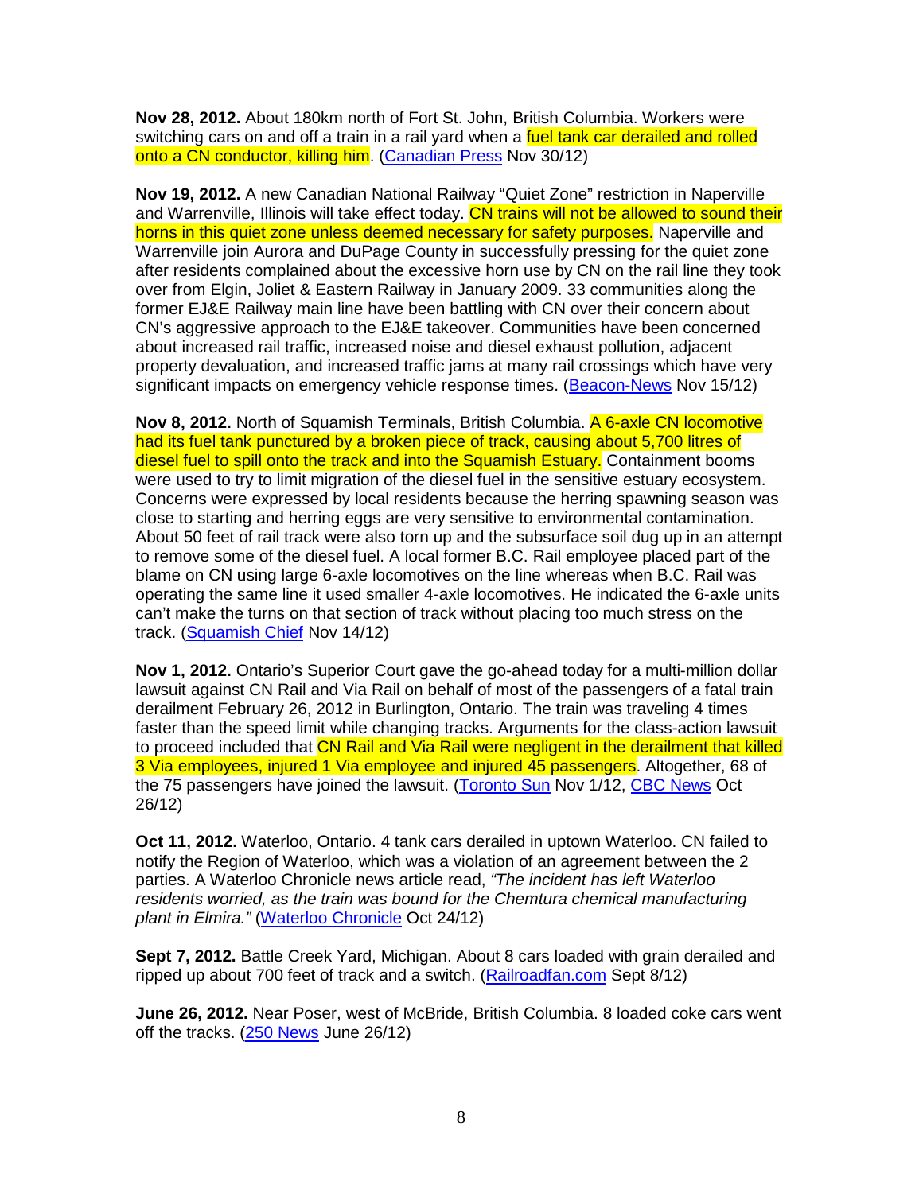**Nov 28, 2012.** About 180km north of Fort St. John, British Columbia. Workers were switching cars on and off a train in a rail yard when a fuel tank car derailed and rolled onto a CN conductor, killing him. (Canadian Press Nov 30/12)

**Nov 19, 2012.** A new Canadian National Railway "Quiet Zone" restriction in Naperville and Warrenville, Illinois will take effect today. CN trains will not be allowed to sound their horns in this quiet zone unless deemed necessary for safety purposes. Naperville and Warrenville join Aurora and DuPage County in successfully pressing for the quiet zone after residents complained about the excessive horn use by CN on the rail line they took over from Elgin, Joliet & Eastern Railway in January 2009. 33 communities along the former EJ&E Railway main line have been battling with CN over their concern about CN's aggressive approach to the EJ&E takeover. Communities have been concerned about increased rail traffic, increased noise and diesel exhaust pollution, adjacent property devaluation, and increased traffic jams at many rail crossings which have very significant impacts on emergency vehicle response times. (Beacon-News Nov 15/12)

**Nov 8, 2012.** North of Squamish Terminals, British Columbia. A 6-axle CN locomotive had its fuel tank punctured by a broken piece of track, causing about 5,700 litres of diesel fuel to spill onto the track and into the Squamish Estuary. Containment booms were used to try to limit migration of the diesel fuel in the sensitive estuary ecosystem. Concerns were expressed by local residents because the herring spawning season was close to starting and herring eggs are very sensitive to environmental contamination. About 50 feet of rail track were also torn up and the subsurface soil dug up in an attempt to remove some of the diesel fuel. A local former B.C. Rail employee placed part of the blame on CN using large 6-axle locomotives on the line whereas when B.C. Rail was operating the same line it used smaller 4-axle locomotives. He indicated the 6-axle units can't make the turns on that section of track without placing too much stress on the track. (Squamish Chief Nov 14/12)

**Nov 1, 2012.** Ontario's Superior Court gave the go-ahead today for a multi-million dollar lawsuit against CN Rail and Via Rail on behalf of most of the passengers of a fatal train derailment February 26, 2012 in Burlington, Ontario. The train was traveling 4 times faster than the speed limit while changing tracks. Arguments for the class-action lawsuit to proceed included that CN Rail and Via Rail were negligent in the derailment that killed 3 Via employees, injured 1 Via employee and injured 45 passengers. Altogether, 68 of the 75 passengers have joined the lawsuit. (Toronto Sun Nov 1/12, CBC News Oct 26/12)

**Oct 11, 2012.** Waterloo, Ontario. 4 tank cars derailed in uptown Waterloo. CN failed to notify the Region of Waterloo, which was a violation of an agreement between the 2 parties. A Waterloo Chronicle news article read, *"The incident has left Waterloo residents worried, as the train was bound for the Chemtura chemical manufacturing plant in Elmira."* (Waterloo Chronicle Oct 24/12)

**Sept 7, 2012.** Battle Creek Yard, Michigan. About 8 cars loaded with grain derailed and ripped up about 700 feet of track and a switch. (Railroadfan.com Sept 8/12)

**June 26, 2012.** Near Poser, west of McBride, British Columbia. 8 loaded coke cars went off the tracks. (250 News June 26/12)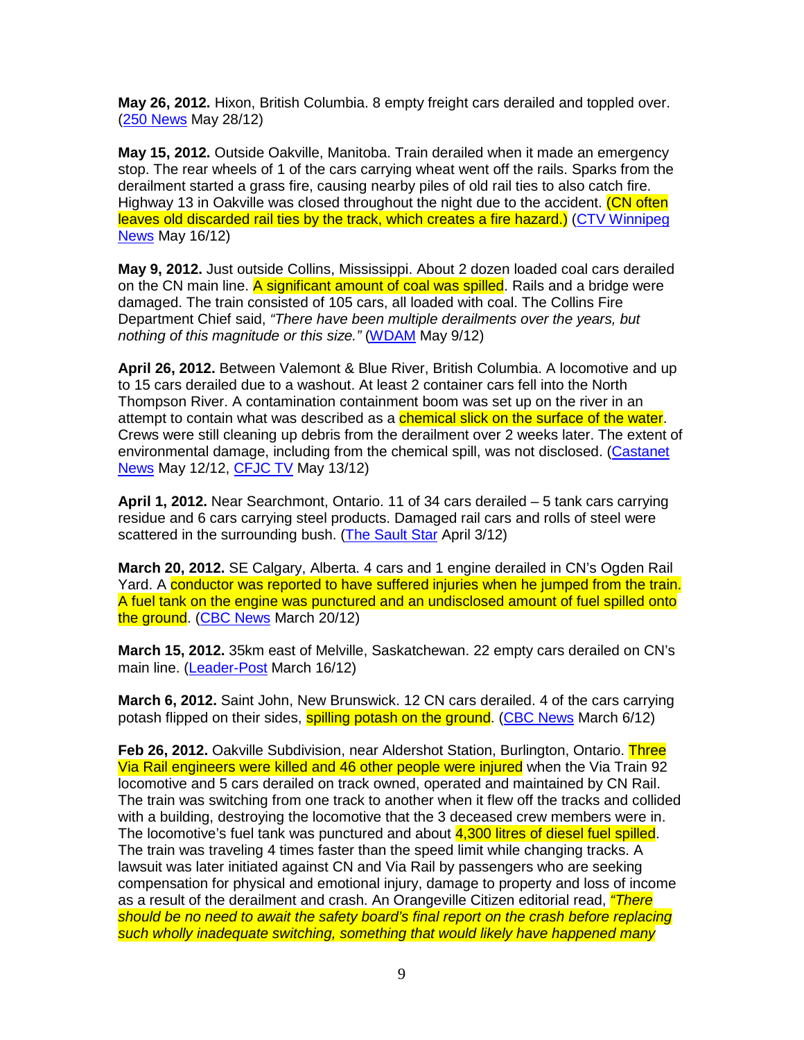**May 26, 2012.** Hixon, British Columbia. 8 empty freight cars derailed and toppled over. (250 News May 28/12)

**May 15, 2012.** Outside Oakville, Manitoba. Train derailed when it made an emergency stop. The rear wheels of 1 of the cars carrying wheat went off the rails. Sparks from the derailment started a grass fire, causing nearby piles of old rail ties to also catch fire. Highway 13 in Oakville was closed throughout the night due to the accident. (CN often leaves old discarded rail ties by the track, which creates a fire hazard.) (CTV Winnipeg News May 16/12)

**May 9, 2012.** Just outside Collins, Mississippi. About 2 dozen loaded coal cars derailed on the CN main line. A significant amount of coal was spilled. Rails and a bridge were damaged. The train consisted of 105 cars, all loaded with coal. The Collins Fire Department Chief said, *"There have been multiple derailments over the years, but nothing of this magnitude or this size."* (WDAM May 9/12)

**April 26, 2012.** Between Valemont & Blue River, British Columbia. A locomotive and up to 15 cars derailed due to a washout. At least 2 container cars fell into the North Thompson River. A contamination containment boom was set up on the river in an attempt to contain what was described as a chemical slick on the surface of the water. Crews were still cleaning up debris from the derailment over 2 weeks later. The extent of environmental damage, including from the chemical spill, was not disclosed. (Castanet News May 12/12, CFJC TV May 13/12)

**April 1, 2012.** Near Searchmont, Ontario. 11 of 34 cars derailed – 5 tank cars carrying residue and 6 cars carrying steel products. Damaged rail cars and rolls of steel were scattered in the surrounding bush. (The Sault Star April 3/12)

**March 20, 2012.** SE Calgary, Alberta. 4 cars and 1 engine derailed in CN's Ogden Rail Yard. A conductor was reported to have suffered injuries when he jumped from the train. A fuel tank on the engine was punctured and an undisclosed amount of fuel spilled onto the ground. (CBC News March 20/12)

**March 15, 2012.** 35km east of Melville, Saskatchewan. 22 empty cars derailed on CN's main line. (Leader-Post March 16/12)

**March 6, 2012.** Saint John, New Brunswick. 12 CN cars derailed. 4 of the cars carrying potash flipped on their sides, spilling potash on the ground. (CBC News March 6/12)

**Feb 26, 2012.** Oakville Subdivision, near Aldershot Station, Burlington, Ontario. Three Via Rail engineers were killed and 46 other people were injured when the Via Train 92 locomotive and 5 cars derailed on track owned, operated and maintained by CN Rail. The train was switching from one track to another when it flew off the tracks and collided with a building, destroying the locomotive that the 3 deceased crew members were in. The locomotive's fuel tank was punctured and about 4,300 litres of diesel fuel spilled. The train was traveling 4 times faster than the speed limit while changing tracks. A lawsuit was later initiated against CN and Via Rail by passengers who are seeking compensation for physical and emotional injury, damage to property and loss of income as a result of the derailment and crash. An Orangeville Citizen editorial read, *"There should be no need to await the safety board's final report on the crash before replacing such wholly inadequate switching, something that would likely have happened many*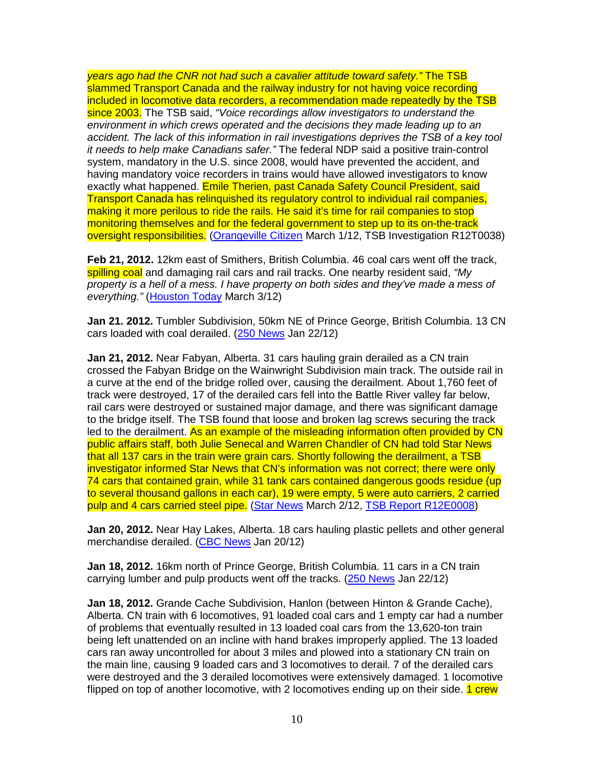*years ago had the CNR not had such a cavalier attitude toward safety."* The TSB slammed Transport Canada and the railway industry for not having voice recording included in locomotive data recorders, a recommendation made repeatedly by the TSB since 2003. The TSB said, *"Voice recordings allow investigators to understand the environment in which crews operated and the decisions they made leading up to an accident. The lack of this information in rail investigations deprives the TSB of a key tool it needs to help make Canadians safer."* The federal NDP said a positive train-control system, mandatory in the U.S. since 2008, would have prevented the accident, and having mandatory voice recorders in trains would have allowed investigators to know exactly what happened. Emile Therien, past Canada Safety Council President, said Transport Canada has relinquished its regulatory control to individual rail companies, making it more perilous to ride the rails. He said it's time for rail companies to stop monitoring themselves and for the federal government to step up to its on-the-track oversight responsibilities. (Orangeville Citizen March 1/12, TSB Investigation R12T0038)

**Feb 21, 2012.** 12km east of Smithers, British Columbia. 46 coal cars went off the track, spilling coal and damaging rail cars and rail tracks. One nearby resident said, *"My property is a hell of a mess. I have property on both sides and they've made a mess of everything."* (Houston Today March 3/12)

**Jan 21. 2012.** Tumbler Subdivision, 50km NE of Prince George, British Columbia. 13 CN cars loaded with coal derailed. (250 News Jan 22/12)

**Jan 21, 2012.** Near Fabyan, Alberta. 31 cars hauling grain derailed as a CN train crossed the Fabyan Bridge on the Wainwright Subdivision main track. The outside rail in a curve at the end of the bridge rolled over, causing the derailment. About 1,760 feet of track were destroyed, 17 of the derailed cars fell into the Battle River valley far below, rail cars were destroyed or sustained major damage, and there was significant damage to the bridge itself. The TSB found that loose and broken lag screws securing the track led to the derailment. As an example of the misleading information often provided by CN public affairs staff, both Julie Senecal and Warren Chandler of CN had told Star News that all 137 cars in the train were grain cars. Shortly following the derailment, a TSB investigator informed Star News that CN's information was not correct; there were only 74 cars that contained grain, while 31 tank cars contained dangerous goods residue (up to several thousand gallons in each car), 19 were empty, 5 were auto carriers, 2 carried pulp and 4 cars carried steel pipe. (Star News March 2/12, TSB Report R12E0008)

**Jan 20, 2012.** Near Hay Lakes, Alberta. 18 cars hauling plastic pellets and other general merchandise derailed. (CBC News Jan 20/12)

**Jan 18, 2012.** 16km north of Prince George, British Columbia. 11 cars in a CN train carrying lumber and pulp products went off the tracks. (250 News Jan 22/12)

**Jan 18, 2012.** Grande Cache Subdivision, Hanlon (between Hinton & Grande Cache), Alberta. CN train with 6 locomotives, 91 loaded coal cars and 1 empty car had a number of problems that eventually resulted in 13 loaded coal cars from the 13,620-ton train being left unattended on an incline with hand brakes improperly applied. The 13 loaded cars ran away uncontrolled for about 3 miles and plowed into a stationary CN train on the main line, causing 9 loaded cars and 3 locomotives to derail. 7 of the derailed cars were destroyed and the 3 derailed locomotives were extensively damaged. 1 locomotive flipped on top of another locomotive, with 2 locomotives ending up on their side. 1 crew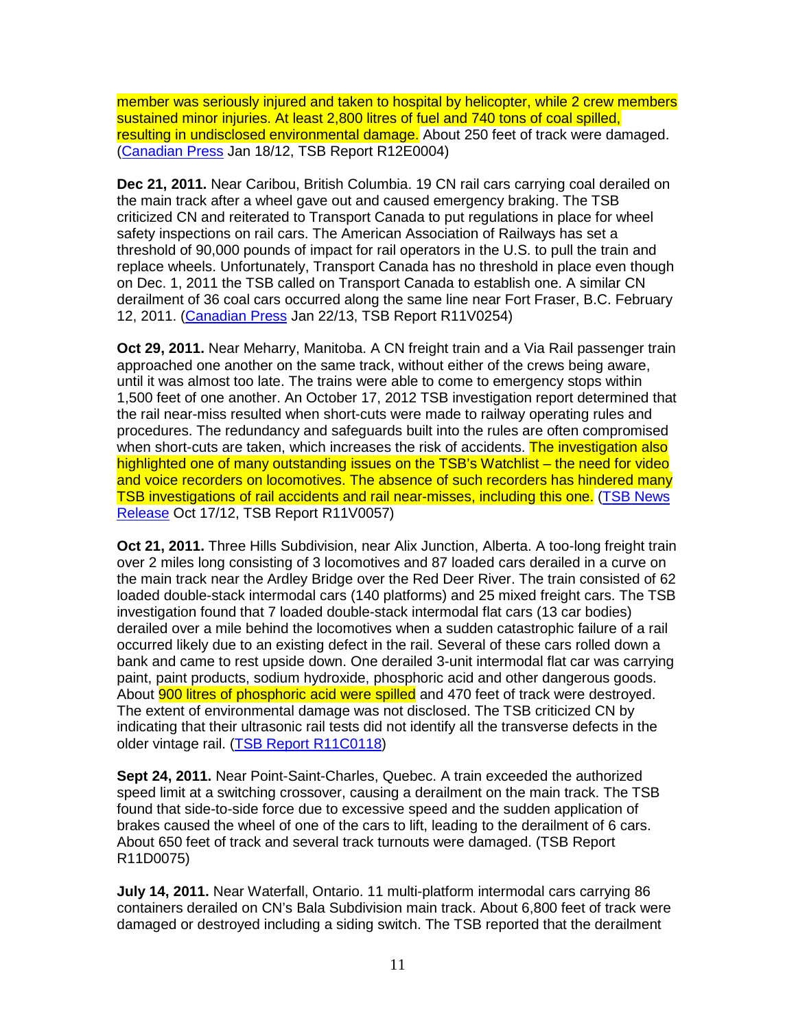member was seriously injured and taken to hospital by helicopter, while 2 crew members sustained minor injuries. At least 2,800 litres of fuel and 740 tons of coal spilled, resulting in undisclosed environmental damage. About 250 feet of track were damaged. (Canadian Press Jan 18/12, TSB Report R12E0004)

**Dec 21, 2011.** Near Caribou, British Columbia. 19 CN rail cars carrying coal derailed on the main track after a wheel gave out and caused emergency braking. The TSB criticized CN and reiterated to Transport Canada to put regulations in place for wheel safety inspections on rail cars. The American Association of Railways has set a threshold of 90,000 pounds of impact for rail operators in the U.S. to pull the train and replace wheels. Unfortunately, Transport Canada has no threshold in place even though on Dec. 1, 2011 the TSB called on Transport Canada to establish one. A similar CN derailment of 36 coal cars occurred along the same line near Fort Fraser, B.C. February 12, 2011. (Canadian Press Jan 22/13, TSB Report R11V0254)

**Oct 29, 2011.** Near Meharry, Manitoba. A CN freight train and a Via Rail passenger train approached one another on the same track, without either of the crews being aware, until it was almost too late. The trains were able to come to emergency stops within 1,500 feet of one another. An October 17, 2012 TSB investigation report determined that the rail near-miss resulted when short-cuts were made to railway operating rules and procedures. The redundancy and safeguards built into the rules are often compromised when short-cuts are taken, which increases the risk of accidents. The investigation also highlighted one of many outstanding issues on the TSB's Watchlist – the need for video and voice recorders on locomotives. The absence of such recorders has hindered many TSB investigations of rail accidents and rail near-misses, including this one. (TSB News Release Oct 17/12, TSB Report R11V0057)

**Oct 21, 2011.** Three Hills Subdivision, near Alix Junction, Alberta. A too-long freight train over 2 miles long consisting of 3 locomotives and 87 loaded cars derailed in a curve on the main track near the Ardley Bridge over the Red Deer River. The train consisted of 62 loaded double-stack intermodal cars (140 platforms) and 25 mixed freight cars. The TSB investigation found that 7 loaded double-stack intermodal flat cars (13 car bodies) derailed over a mile behind the locomotives when a sudden catastrophic failure of a rail occurred likely due to an existing defect in the rail. Several of these cars rolled down a bank and came to rest upside down. One derailed 3-unit intermodal flat car was carrying paint, paint products, sodium hydroxide, phosphoric acid and other dangerous goods. About 900 litres of phosphoric acid were spilled and 470 feet of track were destroyed. The extent of environmental damage was not disclosed. The TSB criticized CN by indicating that their ultrasonic rail tests did not identify all the transverse defects in the older vintage rail. (TSB Report R11C0118)

**Sept 24, 2011.** Near Point-Saint-Charles, Quebec. A train exceeded the authorized speed limit at a switching crossover, causing a derailment on the main track. The TSB found that side-to-side force due to excessive speed and the sudden application of brakes caused the wheel of one of the cars to lift, leading to the derailment of 6 cars. About 650 feet of track and several track turnouts were damaged. (TSB Report R11D0075)

**July 14, 2011.** Near Waterfall, Ontario. 11 multi-platform intermodal cars carrying 86 containers derailed on CN's Bala Subdivision main track. About 6,800 feet of track were damaged or destroyed including a siding switch. The TSB reported that the derailment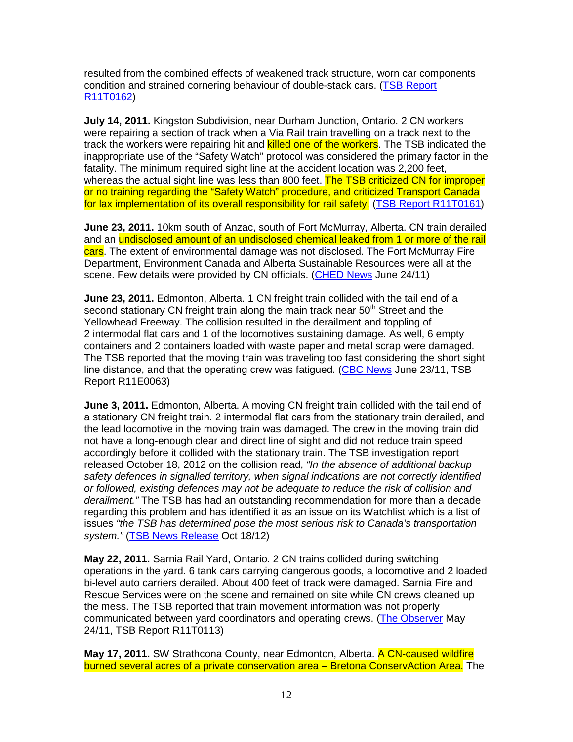resulted from the combined effects of weakened track structure, worn car components condition and strained cornering behaviour of double-stack cars. (TSB Report R11T0162)

**July 14, 2011.** Kingston Subdivision, near Durham Junction, Ontario. 2 CN workers were repairing a section of track when a Via Rail train travelling on a track next to the track the workers were repairing hit and killed one of the workers. The TSB indicated the inappropriate use of the "Safety Watch" protocol was considered the primary factor in the fatality. The minimum required sight line at the accident location was 2,200 feet, whereas the actual sight line was less than 800 feet. The TSB criticized CN for improper or no training regarding the "Safety Watch" procedure, and criticized Transport Canada for lax implementation of its overall responsibility for rail safety. (TSB Report R11T0161)

**June 23, 2011.** 10km south of Anzac, south of Fort McMurray, Alberta. CN train derailed and an undisclosed amount of an undisclosed chemical leaked from 1 or more of the rail cars. The extent of environmental damage was not disclosed. The Fort McMurray Fire Department, Environment Canada and Alberta Sustainable Resources were all at the scene. Few details were provided by CN officials. (CHED News June 24/11)

**June 23, 2011.** Edmonton, Alberta. 1 CN freight train collided with the tail end of a second stationary CN freight train along the main track near 50th Street and the Yellowhead Freeway. The collision resulted in the derailment and toppling of 2 intermodal flat cars and 1 of the locomotives sustaining damage. As well, 6 empty containers and 2 containers loaded with waste paper and metal scrap were damaged. The TSB reported that the moving train was traveling too fast considering the short sight line distance, and that the operating crew was fatigued. (CBC News June 23/11, TSB Report R11E0063)

**June 3, 2011.** Edmonton, Alberta. A moving CN freight train collided with the tail end of a stationary CN freight train. 2 intermodal flat cars from the stationary train derailed, and the lead locomotive in the moving train was damaged. The crew in the moving train did not have a long-enough clear and direct line of sight and did not reduce train speed accordingly before it collided with the stationary train. The TSB investigation report released October 18, 2012 on the collision read, *"In the absence of additional backup safety defences in signalled territory, when signal indications are not correctly identified or followed, existing defences may not be adequate to reduce the risk of collision and derailment."* The TSB has had an outstanding recommendation for more than a decade regarding this problem and has identified it as an issue on its Watchlist which is a list of issues *"the TSB has determined pose the most serious risk to Canada's transportation system."* (TSB News Release Oct 18/12)

**May 22, 2011.** Sarnia Rail Yard, Ontario. 2 CN trains collided during switching operations in the yard. 6 tank cars carrying dangerous goods, a locomotive and 2 loaded bi-level auto carriers derailed. About 400 feet of track were damaged. Sarnia Fire and Rescue Services were on the scene and remained on site while CN crews cleaned up the mess. The TSB reported that train movement information was not properly communicated between yard coordinators and operating crews. (The Observer May 24/11, TSB Report R11T0113)

**May 17, 2011.** SW Strathcona County, near Edmonton, Alberta. A CN-caused wildfire burned several acres of a private conservation area – Bretona ConservAction Area. The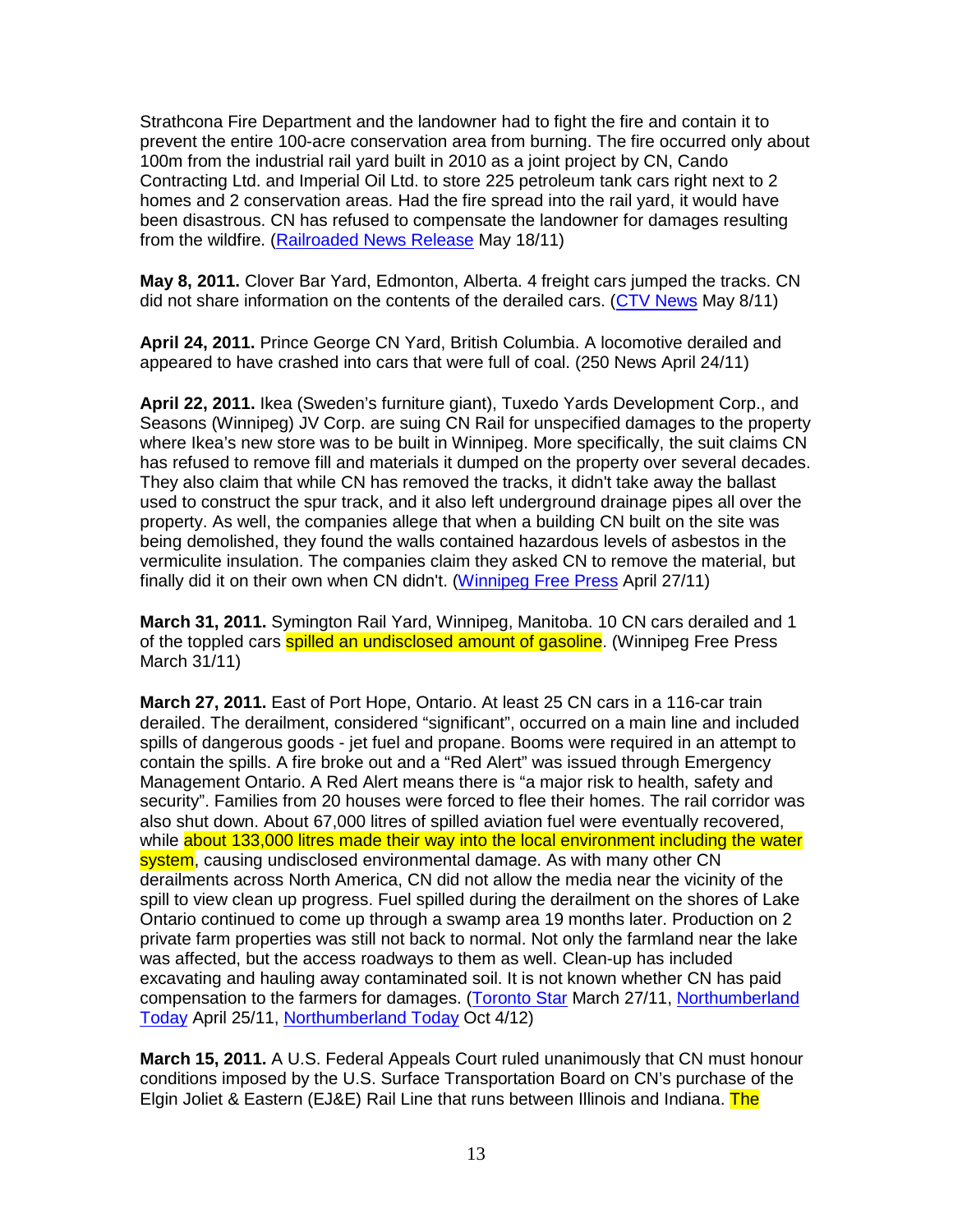Strathcona Fire Department and the landowner had to fight the fire and contain it to prevent the entire 100-acre conservation area from burning. The fire occurred only about 100m from the industrial rail yard built in 2010 as a joint project by CN, Cando Contracting Ltd. and Imperial Oil Ltd. to store 225 petroleum tank cars right next to 2 homes and 2 conservation areas. Had the fire spread into the rail yard, it would have been disastrous. CN has refused to compensate the landowner for damages resulting from the wildfire. (Railroaded News Release May 18/11)

**May 8, 2011.** Clover Bar Yard, Edmonton, Alberta. 4 freight cars jumped the tracks. CN did not share information on the contents of the derailed cars. (CTV News May 8/11)

**April 24, 2011.** Prince George CN Yard, British Columbia. A locomotive derailed and appeared to have crashed into cars that were full of coal. (250 News April 24/11)

**April 22, 2011.** Ikea (Sweden's furniture giant), Tuxedo Yards Development Corp., and Seasons (Winnipeg) JV Corp. are suing CN Rail for unspecified damages to the property where Ikea's new store was to be built in Winnipeg. More specifically, the suit claims CN has refused to remove fill and materials it dumped on the property over several decades. They also claim that while CN has removed the tracks, it didn't take away the ballast used to construct the spur track, and it also left underground drainage pipes all over the property. As well, the companies allege that when a building CN built on the site was being demolished, they found the walls contained hazardous levels of asbestos in the vermiculite insulation. The companies claim they asked CN to remove the material, but finally did it on their own when CN didn't. (Winnipeg Free Press April 27/11)

**March 31, 2011.** Symington Rail Yard, Winnipeg, Manitoba. 10 CN cars derailed and 1 of the toppled cars spilled an undisclosed amount of gasoline. (Winnipeg Free Press March 31/11)

**March 27, 2011.** East of Port Hope, Ontario. At least 25 CN cars in a 116-car train derailed. The derailment, considered "significant", occurred on a main line and included spills of dangerous goods - jet fuel and propane. Booms were required in an attempt to contain the spills. A fire broke out and a "Red Alert" was issued through Emergency Management Ontario. A Red Alert means there is "a major risk to health, safety and security". Families from 20 houses were forced to flee their homes. The rail corridor was also shut down. About 67,000 litres of spilled aviation fuel were eventually recovered, while about 133,000 litres made their way into the local environment including the water system, causing undisclosed environmental damage. As with many other CN derailments across North America, CN did not allow the media near the vicinity of the spill to view clean up progress. Fuel spilled during the derailment on the shores of Lake Ontario continued to come up through a swamp area 19 months later. Production on 2 private farm properties was still not back to normal. Not only the farmland near the lake was affected, but the access roadways to them as well. Clean-up has included excavating and hauling away contaminated soil. It is not known whether CN has paid compensation to the farmers for damages. (Toronto Star March 27/11, Northumberland Today April 25/11, Northumberland Today Oct 4/12)

**March 15, 2011.** A U.S. Federal Appeals Court ruled unanimously that CN must honour conditions imposed by the U.S. Surface Transportation Board on CN's purchase of the Elgin Joliet & Eastern (EJ&E) Rail Line that runs between Illinois and Indiana. The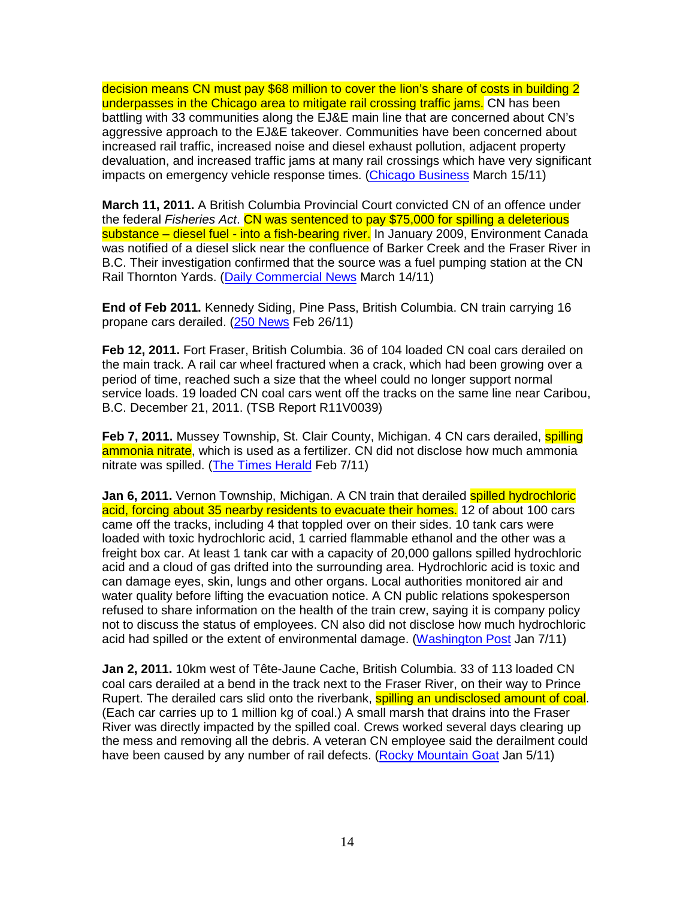decision means CN must pay $68 million to cover the lion's share of costs in building 2 underpasses in the Chicago area to mitigate rail crossing traffic jams. CN has been battling with 33 communities along the EJ&E main line that are concerned about CN's aggressive approach to the EJ&E takeover. Communities have been concerned about increased rail traffic, increased noise and diesel exhaust pollution, adjacent property devaluation, and increased traffic jams at many rail crossings which have very significant impacts on emergency vehicle response times. (Chicago Business March 15/11)

**March 11, 2011.** A British Columbia Provincial Court convicted CN of an offence under the federal *Fisheries Act*. CN was sentenced to pay $75,000 for spilling a deleterious substance – diesel fuel - into a fish-bearing river. In January 2009, Environment Canada was notified of a diesel slick near the confluence of Barker Creek and the Fraser River in B.C. Their investigation confirmed that the source was a fuel pumping station at the CN Rail Thornton Yards. (Daily Commercial News March 14/11)

**End of Feb 2011.** Kennedy Siding, Pine Pass, British Columbia. CN train carrying 16 propane cars derailed. (250 News Feb 26/11)

**Feb 12, 2011.** Fort Fraser, British Columbia. 36 of 104 loaded CN coal cars derailed on the main track. A rail car wheel fractured when a crack, which had been growing over a period of time, reached such a size that the wheel could no longer support normal service loads. 19 loaded CN coal cars went off the tracks on the same line near Caribou, B.C. December 21, 2011. (TSB Report R11V0039)

**Feb 7, 2011.** Mussey Township, St. Clair County, Michigan. 4 CN cars derailed, spilling ammonia nitrate, which is used as a fertilizer. CN did not disclose how much ammonia nitrate was spilled. (The Times Herald Feb 7/11)

**Jan 6, 2011.** Vernon Township, Michigan. A CN train that derailed spilled hydrochloric acid, forcing about 35 nearby residents to evacuate their homes. 12 of about 100 cars came off the tracks, including 4 that toppled over on their sides. 10 tank cars were loaded with toxic hydrochloric acid, 1 carried flammable ethanol and the other was a freight box car. At least 1 tank car with a capacity of 20,000 gallons spilled hydrochloric acid and a cloud of gas drifted into the surrounding area. Hydrochloric acid is toxic and can damage eyes, skin, lungs and other organs. Local authorities monitored air and water quality before lifting the evacuation notice. A CN public relations spokesperson refused to share information on the health of the train crew, saying it is company policy not to discuss the status of employees. CN also did not disclose how much hydrochloric acid had spilled or the extent of environmental damage. (Washington Post Jan 7/11)

**Jan 2, 2011.** 10km west of Tête-Jaune Cache, British Columbia. 33 of 113 loaded CN coal cars derailed at a bend in the track next to the Fraser River, on their way to Prince Rupert. The derailed cars slid onto the riverbank, spilling an undisclosed amount of coal. (Each car carries up to 1 million kg of coal.) A small marsh that drains into the Fraser River was directly impacted by the spilled coal. Crews worked several days clearing up the mess and removing all the debris. A veteran CN employee said the derailment could have been caused by any number of rail defects. (Rocky Mountain Goat Jan 5/11)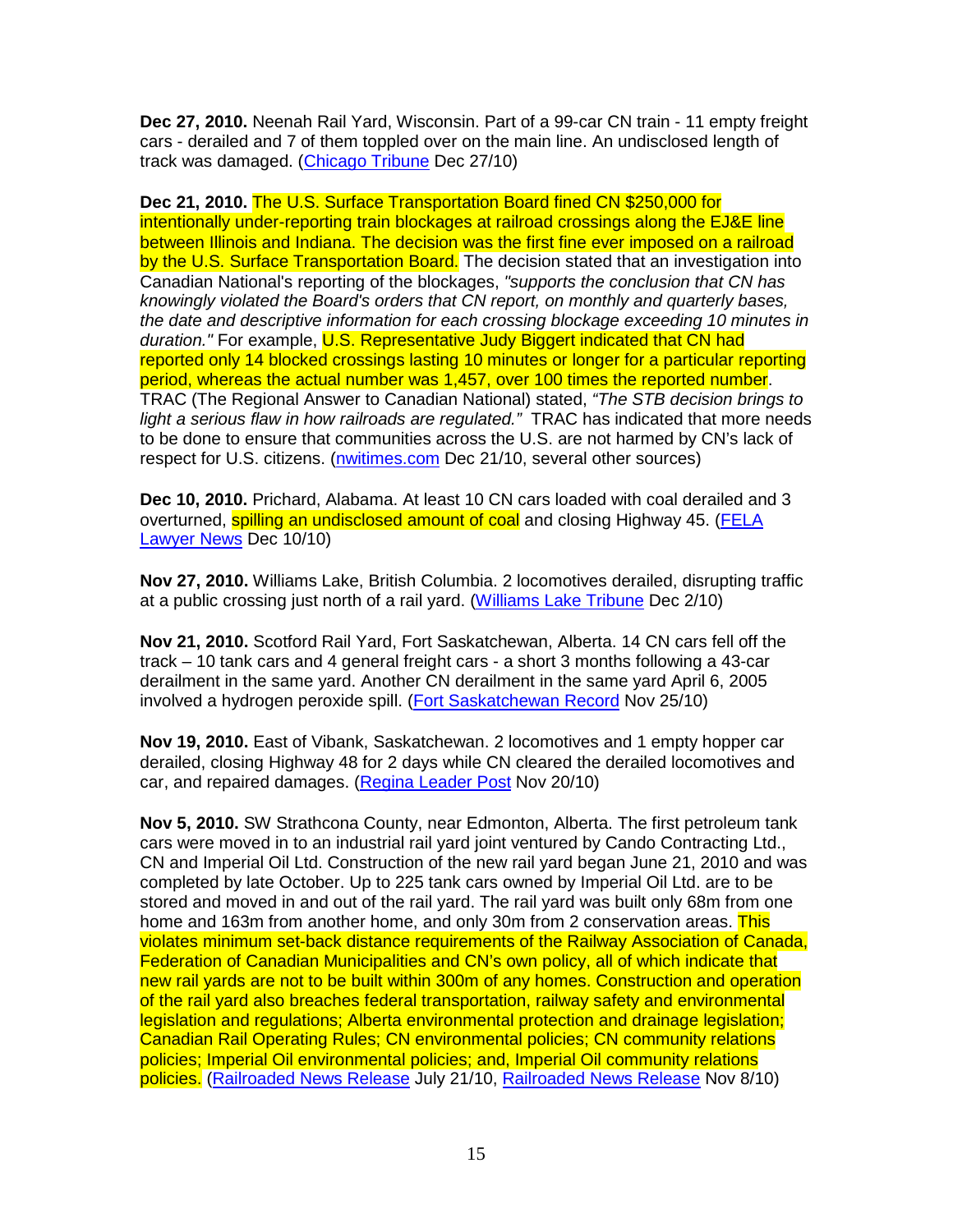**Dec 27, 2010.** Neenah Rail Yard, Wisconsin. Part of a 99-car CN train - 11 empty freight cars - derailed and 7 of them toppled over on the main line. An undisclosed length of track was damaged. (Chicago Tribune Dec 27/10)

**Dec 21, 2010.** The U.S. Surface Transportation Board fined CN $250,000 for intentionally under-reporting train blockages at railroad crossings along the EJ&E line between Illinois and Indiana. The decision was the first fine ever imposed on a railroad by the U.S. Surface Transportation Board. The decision stated that an investigation into Canadian National's reporting of the blockages, *"supports the conclusion that CN has knowingly violated the Board's orders that CN report, on monthly and quarterly bases, the date and descriptive information for each crossing blockage exceeding 10 minutes in duration."* For example, U.S. Representative Judy Biggert indicated that CN had reported only 14 blocked crossings lasting 10 minutes or longer for a particular reporting period, whereas the actual number was 1,457, over 100 times the reported number. TRAC (The Regional Answer to Canadian National) stated, *"The STB decision brings to light a serious flaw in how railroads are regulated."* TRAC has indicated that more needs to be done to ensure that communities across the U.S. are not harmed by CN's lack of respect for U.S. citizens. (nwitimes.com Dec 21/10, several other sources)

**Dec 10, 2010.** Prichard, Alabama. At least 10 CN cars loaded with coal derailed and 3 overturned, spilling an undisclosed amount of coal and closing Highway 45. (FELA Lawyer News Dec 10/10)

**Nov 27, 2010.** Williams Lake, British Columbia. 2 locomotives derailed, disrupting traffic at a public crossing just north of a rail yard. (Williams Lake Tribune Dec 2/10)

**Nov 21, 2010.** Scotford Rail Yard, Fort Saskatchewan, Alberta. 14 CN cars fell off the track – 10 tank cars and 4 general freight cars - a short 3 months following a 43-car derailment in the same yard. Another CN derailment in the same yard April 6, 2005 involved a hydrogen peroxide spill. (Fort Saskatchewan Record Nov 25/10)

**Nov 19, 2010.** East of Vibank, Saskatchewan. 2 locomotives and 1 empty hopper car derailed, closing Highway 48 for 2 days while CN cleared the derailed locomotives and car, and repaired damages. (Regina Leader Post Nov 20/10)

**Nov 5, 2010.** SW Strathcona County, near Edmonton, Alberta. The first petroleum tank cars were moved in to an industrial rail yard joint ventured by Cando Contracting Ltd., CN and Imperial Oil Ltd. Construction of the new rail yard began June 21, 2010 and was completed by late October. Up to 225 tank cars owned by Imperial Oil Ltd. are to be stored and moved in and out of the rail yard. The rail yard was built only 68m from one home and 163m from another home, and only 30m from 2 conservation areas. This violates minimum set-back distance requirements of the Railway Association of Canada, Federation of Canadian Municipalities and CN's own policy, all of which indicate that new rail yards are not to be built within 300m of any homes. Construction and operation of the rail yard also breaches federal transportation, railway safety and environmental legislation and regulations; Alberta environmental protection and drainage legislation; Canadian Rail Operating Rules; CN environmental policies; CN community relations policies; Imperial Oil environmental policies; and, Imperial Oil community relations policies. (Railroaded News Release July 21/10, Railroaded News Release Nov 8/10)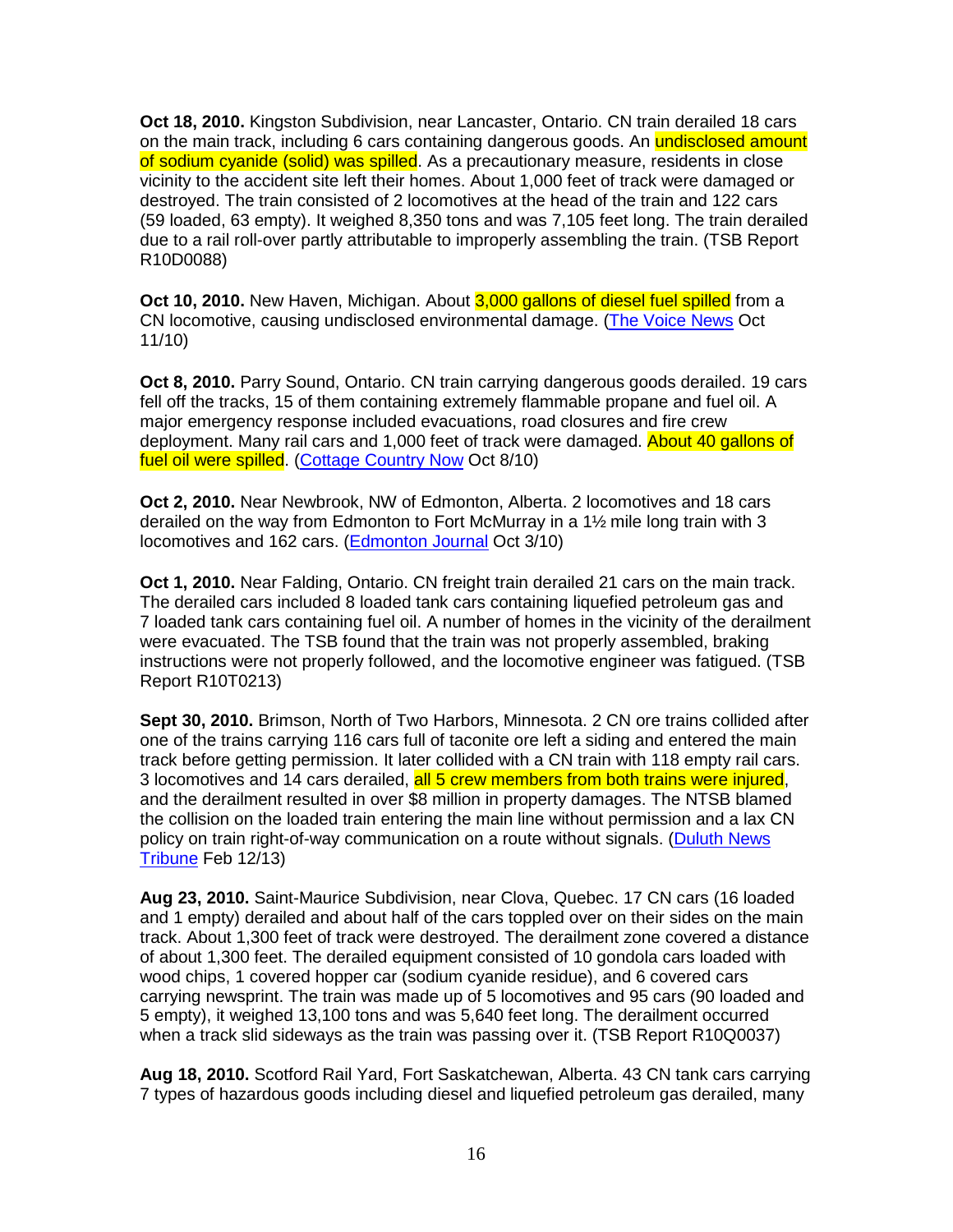**Oct 18, 2010.** Kingston Subdivision, near Lancaster, Ontario. CN train derailed 18 cars on the main track, including 6 cars containing dangerous goods. An undisclosed amount of sodium cyanide (solid) was spilled. As a precautionary measure, residents in close vicinity to the accident site left their homes. About 1,000 feet of track were damaged or destroyed. The train consisted of 2 locomotives at the head of the train and 122 cars (59 loaded, 63 empty). It weighed 8,350 tons and was 7,105 feet long. The train derailed due to a rail roll-over partly attributable to improperly assembling the train. (TSB Report R10D0088)

**Oct 10, 2010.** New Haven, Michigan. About 3,000 gallons of diesel fuel spilled from a CN locomotive, causing undisclosed environmental damage. (The Voice News Oct 11/10)

**Oct 8, 2010.** Parry Sound, Ontario. CN train carrying dangerous goods derailed. 19 cars fell off the tracks, 15 of them containing extremely flammable propane and fuel oil. A major emergency response included evacuations, road closures and fire crew deployment. Many rail cars and 1,000 feet of track were damaged. About 40 gallons of fuel oil were spilled. (Cottage Country Now Oct 8/10)

**Oct 2, 2010.** Near Newbrook, NW of Edmonton, Alberta. 2 locomotives and 18 cars derailed on the way from Edmonton to Fort McMurray in a 1½ mile long train with 3 locomotives and 162 cars. (Edmonton Journal Oct 3/10)

**Oct 1, 2010.** Near Falding, Ontario. CN freight train derailed 21 cars on the main track. The derailed cars included 8 loaded tank cars containing liquefied petroleum gas and 7 loaded tank cars containing fuel oil. A number of homes in the vicinity of the derailment were evacuated. The TSB found that the train was not properly assembled, braking instructions were not properly followed, and the locomotive engineer was fatigued. (TSB Report R10T0213)

**Sept 30, 2010.** Brimson, North of Two Harbors, Minnesota. 2 CN ore trains collided after one of the trains carrying 116 cars full of taconite ore left a siding and entered the main track before getting permission. It later collided with a CN train with 118 empty rail cars. 3 locomotives and 14 cars derailed, all 5 crew members from both trains were injured, and the derailment resulted in over $8 million in property damages. The NTSB blamed the collision on the loaded train entering the main line without permission and a lax CN policy on train right-of-way communication on a route without signals. (Duluth News Tribune Feb 12/13)

**Aug 23, 2010.** Saint-Maurice Subdivision, near Clova, Quebec. 17 CN cars (16 loaded and 1 empty) derailed and about half of the cars toppled over on their sides on the main track. About 1,300 feet of track were destroyed. The derailment zone covered a distance of about 1,300 feet. The derailed equipment consisted of 10 gondola cars loaded with wood chips, 1 covered hopper car (sodium cyanide residue), and 6 covered cars carrying newsprint. The train was made up of 5 locomotives and 95 cars (90 loaded and 5 empty), it weighed 13,100 tons and was 5,640 feet long. The derailment occurred when a track slid sideways as the train was passing over it. (TSB Report R10Q0037)

**Aug 18, 2010.** Scotford Rail Yard, Fort Saskatchewan, Alberta. 43 CN tank cars carrying 7 types of hazardous goods including diesel and liquefied petroleum gas derailed, many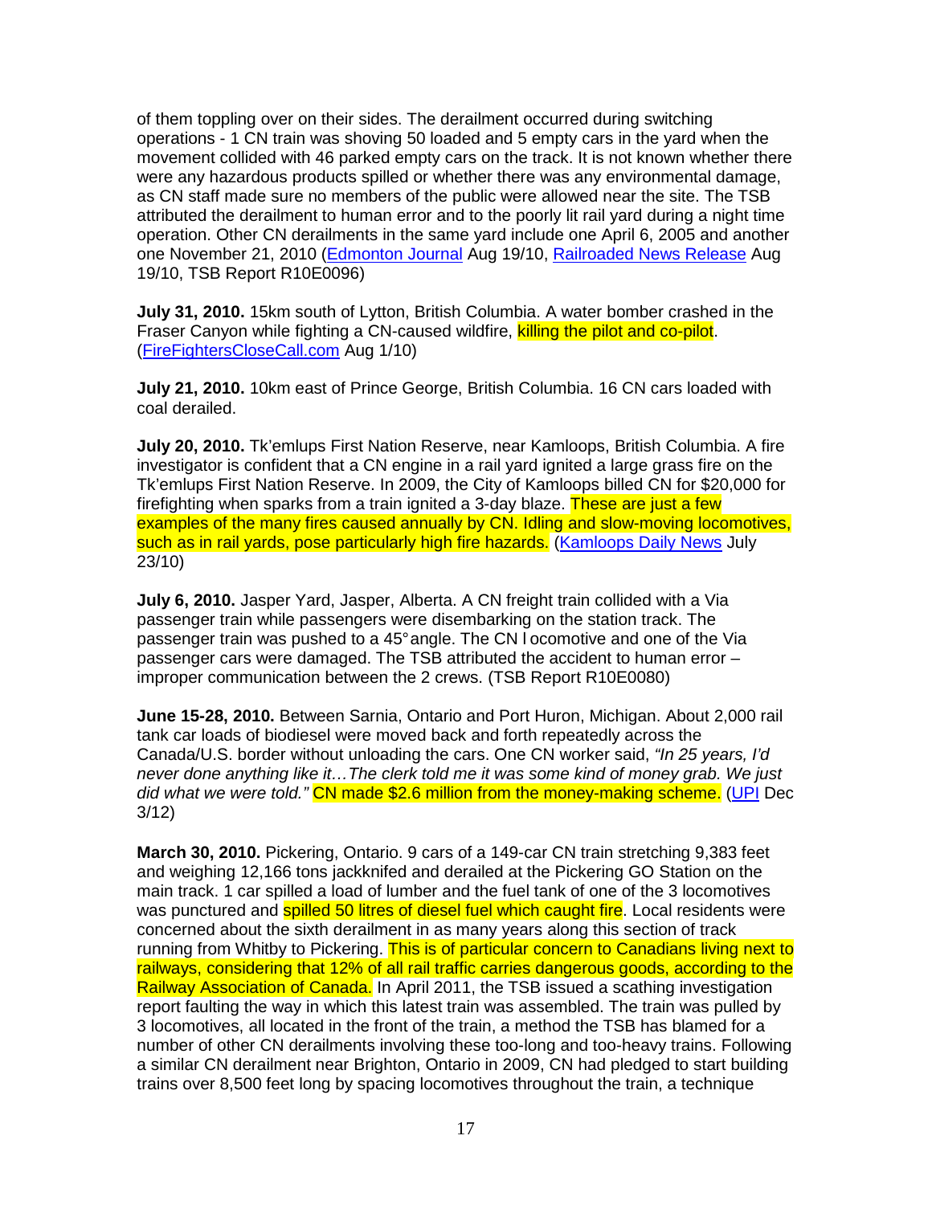of them toppling over on their sides. The derailment occurred during switching operations - 1 CN train was shoving 50 loaded and 5 empty cars in the yard when the movement collided with 46 parked empty cars on the track. It is not known whether there were any hazardous products spilled or whether there was any environmental damage, as CN staff made sure no members of the public were allowed near the site. The TSB attributed the derailment to human error and to the poorly lit rail yard during a night time operation. Other CN derailments in the same yard include one April 6, 2005 and another one November 21, 2010 (Edmonton Journal Aug 19/10, Railroaded News Release Aug 19/10, TSB Report R10E0096)

**July 31, 2010.** 15km south of Lytton, British Columbia. A water bomber crashed in the Fraser Canyon while fighting a CN-caused wildfire, killing the pilot and co-pilot. (FireFightersCloseCall.com Aug 1/10)

**July 21, 2010.** 10km east of Prince George, British Columbia. 16 CN cars loaded with coal derailed.

**July 20, 2010.** Tk'emlups First Nation Reserve, near Kamloops, British Columbia. A fire investigator is confident that a CN engine in a rail yard ignited a large grass fire on the Tk'emlups First Nation Reserve. In 2009, the City of Kamloops billed CN for $20,000 for firefighting when sparks from a train ignited a 3-day blaze. These are just a few examples of the many fires caused annually by CN. Idling and slow-moving locomotives, such as in rail yards, pose particularly high fire hazards. (Kamloops Daily News July 23/10)

**July 6, 2010.** Jasper Yard, Jasper, Alberta. A CN freight train collided with a Via passenger train while passengers were disembarking on the station track. The passenger train was pushed to a 45° angle. The CN locomotive and one of the Via passenger cars were damaged. The TSB attributed the accident to human error – improper communication between the 2 crews. (TSB Report R10E0080)

**June 15-28, 2010.** Between Sarnia, Ontario and Port Huron, Michigan. About 2,000 rail tank car loads of biodiesel were moved back and forth repeatedly across the Canada/U.S. border without unloading the cars. One CN worker said, *"In 25 years, I'd never done anything like it…The clerk told me it was some kind of money grab. We just did what we were told."* CN made $2.6 million from the money-making scheme. (UPI Dec 3/12)

**March 30, 2010.** Pickering, Ontario. 9 cars of a 149-car CN train stretching 9,383 feet and weighing 12,166 tons jackknifed and derailed at the Pickering GO Station on the main track. 1 car spilled a load of lumber and the fuel tank of one of the 3 locomotives was punctured and spilled 50 litres of diesel fuel which caught fire. Local residents were concerned about the sixth derailment in as many years along this section of track running from Whitby to Pickering. This is of particular concern to Canadians living next to railways, considering that 12% of all rail traffic carries dangerous goods, according to the Railway Association of Canada. In April 2011, the TSB issued a scathing investigation report faulting the way in which this latest train was assembled. The train was pulled by 3 locomotives, all located in the front of the train, a method the TSB has blamed for a number of other CN derailments involving these too-long and too-heavy trains. Following a similar CN derailment near Brighton, Ontario in 2009, CN had pledged to start building trains over 8,500 feet long by spacing locomotives throughout the train, a technique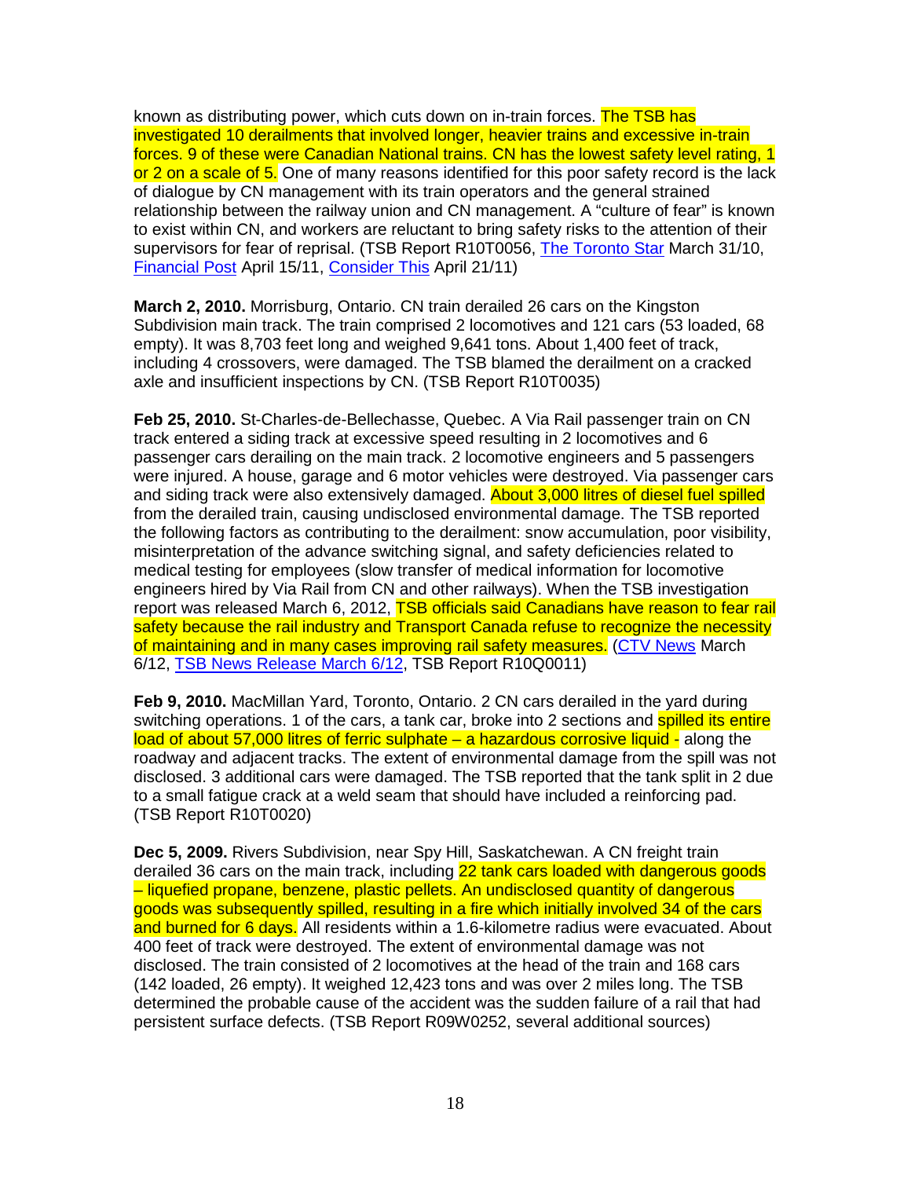known as distributing power, which cuts down on in-train forces. The TSB has investigated 10 derailments that involved longer, heavier trains and excessive in-train forces. 9 of these were Canadian National trains. CN has the lowest safety level rating, 1 or 2 on a scale of 5. One of many reasons identified for this poor safety record is the lack of dialogue by CN management with its train operators and the general strained relationship between the railway union and CN management. A "culture of fear" is known to exist within CN, and workers are reluctant to bring safety risks to the attention of their supervisors for fear of reprisal. (TSB Report R10T0056, The Toronto Star March 31/10, Financial Post April 15/11, Consider This April 21/11)

**March 2, 2010.** Morrisburg, Ontario. CN train derailed 26 cars on the Kingston Subdivision main track. The train comprised 2 locomotives and 121 cars (53 loaded, 68 empty). It was 8,703 feet long and weighed 9,641 tons. About 1,400 feet of track, including 4 crossovers, were damaged. The TSB blamed the derailment on a cracked axle and insufficient inspections by CN. (TSB Report R10T0035)

**Feb 25, 2010.** St-Charles-de-Bellechasse, Quebec. A Via Rail passenger train on CN track entered a siding track at excessive speed resulting in 2 locomotives and 6 passenger cars derailing on the main track. 2 locomotive engineers and 5 passengers were injured. A house, garage and 6 motor vehicles were destroyed. Via passenger cars and siding track were also extensively damaged. About 3,000 litres of diesel fuel spilled from the derailed train, causing undisclosed environmental damage. The TSB reported the following factors as contributing to the derailment: snow accumulation, poor visibility, misinterpretation of the advance switching signal, and safety deficiencies related to medical testing for employees (slow transfer of medical information for locomotive engineers hired by Via Rail from CN and other railways). When the TSB investigation report was released March 6, 2012, TSB officials said Canadians have reason to fear rail safety because the rail industry and Transport Canada refuse to recognize the necessity of maintaining and in many cases improving rail safety measures. (CTV News March 6/12, TSB News Release March 6/12, TSB Report R10Q0011)

**Feb 9, 2010.** MacMillan Yard, Toronto, Ontario. 2 CN cars derailed in the yard during switching operations. 1 of the cars, a tank car, broke into 2 sections and spilled its entire load of about 57,000 litres of ferric sulphate – a hazardous corrosive liquid - along the roadway and adjacent tracks. The extent of environmental damage from the spill was not disclosed. 3 additional cars were damaged. The TSB reported that the tank split in 2 due to a small fatigue crack at a weld seam that should have included a reinforcing pad. (TSB Report R10T0020)

**Dec 5, 2009.** Rivers Subdivision, near Spy Hill, Saskatchewan. A CN freight train derailed 36 cars on the main track, including 22 tank cars loaded with dangerous goods – liquefied propane, benzene, plastic pellets. An undisclosed quantity of dangerous goods was subsequently spilled, resulting in a fire which initially involved 34 of the cars and burned for 6 days. All residents within a 1.6-kilometre radius were evacuated. About 400 feet of track were destroyed. The extent of environmental damage was not disclosed. The train consisted of 2 locomotives at the head of the train and 168 cars (142 loaded, 26 empty). It weighed 12,423 tons and was over 2 miles long. The TSB determined the probable cause of the accident was the sudden failure of a rail that had persistent surface defects. (TSB Report R09W0252, several additional sources)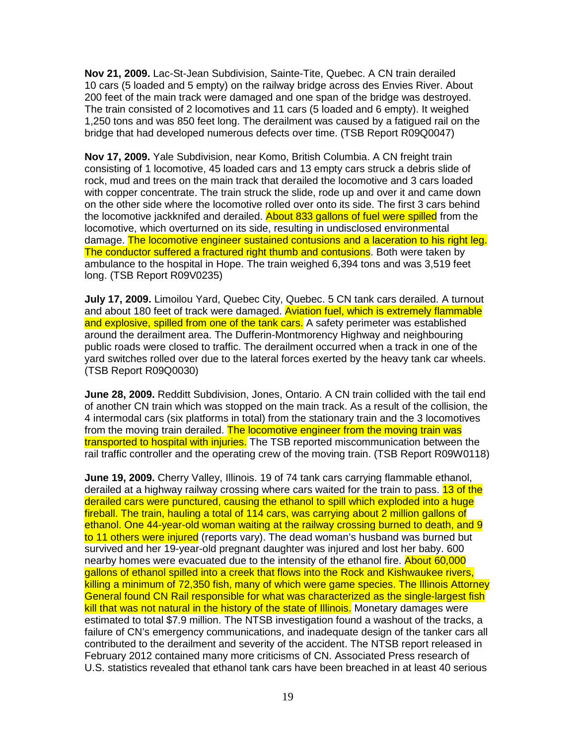**Nov 21, 2009.** Lac-St-Jean Subdivision, Sainte-Tite, Quebec. A CN train derailed 10 cars (5 loaded and 5 empty) on the railway bridge across des Envies River. About 200 feet of the main track were damaged and one span of the bridge was destroyed. The train consisted of 2 locomotives and 11 cars (5 loaded and 6 empty). It weighed 1,250 tons and was 850 feet long. The derailment was caused by a fatigued rail on the bridge that had developed numerous defects over time. (TSB Report R09Q0047)

**Nov 17, 2009.** Yale Subdivision, near Komo, British Columbia. A CN freight train consisting of 1 locomotive, 45 loaded cars and 13 empty cars struck a debris slide of rock, mud and trees on the main track that derailed the locomotive and 3 cars loaded with copper concentrate. The train struck the slide, rode up and over it and came down on the other side where the locomotive rolled over onto its side. The first 3 cars behind the locomotive jackknifed and derailed. About 833 gallons of fuel were spilled from the locomotive, which overturned on its side, resulting in undisclosed environmental damage. The locomotive engineer sustained contusions and a laceration to his right leg. The conductor suffered a fractured right thumb and contusions. Both were taken by ambulance to the hospital in Hope. The train weighed 6,394 tons and was 3,519 feet long. (TSB Report R09V0235)

**July 17, 2009.** Limoilou Yard, Quebec City, Quebec. 5 CN tank cars derailed. A turnout and about 180 feet of track were damaged. Aviation fuel, which is extremely flammable and explosive, spilled from one of the tank cars. A safety perimeter was established around the derailment area. The Dufferin-Montmorency Highway and neighbouring public roads were closed to traffic. The derailment occurred when a track in one of the yard switches rolled over due to the lateral forces exerted by the heavy tank car wheels. (TSB Report R09Q0030)

**June 28, 2009.** Redditt Subdivision, Jones, Ontario. A CN train collided with the tail end of another CN train which was stopped on the main track. As a result of the collision, the 4 intermodal cars (six platforms in total) from the stationary train and the 3 locomotives from the moving train derailed. The locomotive engineer from the moving train was transported to hospital with injuries. The TSB reported miscommunication between the rail traffic controller and the operating crew of the moving train. (TSB Report R09W0118)

**June 19, 2009.** Cherry Valley, Illinois. 19 of 74 tank cars carrying flammable ethanol, derailed at a highway railway crossing where cars waited for the train to pass. 13 of the derailed cars were punctured, causing the ethanol to spill which exploded into a huge fireball. The train, hauling a total of 114 cars, was carrying about 2 million gallons of ethanol. One 44-year-old woman waiting at the railway crossing burned to death, and 9 to 11 others were injured (reports vary). The dead woman's husband was burned but survived and her 19-year-old pregnant daughter was injured and lost her baby. 600 nearby homes were evacuated due to the intensity of the ethanol fire. About 60,000 gallons of ethanol spilled into a creek that flows into the Rock and Kishwaukee rivers, killing a minimum of 72,350 fish, many of which were game species. The Illinois Attorney General found CN Rail responsible for what was characterized as the single-largest fish kill that was not natural in the history of the state of Illinois. Monetary damages were estimated to total $7.9 million. The NTSB investigation found a washout of the tracks, a failure of CN's emergency communications, and inadequate design of the tanker cars all contributed to the derailment and severity of the accident. The NTSB report released in February 2012 contained many more criticisms of CN. Associated Press research of U.S. statistics revealed that ethanol tank cars have been breached in at least 40 serious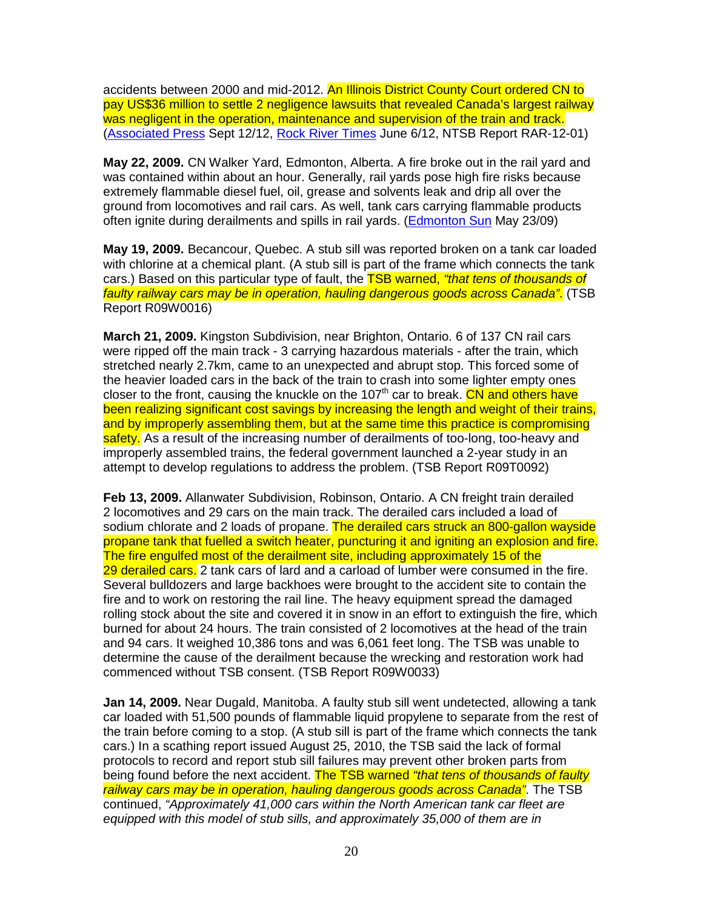accidents between 2000 and mid-2012. An Illinois District County Court ordered CN to pay US$36 million to settle 2 negligence lawsuits that revealed Canada's largest railway was negligent in the operation, maintenance and supervision of the train and track. (Associated Press Sept 12/12, Rock River Times June 6/12, NTSB Report RAR-12-01)

**May 22, 2009.** CN Walker Yard, Edmonton, Alberta. A fire broke out in the rail yard and was contained within about an hour. Generally, rail yards pose high fire risks because extremely flammable diesel fuel, oil, grease and solvents leak and drip all over the ground from locomotives and rail cars. As well, tank cars carrying flammable products often ignite during derailments and spills in rail yards. (Edmonton Sun May 23/09)

**May 19, 2009.** Becancour, Quebec. A stub sill was reported broken on a tank car loaded with chlorine at a chemical plant. (A stub sill is part of the frame which connects the tank cars.) Based on this particular type of fault, the TSB warned, *"that tens of thousands of faulty railway cars may be in operation, hauling dangerous goods across Canada"*. (TSB Report R09W0016)

**March 21, 2009.** Kingston Subdivision, near Brighton, Ontario. 6 of 137 CN rail cars were ripped off the main track - 3 carrying hazardous materials - after the train, which stretched nearly 2.7km, came to an unexpected and abrupt stop. This forced some of the heavier loaded cars in the back of the train to crash into some lighter empty ones closer to the front, causing the knuckle on the 107th car to break. CN and others have been realizing significant cost savings by increasing the length and weight of their trains, and by improperly assembling them, but at the same time this practice is compromising safety. As a result of the increasing number of derailments of too-long, too-heavy and improperly assembled trains, the federal government launched a 2-year study in an attempt to develop regulations to address the problem. (TSB Report R09T0092)

**Feb 13, 2009.** Allanwater Subdivision, Robinson, Ontario. A CN freight train derailed 2 locomotives and 29 cars on the main track. The derailed cars included a load of sodium chlorate and 2 loads of propane. The derailed cars struck an 800-gallon wayside propane tank that fuelled a switch heater, puncturing it and igniting an explosion and fire. The fire engulfed most of the derailment site, including approximately 15 of the 29 derailed cars. 2 tank cars of lard and a carload of lumber were consumed in the fire. Several bulldozers and large backhoes were brought to the accident site to contain the fire and to work on restoring the rail line. The heavy equipment spread the damaged rolling stock about the site and covered it in snow in an effort to extinguish the fire, which burned for about 24 hours. The train consisted of 2 locomotives at the head of the train and 94 cars. It weighed 10,386 tons and was 6,061 feet long. The TSB was unable to determine the cause of the derailment because the wrecking and restoration work had commenced without TSB consent. (TSB Report R09W0033)

**Jan 14, 2009.** Near Dugald, Manitoba. A faulty stub sill went undetected, allowing a tank car loaded with 51,500 pounds of flammable liquid propylene to separate from the rest of the train before coming to a stop. (A stub sill is part of the frame which connects the tank cars.) In a scathing report issued August 25, 2010, the TSB said the lack of formal protocols to record and report stub sill failures may prevent other broken parts from being found before the next accident. The TSB warned *"that tens of thousands of faulty railway cars may be in operation, hauling dangerous goods across Canada"*. The TSB continued, *"Approximately 41,000 cars within the North American tank car fleet are equipped with this model of stub sills, and approximately 35,000 of them are in*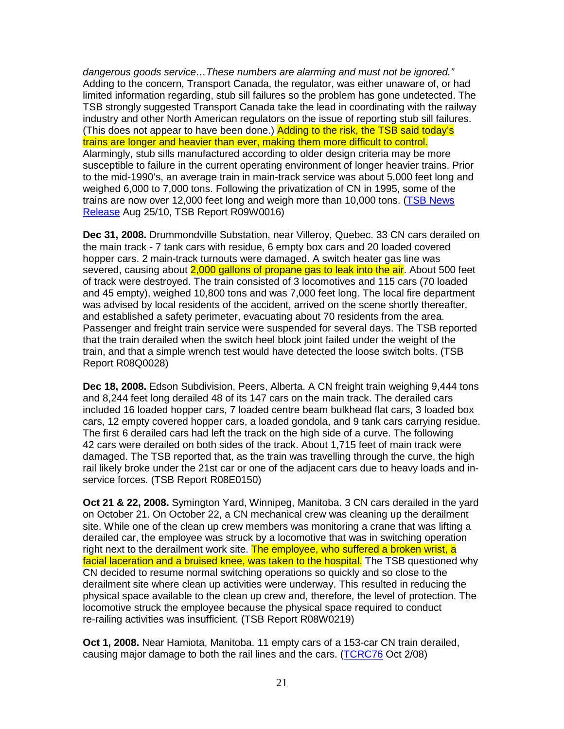*dangerous goods service…These numbers are alarming and must not be ignored."* Adding to the concern, Transport Canada, the regulator, was either unaware of, or had limited information regarding, stub sill failures so the problem has gone undetected. The TSB strongly suggested Transport Canada take the lead in coordinating with the railway industry and other North American regulators on the issue of reporting stub sill failures. (This does not appear to have been done.) Adding to the risk, the TSB said today's trains are longer and heavier than ever, making them more difficult to control. Alarmingly, stub sills manufactured according to older design criteria may be more susceptible to failure in the current operating environment of longer heavier trains. Prior to the mid-1990's, an average train in main-track service was about 5,000 feet long and weighed 6,000 to 7,000 tons. Following the privatization of CN in 1995, some of the trains are now over 12,000 feet long and weigh more than 10,000 tons. (TSB News Release Aug 25/10, TSB Report R09W0016)

**Dec 31, 2008.** Drummondville Substation, near Villeroy, Quebec. 33 CN cars derailed on the main track - 7 tank cars with residue, 6 empty box cars and 20 loaded covered hopper cars. 2 main-track turnouts were damaged. A switch heater gas line was severed, causing about 2,000 gallons of propane gas to leak into the air. About 500 feet of track were destroyed. The train consisted of 3 locomotives and 115 cars (70 loaded and 45 empty), weighed 10,800 tons and was 7,000 feet long. The local fire department was advised by local residents of the accident, arrived on the scene shortly thereafter, and established a safety perimeter, evacuating about 70 residents from the area. Passenger and freight train service were suspended for several days. The TSB reported that the train derailed when the switch heel block joint failed under the weight of the train, and that a simple wrench test would have detected the loose switch bolts. (TSB Report R08Q0028)

**Dec 18, 2008.** Edson Subdivision, Peers, Alberta. A CN freight train weighing 9,444 tons and 8,244 feet long derailed 48 of its 147 cars on the main track. The derailed cars included 16 loaded hopper cars, 7 loaded centre beam bulkhead flat cars, 3 loaded box cars, 12 empty covered hopper cars, a loaded gondola, and 9 tank cars carrying residue. The first 6 derailed cars had left the track on the high side of a curve. The following 42 cars were derailed on both sides of the track. About 1,715 feet of main track were damaged. The TSB reported that, as the train was travelling through the curve, the high rail likely broke under the 21st car or one of the adjacent cars due to heavy loads and in-service forces. (TSB Report R08E0150)

**Oct 21 & 22, 2008.** Symington Yard, Winnipeg, Manitoba. 3 CN cars derailed in the yard on October 21. On October 22, a CN mechanical crew was cleaning up the derailment site. While one of the clean up crew members was monitoring a crane that was lifting a derailed car, the employee was struck by a locomotive that was in switching operation right next to the derailment work site. The employee, who suffered a broken wrist, a facial laceration and a bruised knee, was taken to the hospital. The TSB questioned why CN decided to resume normal switching operations so quickly and so close to the derailment site where clean up activities were underway. This resulted in reducing the physical space available to the clean up crew and, therefore, the level of protection. The locomotive struck the employee because the physical space required to conduct re-railing activities was insufficient. (TSB Report R08W0219)

**Oct 1, 2008.** Near Hamiota, Manitoba. 11 empty cars of a 153-car CN train derailed, causing major damage to both the rail lines and the cars. (TCRC76 Oct 2/08)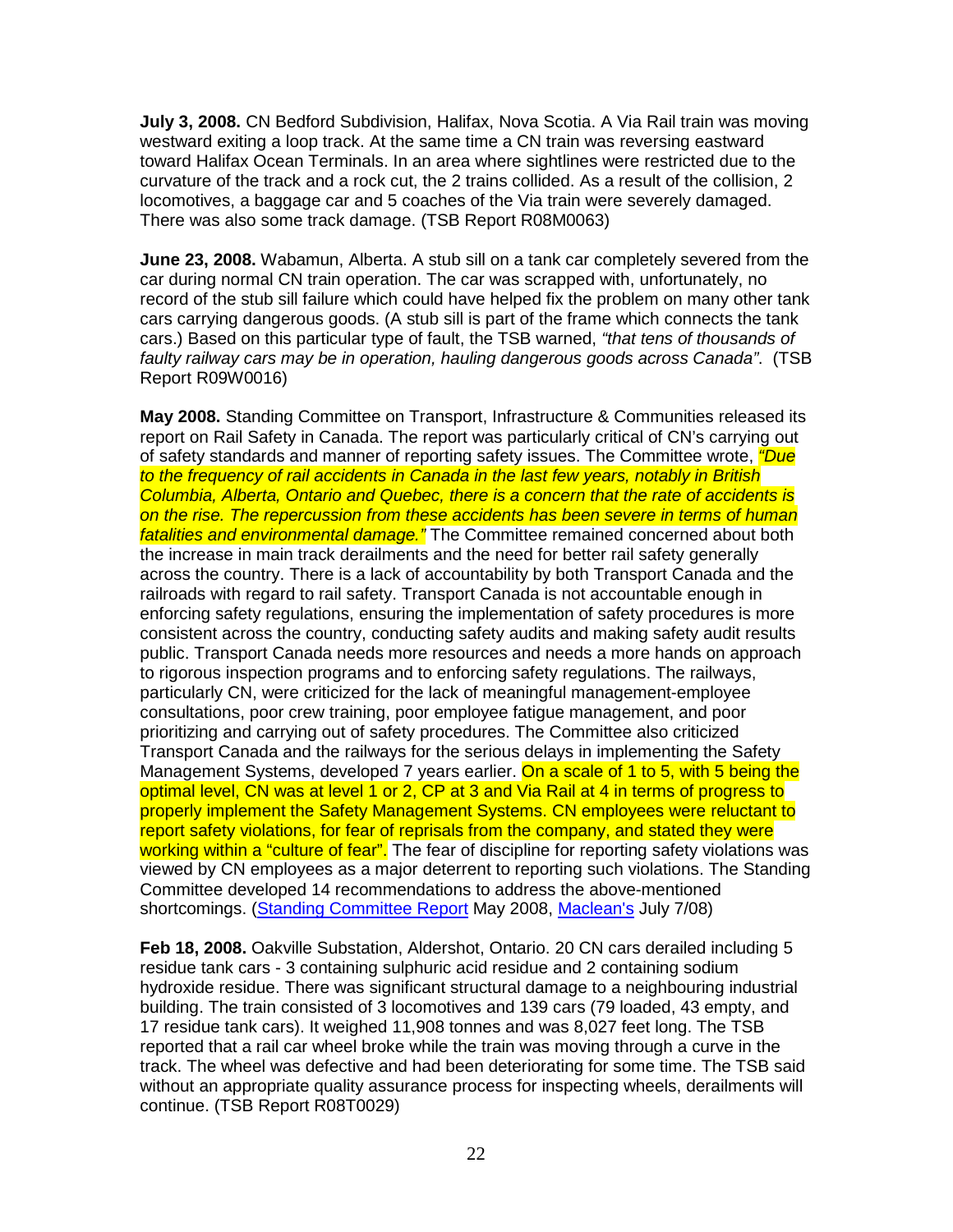**July 3, 2008.** CN Bedford Subdivision, Halifax, Nova Scotia. A Via Rail train was moving westward exiting a loop track. At the same time a CN train was reversing eastward toward Halifax Ocean Terminals. In an area where sightlines were restricted due to the curvature of the track and a rock cut, the 2 trains collided. As a result of the collision, 2 locomotives, a baggage car and 5 coaches of the Via train were severely damaged. There was also some track damage. (TSB Report R08M0063)

**June 23, 2008.** Wabamun, Alberta. A stub sill on a tank car completely severed from the car during normal CN train operation. The car was scrapped with, unfortunately, no record of the stub sill failure which could have helped fix the problem on many other tank cars carrying dangerous goods. (A stub sill is part of the frame which connects the tank cars.) Based on this particular type of fault, the TSB warned, *"that tens of thousands of faulty railway cars may be in operation, hauling dangerous goods across Canada"*. (TSB Report R09W0016)

**May 2008.** Standing Committee on Transport, Infrastructure & Communities released its report on Rail Safety in Canada. The report was particularly critical of CN's carrying out of safety standards and manner of reporting safety issues. The Committee wrote, *"Due to the frequency of rail accidents in Canada in the last few years, notably in British Columbia, Alberta, Ontario and Quebec, there is a concern that the rate of accidents is on the rise. The repercussion from these accidents has been severe in terms of human fatalities and environmental damage."* The Committee remained concerned about both the increase in main track derailments and the need for better rail safety generally across the country. There is a lack of accountability by both Transport Canada and the railroads with regard to rail safety. Transport Canada is not accountable enough in enforcing safety regulations, ensuring the implementation of safety procedures is more consistent across the country, conducting safety audits and making safety audit results public. Transport Canada needs more resources and needs a more hands on approach to rigorous inspection programs and to enforcing safety regulations. The railways, particularly CN, were criticized for the lack of meaningful management-employee consultations, poor crew training, poor employee fatigue management, and poor prioritizing and carrying out of safety procedures. The Committee also criticized Transport Canada and the railways for the serious delays in implementing the Safety Management Systems, developed 7 years earlier. On a scale of 1 to 5, with 5 being the optimal level, CN was at level 1 or 2, CP at 3 and Via Rail at 4 in terms of progress to properly implement the Safety Management Systems. CN employees were reluctant to report safety violations, for fear of reprisals from the company, and stated they were working within a "culture of fear". The fear of discipline for reporting safety violations was viewed by CN employees as a major deterrent to reporting such violations. The Standing Committee developed 14 recommendations to address the above-mentioned shortcomings. (Standing Committee Report May 2008, Maclean's July 7/08)

**Feb 18, 2008.** Oakville Substation, Aldershot, Ontario. 20 CN cars derailed including 5 residue tank cars - 3 containing sulphuric acid residue and 2 containing sodium hydroxide residue. There was significant structural damage to a neighbouring industrial building. The train consisted of 3 locomotives and 139 cars (79 loaded, 43 empty, and 17 residue tank cars). It weighed 11,908 tonnes and was 8,027 feet long. The TSB reported that a rail car wheel broke while the train was moving through a curve in the track. The wheel was defective and had been deteriorating for some time. The TSB said without an appropriate quality assurance process for inspecting wheels, derailments will continue. (TSB Report R08T0029)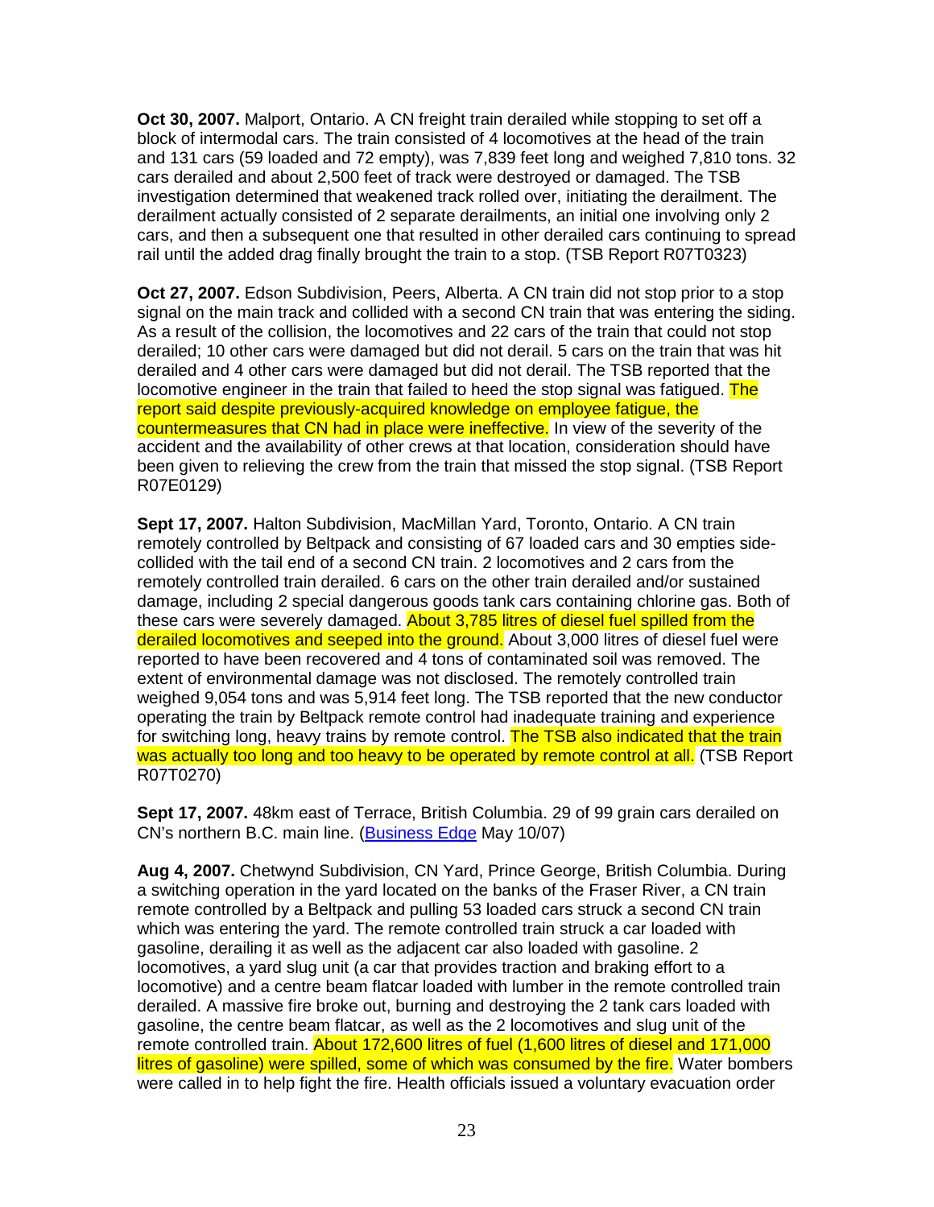**Oct 30, 2007.** Malport, Ontario. A CN freight train derailed while stopping to set off a block of intermodal cars. The train consisted of 4 locomotives at the head of the train and 131 cars (59 loaded and 72 empty), was 7,839 feet long and weighed 7,810 tons. 32 cars derailed and about 2,500 feet of track were destroyed or damaged. The TSB investigation determined that weakened track rolled over, initiating the derailment. The derailment actually consisted of 2 separate derailments, an initial one involving only 2 cars, and then a subsequent one that resulted in other derailed cars continuing to spread rail until the added drag finally brought the train to a stop. (TSB Report R07T0323)

**Oct 27, 2007.** Edson Subdivision, Peers, Alberta. A CN train did not stop prior to a stop signal on the main track and collided with a second CN train that was entering the siding. As a result of the collision, the locomotives and 22 cars of the train that could not stop derailed; 10 other cars were damaged but did not derail. 5 cars on the train that was hit derailed and 4 other cars were damaged but did not derail. The TSB reported that the locomotive engineer in the train that failed to heed the stop signal was fatigued. The report said despite previously-acquired knowledge on employee fatigue, the countermeasures that CN had in place were ineffective. In view of the severity of the accident and the availability of other crews at that location, consideration should have been given to relieving the crew from the train that missed the stop signal. (TSB Report R07E0129)

**Sept 17, 2007.** Halton Subdivision, MacMillan Yard, Toronto, Ontario. A CN train remotely controlled by Beltpack and consisting of 67 loaded cars and 30 empties side-collided with the tail end of a second CN train. 2 locomotives and 2 cars from the remotely controlled train derailed. 6 cars on the other train derailed and/or sustained damage, including 2 special dangerous goods tank cars containing chlorine gas. Both of these cars were severely damaged. About 3,785 litres of diesel fuel spilled from the derailed locomotives and seeped into the ground. About 3,000 litres of diesel fuel were reported to have been recovered and 4 tons of contaminated soil was removed. The extent of environmental damage was not disclosed. The remotely controlled train weighed 9,054 tons and was 5,914 feet long. The TSB reported that the new conductor operating the train by Beltpack remote control had inadequate training and experience for switching long, heavy trains by remote control. The TSB also indicated that the train was actually too long and too heavy to be operated by remote control at all. (TSB Report R07T0270)

**Sept 17, 2007.** 48km east of Terrace, British Columbia. 29 of 99 grain cars derailed on CN's northern B.C. main line. (Business Edge May 10/07)

**Aug 4, 2007.** Chetwynd Subdivision, CN Yard, Prince George, British Columbia. During a switching operation in the yard located on the banks of the Fraser River, a CN train remote controlled by a Beltpack and pulling 53 loaded cars struck a second CN train which was entering the yard. The remote controlled train struck a car loaded with gasoline, derailing it as well as the adjacent car also loaded with gasoline. 2 locomotives, a yard slug unit (a car that provides traction and braking effort to a locomotive) and a centre beam flatcar loaded with lumber in the remote controlled train derailed. A massive fire broke out, burning and destroying the 2 tank cars loaded with gasoline, the centre beam flatcar, as well as the 2 locomotives and slug unit of the remote controlled train. About 172,600 litres of fuel (1,600 litres of diesel and 171,000 litres of gasoline) were spilled, some of which was consumed by the fire. Water bombers were called in to help fight the fire. Health officials issued a voluntary evacuation order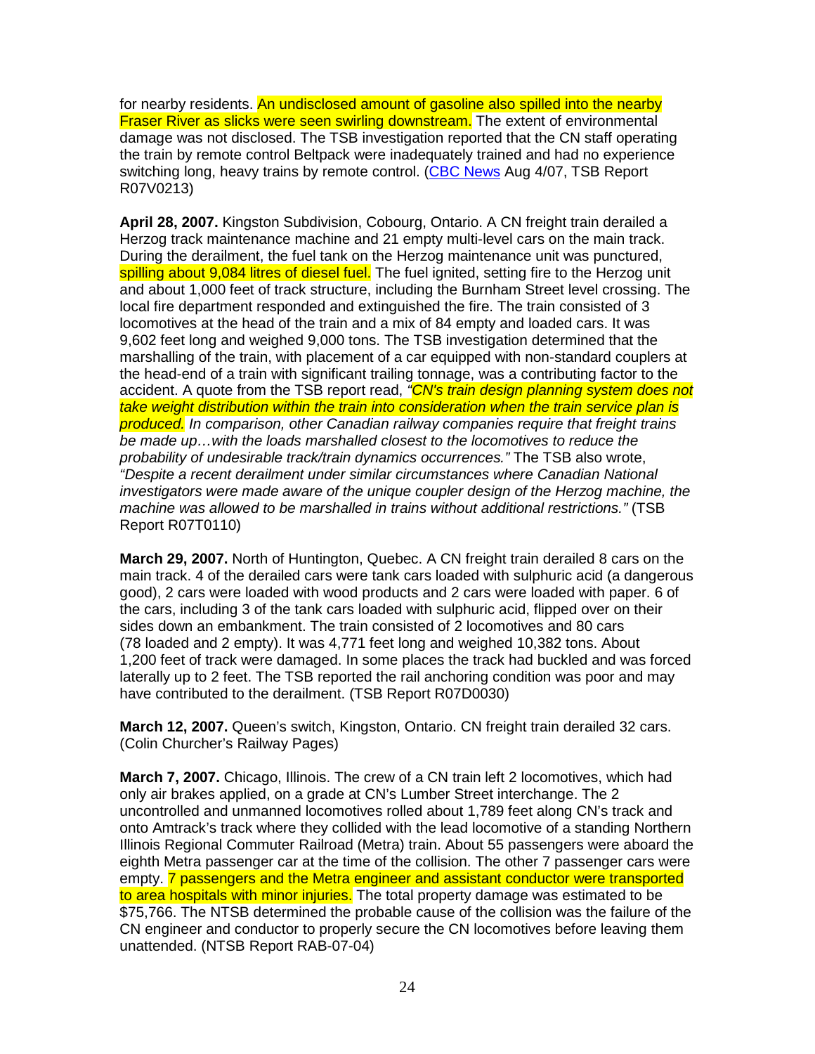for nearby residents. An undisclosed amount of gasoline also spilled into the nearby Fraser River as slicks were seen swirling downstream. The extent of environmental damage was not disclosed. The TSB investigation reported that the CN staff operating the train by remote control Beltpack were inadequately trained and had no experience switching long, heavy trains by remote control. (CBC News Aug 4/07, TSB Report R07V0213)

**April 28, 2007.** Kingston Subdivision, Cobourg, Ontario. A CN freight train derailed a Herzog track maintenance machine and 21 empty multi-level cars on the main track. During the derailment, the fuel tank on the Herzog maintenance unit was punctured, spilling about 9,084 litres of diesel fuel. The fuel ignited, setting fire to the Herzog unit and about 1,000 feet of track structure, including the Burnham Street level crossing. The local fire department responded and extinguished the fire. The train consisted of 3 locomotives at the head of the train and a mix of 84 empty and loaded cars. It was 9,602 feet long and weighed 9,000 tons. The TSB investigation determined that the marshalling of the train, with placement of a car equipped with non-standard couplers at the head-end of a train with significant trailing tonnage, was a contributing factor to the accident. A quote from the TSB report read, *"CN's train design planning system does not take weight distribution within the train into consideration when the train service plan is produced. In comparison, other Canadian railway companies require that freight trains be made up…with the loads marshalled closest to the locomotives to reduce the probability of undesirable track/train dynamics occurrences."* The TSB also wrote, *"Despite a recent derailment under similar circumstances where Canadian National investigators were made aware of the unique coupler design of the Herzog machine, the machine was allowed to be marshalled in trains without additional restrictions."* (TSB Report R07T0110)

**March 29, 2007.** North of Huntington, Quebec. A CN freight train derailed 8 cars on the main track. 4 of the derailed cars were tank cars loaded with sulphuric acid (a dangerous good), 2 cars were loaded with wood products and 2 cars were loaded with paper. 6 of the cars, including 3 of the tank cars loaded with sulphuric acid, flipped over on their sides down an embankment. The train consisted of 2 locomotives and 80 cars (78 loaded and 2 empty). It was 4,771 feet long and weighed 10,382 tons. About 1,200 feet of track were damaged. In some places the track had buckled and was forced laterally up to 2 feet. The TSB reported the rail anchoring condition was poor and may have contributed to the derailment. (TSB Report R07D0030)

**March 12, 2007.** Queen's switch, Kingston, Ontario. CN freight train derailed 32 cars. (Colin Churcher's Railway Pages)

**March 7, 2007.** Chicago, Illinois. The crew of a CN train left 2 locomotives, which had only air brakes applied, on a grade at CN's Lumber Street interchange. The 2 uncontrolled and unmanned locomotives rolled about 1,789 feet along CN's track and onto Amtrack's track where they collided with the lead locomotive of a standing Northern Illinois Regional Commuter Railroad (Metra) train. About 55 passengers were aboard the eighth Metra passenger car at the time of the collision. The other 7 passenger cars were empty. 7 passengers and the Metra engineer and assistant conductor were transported to area hospitals with minor injuries. The total property damage was estimated to be $75,766. The NTSB determined the probable cause of the collision was the failure of the CN engineer and conductor to properly secure the CN locomotives before leaving them unattended. (NTSB Report RAB-07-04)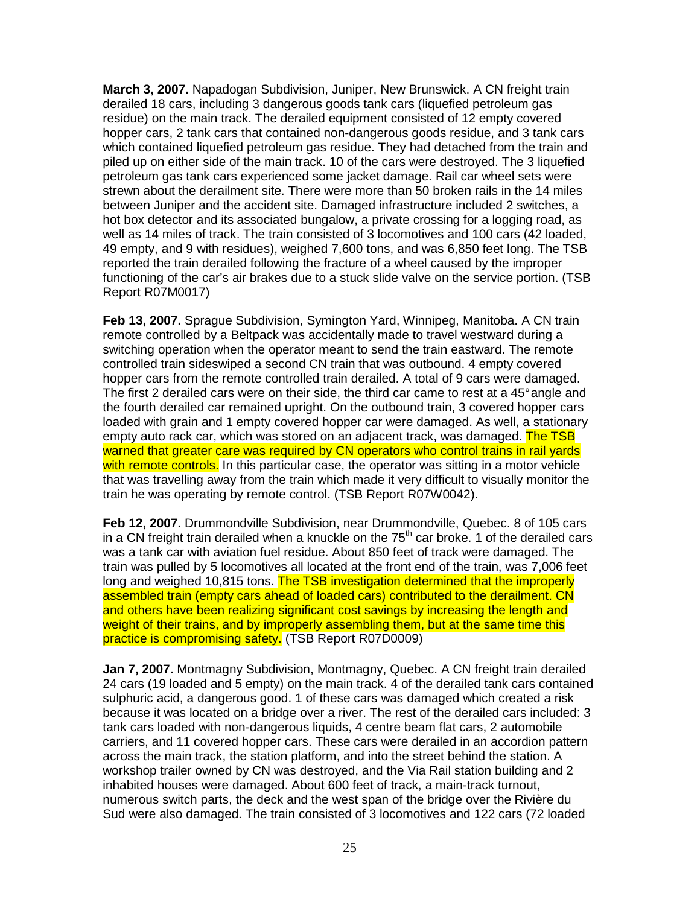**March 3, 2007.** Napadogan Subdivision, Juniper, New Brunswick. A CN freight train derailed 18 cars, including 3 dangerous goods tank cars (liquefied petroleum gas residue) on the main track. The derailed equipment consisted of 12 empty covered hopper cars, 2 tank cars that contained non-dangerous goods residue, and 3 tank cars which contained liquefied petroleum gas residue. They had detached from the train and piled up on either side of the main track. 10 of the cars were destroyed. The 3 liquefied petroleum gas tank cars experienced some jacket damage. Rail car wheel sets were strewn about the derailment site. There were more than 50 broken rails in the 14 miles between Juniper and the accident site. Damaged infrastructure included 2 switches, a hot box detector and its associated bungalow, a private crossing for a logging road, as well as 14 miles of track. The train consisted of 3 locomotives and 100 cars (42 loaded, 49 empty, and 9 with residues), weighed 7,600 tons, and was 6,850 feet long. The TSB reported the train derailed following the fracture of a wheel caused by the improper functioning of the car's air brakes due to a stuck slide valve on the service portion. (TSB Report R07M0017)

**Feb 13, 2007.** Sprague Subdivision, Symington Yard, Winnipeg, Manitoba. A CN train remote controlled by a Beltpack was accidentally made to travel westward during a switching operation when the operator meant to send the train eastward. The remote controlled train sideswiped a second CN train that was outbound. 4 empty covered hopper cars from the remote controlled train derailed. A total of 9 cars were damaged. The first 2 derailed cars were on their side, the third car came to rest at a 45° angle and the fourth derailed car remained upright. On the outbound train, 3 covered hopper cars loaded with grain and 1 empty covered hopper car were damaged. As well, a stationary empty auto rack car, which was stored on an adjacent track, was damaged. The TSB warned that greater care was required by CN operators who control trains in rail yards with remote controls. In this particular case, the operator was sitting in a motor vehicle that was travelling away from the train which made it very difficult to visually monitor the train he was operating by remote control. (TSB Report R07W0042).

**Feb 12, 2007.** Drummondville Subdivision, near Drummondville, Quebec. 8 of 105 cars in a CN freight train derailed when a knuckle on the 75th car broke. 1 of the derailed cars was a tank car with aviation fuel residue. About 850 feet of track were damaged. The train was pulled by 5 locomotives all located at the front end of the train, was 7,006 feet long and weighed 10,815 tons. The TSB investigation determined that the improperly assembled train (empty cars ahead of loaded cars) contributed to the derailment. CN and others have been realizing significant cost savings by increasing the length and weight of their trains, and by improperly assembling them, but at the same time this practice is compromising safety. (TSB Report R07D0009)

**Jan 7, 2007.** Montmagny Subdivision, Montmagny, Quebec. A CN freight train derailed 24 cars (19 loaded and 5 empty) on the main track. 4 of the derailed tank cars contained sulphuric acid, a dangerous good. 1 of these cars was damaged which created a risk because it was located on a bridge over a river. The rest of the derailed cars included: 3 tank cars loaded with non-dangerous liquids, 4 centre beam flat cars, 2 automobile carriers, and 11 covered hopper cars. These cars were derailed in an accordion pattern across the main track, the station platform, and into the street behind the station. A workshop trailer owned by CN was destroyed, and the Via Rail station building and 2 inhabited houses were damaged. About 600 feet of track, a main-track turnout, numerous switch parts, the deck and the west span of the bridge over the Rivière du Sud were also damaged. The train consisted of 3 locomotives and 122 cars (72 loaded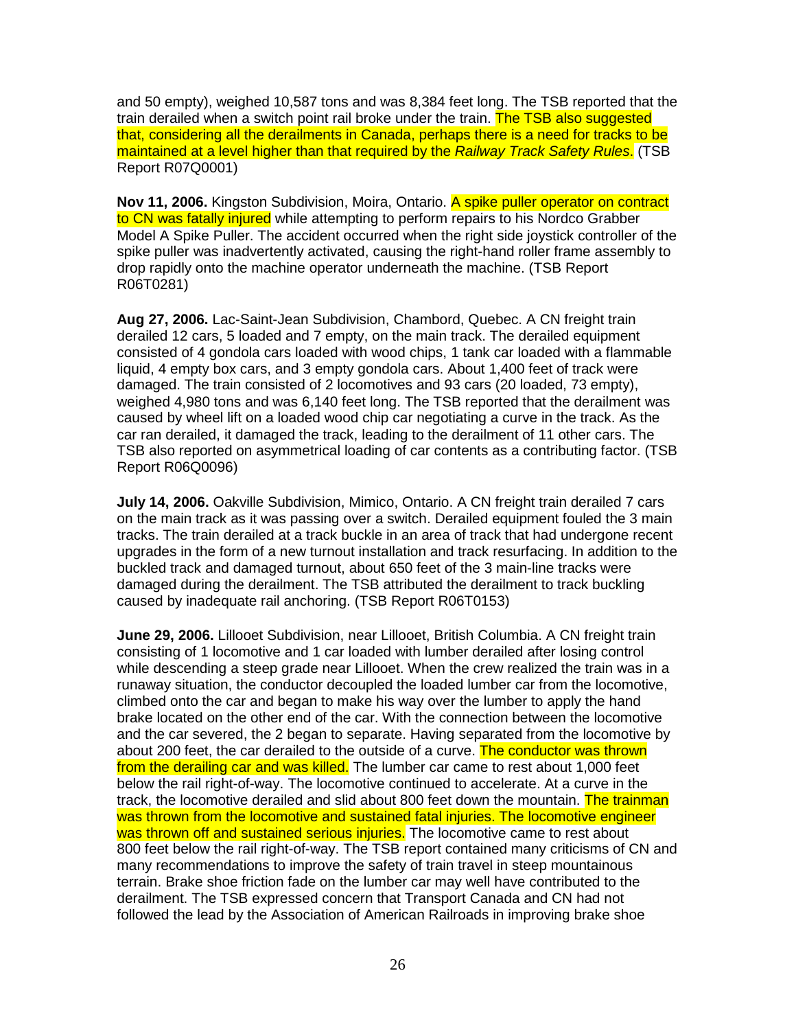and 50 empty), weighed 10,587 tons and was 8,384 feet long. The TSB reported that the train derailed when a switch point rail broke under the train. The TSB also suggested that, considering all the derailments in Canada, perhaps there is a need for tracks to be maintained at a level higher than that required by the *Railway Track Safety Rules*. (TSB Report R07Q0001)

**Nov 11, 2006.** Kingston Subdivision, Moira, Ontario. A spike puller operator on contract to CN was fatally injured while attempting to perform repairs to his Nordco Grabber Model A Spike Puller. The accident occurred when the right side joystick controller of the spike puller was inadvertently activated, causing the right-hand roller frame assembly to drop rapidly onto the machine operator underneath the machine. (TSB Report R06T0281)

**Aug 27, 2006.** Lac-Saint-Jean Subdivision, Chambord, Quebec. A CN freight train derailed 12 cars, 5 loaded and 7 empty, on the main track. The derailed equipment consisted of 4 gondola cars loaded with wood chips, 1 tank car loaded with a flammable liquid, 4 empty box cars, and 3 empty gondola cars. About 1,400 feet of track were damaged. The train consisted of 2 locomotives and 93 cars (20 loaded, 73 empty), weighed 4,980 tons and was 6,140 feet long. The TSB reported that the derailment was caused by wheel lift on a loaded wood chip car negotiating a curve in the track. As the car ran derailed, it damaged the track, leading to the derailment of 11 other cars. The TSB also reported on asymmetrical loading of car contents as a contributing factor. (TSB Report R06Q0096)

**July 14, 2006.** Oakville Subdivision, Mimico, Ontario. A CN freight train derailed 7 cars on the main track as it was passing over a switch. Derailed equipment fouled the 3 main tracks. The train derailed at a track buckle in an area of track that had undergone recent upgrades in the form of a new turnout installation and track resurfacing. In addition to the buckled track and damaged turnout, about 650 feet of the 3 main-line tracks were damaged during the derailment. The TSB attributed the derailment to track buckling caused by inadequate rail anchoring. (TSB Report R06T0153)

**June 29, 2006.** Lillooet Subdivision, near Lillooet, British Columbia. A CN freight train consisting of 1 locomotive and 1 car loaded with lumber derailed after losing control while descending a steep grade near Lillooet. When the crew realized the train was in a runaway situation, the conductor decoupled the loaded lumber car from the locomotive, climbed onto the car and began to make his way over the lumber to apply the hand brake located on the other end of the car. With the connection between the locomotive and the car severed, the 2 began to separate. Having separated from the locomotive by about 200 feet, the car derailed to the outside of a curve. The conductor was thrown from the derailing car and was killed. The lumber car came to rest about 1,000 feet below the rail right-of-way. The locomotive continued to accelerate. At a curve in the track, the locomotive derailed and slid about 800 feet down the mountain. The trainman was thrown from the locomotive and sustained fatal injuries. The locomotive engineer was thrown off and sustained serious injuries. The locomotive came to rest about 800 feet below the rail right-of-way. The TSB report contained many criticisms of CN and many recommendations to improve the safety of train travel in steep mountainous terrain. Brake shoe friction fade on the lumber car may well have contributed to the derailment. The TSB expressed concern that Transport Canada and CN had not followed the lead by the Association of American Railroads in improving brake shoe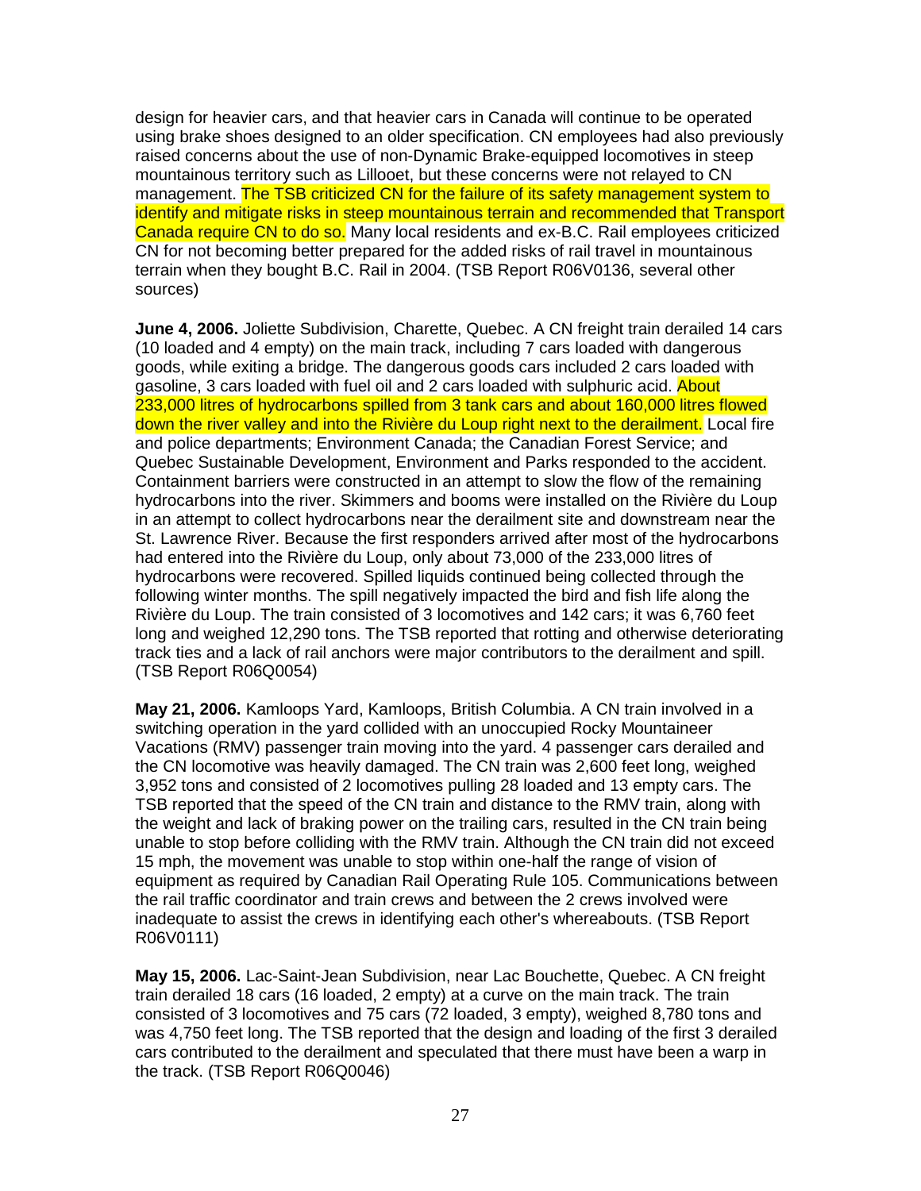design for heavier cars, and that heavier cars in Canada will continue to be operated using brake shoes designed to an older specification. CN employees had also previously raised concerns about the use of non-Dynamic Brake-equipped locomotives in steep mountainous territory such as Lillooet, but these concerns were not relayed to CN management. The TSB criticized CN for the failure of its safety management system to identify and mitigate risks in steep mountainous terrain and recommended that Transport Canada require CN to do so. Many local residents and ex-B.C. Rail employees criticized CN for not becoming better prepared for the added risks of rail travel in mountainous terrain when they bought B.C. Rail in 2004. (TSB Report R06V0136, several other sources)

**June 4, 2006.** Joliette Subdivision, Charette, Quebec. A CN freight train derailed 14 cars (10 loaded and 4 empty) on the main track, including 7 cars loaded with dangerous goods, while exiting a bridge. The dangerous goods cars included 2 cars loaded with gasoline, 3 cars loaded with fuel oil and 2 cars loaded with sulphuric acid. About 233,000 litres of hydrocarbons spilled from 3 tank cars and about 160,000 litres flowed down the river valley and into the Rivière du Loup right next to the derailment. Local fire and police departments; Environment Canada; the Canadian Forest Service; and Quebec Sustainable Development, Environment and Parks responded to the accident. Containment barriers were constructed in an attempt to slow the flow of the remaining hydrocarbons into the river. Skimmers and booms were installed on the Rivière du Loup in an attempt to collect hydrocarbons near the derailment site and downstream near the St. Lawrence River. Because the first responders arrived after most of the hydrocarbons had entered into the Rivière du Loup, only about 73,000 of the 233,000 litres of hydrocarbons were recovered. Spilled liquids continued being collected through the following winter months. The spill negatively impacted the bird and fish life along the Rivière du Loup. The train consisted of 3 locomotives and 142 cars; it was 6,760 feet long and weighed 12,290 tons. The TSB reported that rotting and otherwise deteriorating track ties and a lack of rail anchors were major contributors to the derailment and spill. (TSB Report R06Q0054)

**May 21, 2006.** Kamloops Yard, Kamloops, British Columbia. A CN train involved in a switching operation in the yard collided with an unoccupied Rocky Mountaineer Vacations (RMV) passenger train moving into the yard. 4 passenger cars derailed and the CN locomotive was heavily damaged. The CN train was 2,600 feet long, weighed 3,952 tons and consisted of 2 locomotives pulling 28 loaded and 13 empty cars. The TSB reported that the speed of the CN train and distance to the RMV train, along with the weight and lack of braking power on the trailing cars, resulted in the CN train being unable to stop before colliding with the RMV train. Although the CN train did not exceed 15 mph, the movement was unable to stop within one-half the range of vision of equipment as required by Canadian Rail Operating Rule 105. Communications between the rail traffic coordinator and train crews and between the 2 crews involved were inadequate to assist the crews in identifying each other's whereabouts. (TSB Report R06V0111)

**May 15, 2006.** Lac-Saint-Jean Subdivision, near Lac Bouchette, Quebec. A CN freight train derailed 18 cars (16 loaded, 2 empty) at a curve on the main track. The train consisted of 3 locomotives and 75 cars (72 loaded, 3 empty), weighed 8,780 tons and was 4,750 feet long. The TSB reported that the design and loading of the first 3 derailed cars contributed to the derailment and speculated that there must have been a warp in the track. (TSB Report R06Q0046)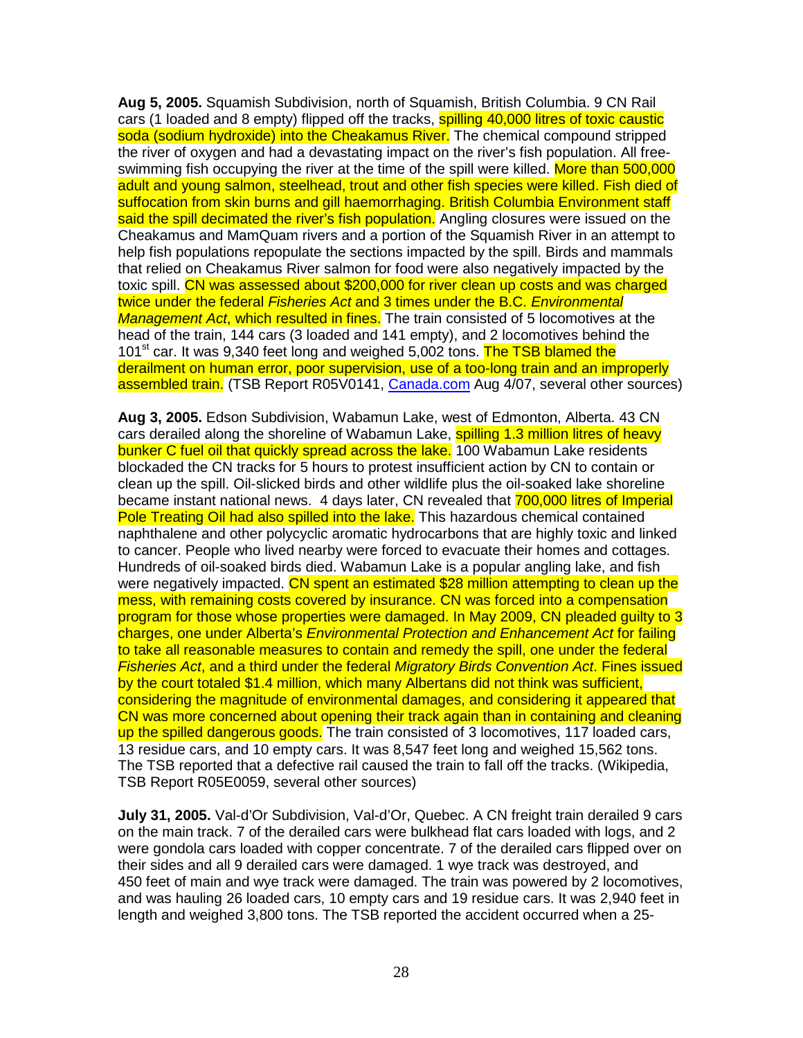**Aug 5, 2005.** Squamish Subdivision, north of Squamish, British Columbia. 9 CN Rail cars (1 loaded and 8 empty) flipped off the tracks, spilling 40,000 litres of toxic caustic soda (sodium hydroxide) into the Cheakamus River. The chemical compound stripped the river of oxygen and had a devastating impact on the river's fish population. All free-swimming fish occupying the river at the time of the spill were killed. More than 500,000 adult and young salmon, steelhead, trout and other fish species were killed. Fish died of suffocation from skin burns and gill haemorrhaging. British Columbia Environment staff said the spill decimated the river's fish population. Angling closures were issued on the Cheakamus and MamQuam rivers and a portion of the Squamish River in an attempt to help fish populations repopulate the sections impacted by the spill. Birds and mammals that relied on Cheakamus River salmon for food were also negatively impacted by the toxic spill. CN was assessed about $200,000 for river clean up costs and was charged twice under the federal *Fisheries Act* and 3 times under the B.C. *Environmental Management Act*, which resulted in fines. The train consisted of 5 locomotives at the head of the train, 144 cars (3 loaded and 141 empty), and 2 locomotives behind the 101st car. It was 9,340 feet long and weighed 5,002 tons. The TSB blamed the derailment on human error, poor supervision, use of a too-long train and an improperly assembled train. (TSB Report R05V0141, Canada.com Aug 4/07, several other sources)

**Aug 3, 2005.** Edson Subdivision, Wabamun Lake, west of Edmonton, Alberta. 43 CN cars derailed along the shoreline of Wabamun Lake, spilling 1.3 million litres of heavy bunker C fuel oil that quickly spread across the lake. 100 Wabamun Lake residents blockaded the CN tracks for 5 hours to protest insufficient action by CN to contain or clean up the spill. Oil-slicked birds and other wildlife plus the oil-soaked lake shoreline became instant national news. 4 days later, CN revealed that 700,000 litres of Imperial Pole Treating Oil had also spilled into the lake. This hazardous chemical contained naphthalene and other polycyclic aromatic hydrocarbons that are highly toxic and linked to cancer. People who lived nearby were forced to evacuate their homes and cottages. Hundreds of oil-soaked birds died. Wabamun Lake is a popular angling lake, and fish were negatively impacted. CN spent an estimated $28 million attempting to clean up the mess, with remaining costs covered by insurance. CN was forced into a compensation program for those whose properties were damaged. In May 2009, CN pleaded guilty to 3 charges, one under Alberta's *Environmental Protection and Enhancement Act* for failing to take all reasonable measures to contain and remedy the spill, one under the federal *Fisheries Act*, and a third under the federal *Migratory Birds Convention Act*. Fines issued by the court totaled $1.4 million, which many Albertans did not think was sufficient, considering the magnitude of environmental damages, and considering it appeared that CN was more concerned about opening their track again than in containing and cleaning up the spilled dangerous goods. The train consisted of 3 locomotives, 117 loaded cars, 13 residue cars, and 10 empty cars. It was 8,547 feet long and weighed 15,562 tons. The TSB reported that a defective rail caused the train to fall off the tracks. (Wikipedia, TSB Report R05E0059, several other sources)

**July 31, 2005.** Val-d'Or Subdivision, Val-d'Or, Quebec. A CN freight train derailed 9 cars on the main track. 7 of the derailed cars were bulkhead flat cars loaded with logs, and 2 were gondola cars loaded with copper concentrate. 7 of the derailed cars flipped over on their sides and all 9 derailed cars were damaged. 1 wye track was destroyed, and 450 feet of main and wye track were damaged. The train was powered by 2 locomotives, and was hauling 26 loaded cars, 10 empty cars and 19 residue cars. It was 2,940 feet in length and weighed 3,800 tons. The TSB reported the accident occurred when a 25-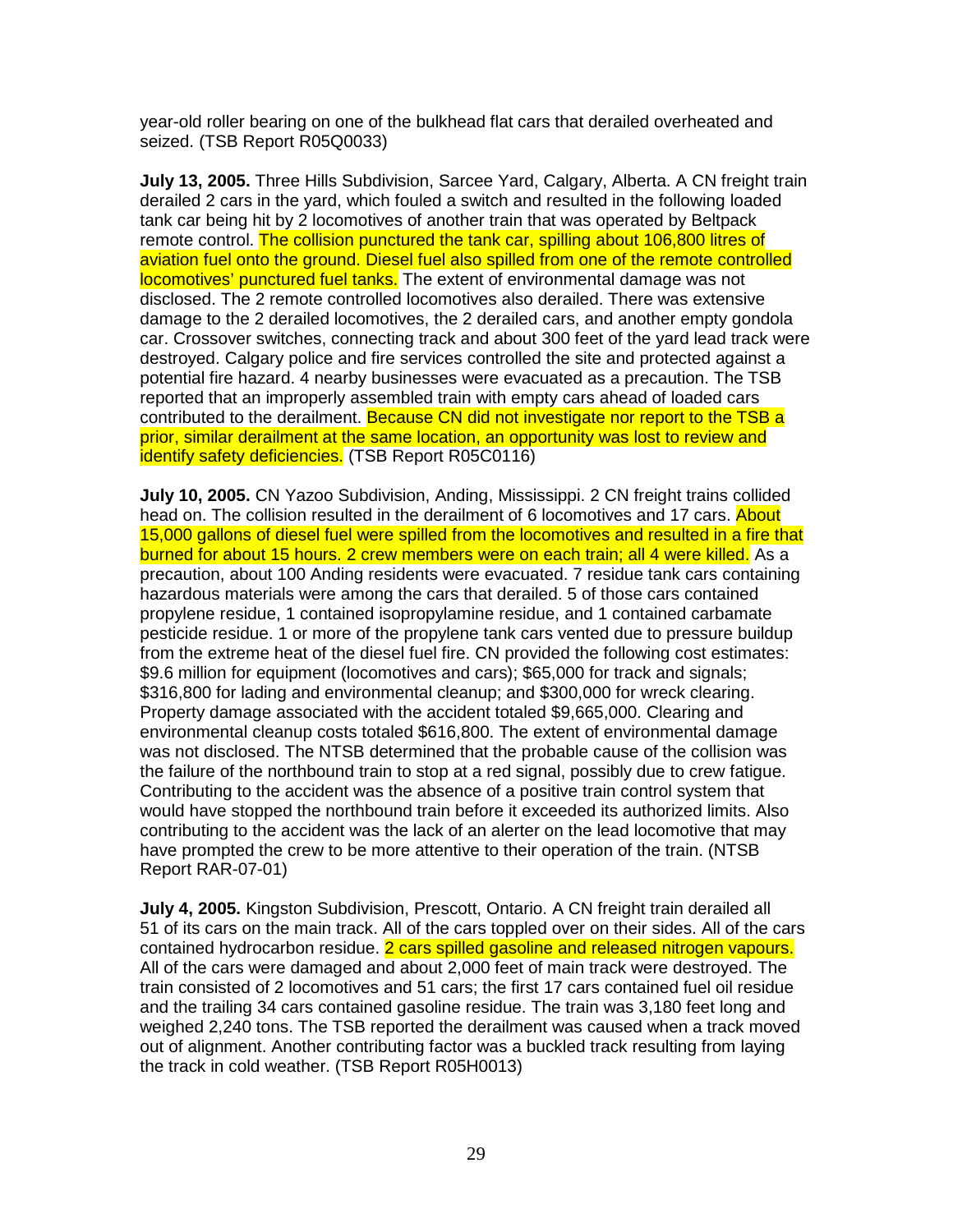year-old roller bearing on one of the bulkhead flat cars that derailed overheated and seized. (TSB Report R05Q0033)

**July 13, 2005.** Three Hills Subdivision, Sarcee Yard, Calgary, Alberta. A CN freight train derailed 2 cars in the yard, which fouled a switch and resulted in the following loaded tank car being hit by 2 locomotives of another train that was operated by Beltpack remote control. The collision punctured the tank car, spilling about 106,800 litres of aviation fuel onto the ground. Diesel fuel also spilled from one of the remote controlled locomotives' punctured fuel tanks. The extent of environmental damage was not disclosed. The 2 remote controlled locomotives also derailed. There was extensive damage to the 2 derailed locomotives, the 2 derailed cars, and another empty gondola car. Crossover switches, connecting track and about 300 feet of the yard lead track were destroyed. Calgary police and fire services controlled the site and protected against a potential fire hazard. 4 nearby businesses were evacuated as a precaution. The TSB reported that an improperly assembled train with empty cars ahead of loaded cars contributed to the derailment. Because CN did not investigate nor report to the TSB a prior, similar derailment at the same location, an opportunity was lost to review and identify safety deficiencies. (TSB Report R05C0116)

**July 10, 2005.** CN Yazoo Subdivision, Anding, Mississippi. 2 CN freight trains collided head on. The collision resulted in the derailment of 6 locomotives and 17 cars. About 15,000 gallons of diesel fuel were spilled from the locomotives and resulted in a fire that burned for about 15 hours. 2 crew members were on each train; all 4 were killed. As a precaution, about 100 Anding residents were evacuated. 7 residue tank cars containing hazardous materials were among the cars that derailed. 5 of those cars contained propylene residue, 1 contained isopropylamine residue, and 1 contained carbamate pesticide residue. 1 or more of the propylene tank cars vented due to pressure buildup from the extreme heat of the diesel fuel fire. CN provided the following cost estimates: $9.6 million for equipment (locomotives and cars); $65,000 for track and signals; $316,800 for lading and environmental cleanup; and $300,000 for wreck clearing. Property damage associated with the accident totaled $9,665,000. Clearing and environmental cleanup costs totaled $616,800. The extent of environmental damage was not disclosed. The NTSB determined that the probable cause of the collision was the failure of the northbound train to stop at a red signal, possibly due to crew fatigue. Contributing to the accident was the absence of a positive train control system that would have stopped the northbound train before it exceeded its authorized limits. Also contributing to the accident was the lack of an alerter on the lead locomotive that may have prompted the crew to be more attentive to their operation of the train. (NTSB Report RAR-07-01)

**July 4, 2005.** Kingston Subdivision, Prescott, Ontario. A CN freight train derailed all 51 of its cars on the main track. All of the cars toppled over on their sides. All of the cars contained hydrocarbon residue. 2 cars spilled gasoline and released nitrogen vapours. All of the cars were damaged and about 2,000 feet of main track were destroyed. The train consisted of 2 locomotives and 51 cars; the first 17 cars contained fuel oil residue and the trailing 34 cars contained gasoline residue. The train was 3,180 feet long and weighed 2,240 tons. The TSB reported the derailment was caused when a track moved out of alignment. Another contributing factor was a buckled track resulting from laying the track in cold weather. (TSB Report R05H0013)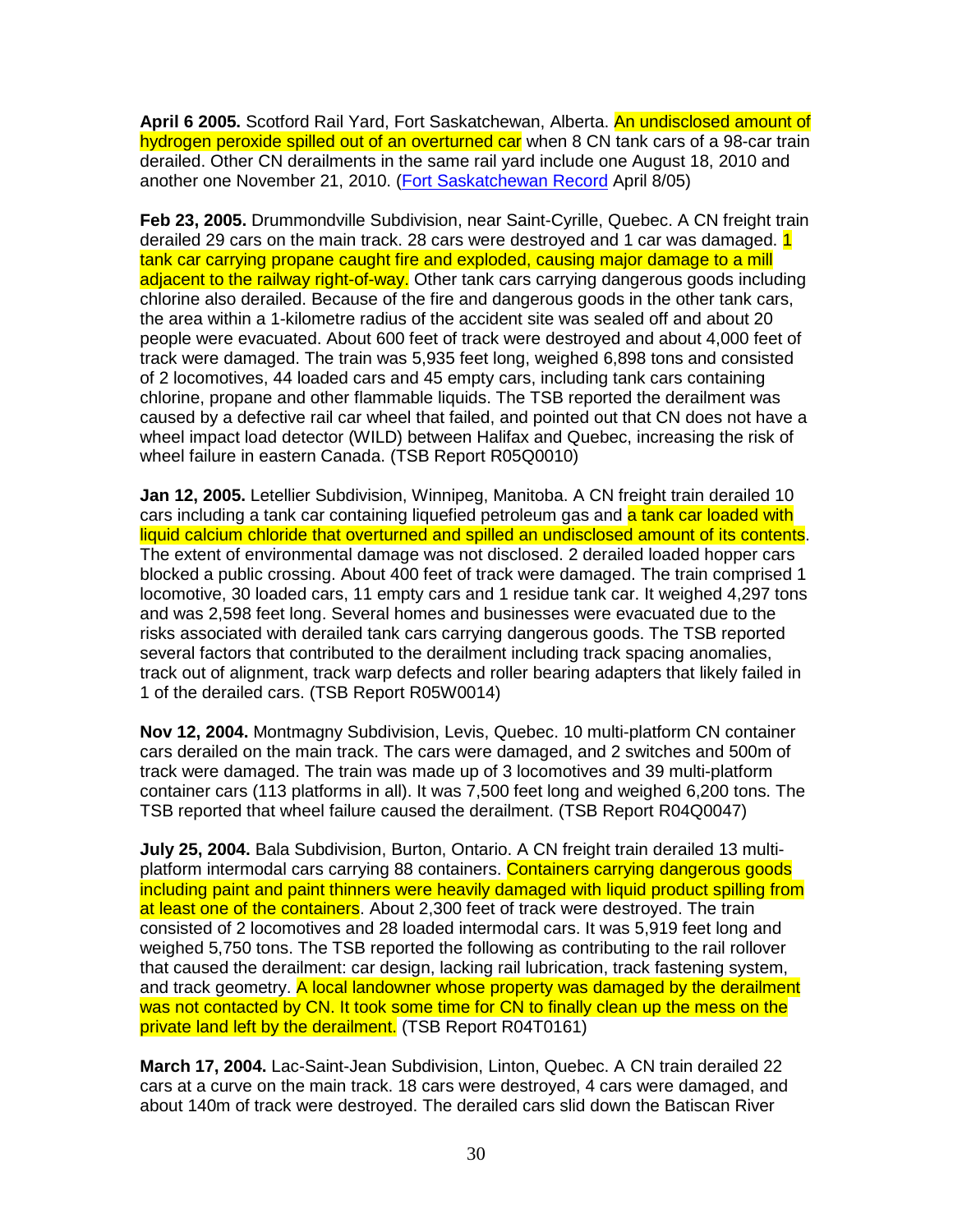**April 6 2005.** Scotford Rail Yard, Fort Saskatchewan, Alberta. An undisclosed amount of hydrogen peroxide spilled out of an overturned car when 8 CN tank cars of a 98-car train derailed. Other CN derailments in the same rail yard include one August 18, 2010 and another one November 21, 2010. (Fort Saskatchewan Record April 8/05)

**Feb 23, 2005.** Drummondville Subdivision, near Saint-Cyrille, Quebec. A CN freight train derailed 29 cars on the main track. 28 cars were destroyed and 1 car was damaged. 1 tank car carrying propane caught fire and exploded, causing major damage to a mill adjacent to the railway right-of-way. Other tank cars carrying dangerous goods including chlorine also derailed. Because of the fire and dangerous goods in the other tank cars, the area within a 1-kilometre radius of the accident site was sealed off and about 20 people were evacuated. About 600 feet of track were destroyed and about 4,000 feet of track were damaged. The train was 5,935 feet long, weighed 6,898 tons and consisted of 2 locomotives, 44 loaded cars and 45 empty cars, including tank cars containing chlorine, propane and other flammable liquids. The TSB reported the derailment was caused by a defective rail car wheel that failed, and pointed out that CN does not have a wheel impact load detector (WILD) between Halifax and Quebec, increasing the risk of wheel failure in eastern Canada. (TSB Report R05Q0010)

**Jan 12, 2005.** Letellier Subdivision, Winnipeg, Manitoba. A CN freight train derailed 10 cars including a tank car containing liquefied petroleum gas and a tank car loaded with liquid calcium chloride that overturned and spilled an undisclosed amount of its contents. The extent of environmental damage was not disclosed. 2 derailed loaded hopper cars blocked a public crossing. About 400 feet of track were damaged. The train comprised 1 locomotive, 30 loaded cars, 11 empty cars and 1 residue tank car. It weighed 4,297 tons and was 2,598 feet long. Several homes and businesses were evacuated due to the risks associated with derailed tank cars carrying dangerous goods. The TSB reported several factors that contributed to the derailment including track spacing anomalies, track out of alignment, track warp defects and roller bearing adapters that likely failed in 1 of the derailed cars. (TSB Report R05W0014)

**Nov 12, 2004.** Montmagny Subdivision, Levis, Quebec. 10 multi-platform CN container cars derailed on the main track. The cars were damaged, and 2 switches and 500m of track were damaged. The train was made up of 3 locomotives and 39 multi-platform container cars (113 platforms in all). It was 7,500 feet long and weighed 6,200 tons. The TSB reported that wheel failure caused the derailment. (TSB Report R04Q0047)

**July 25, 2004.** Bala Subdivision, Burton, Ontario. A CN freight train derailed 13 multi-platform intermodal cars carrying 88 containers. Containers carrying dangerous goods including paint and paint thinners were heavily damaged with liquid product spilling from at least one of the containers. About 2,300 feet of track were destroyed. The train consisted of 2 locomotives and 28 loaded intermodal cars. It was 5,919 feet long and weighed 5,750 tons. The TSB reported the following as contributing to the rail rollover that caused the derailment: car design, lacking rail lubrication, track fastening system, and track geometry. A local landowner whose property was damaged by the derailment was not contacted by CN. It took some time for CN to finally clean up the mess on the private land left by the derailment. (TSB Report R04T0161)

**March 17, 2004.** Lac-Saint-Jean Subdivision, Linton, Quebec. A CN train derailed 22 cars at a curve on the main track. 18 cars were destroyed, 4 cars were damaged, and about 140m of track were destroyed. The derailed cars slid down the Batiscan River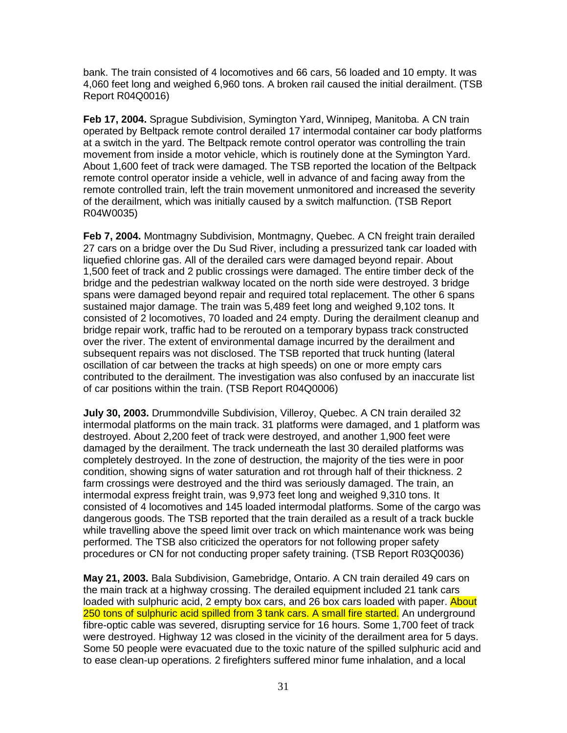bank. The train consisted of 4 locomotives and 66 cars, 56 loaded and 10 empty. It was 4,060 feet long and weighed 6,960 tons. A broken rail caused the initial derailment. (TSB Report R04Q0016)

**Feb 17, 2004.** Sprague Subdivision, Symington Yard, Winnipeg, Manitoba. A CN train operated by Beltpack remote control derailed 17 intermodal container car body platforms at a switch in the yard. The Beltpack remote control operator was controlling the train movement from inside a motor vehicle, which is routinely done at the Symington Yard. About 1,600 feet of track were damaged. The TSB reported the location of the Beltpack remote control operator inside a vehicle, well in advance of and facing away from the remote controlled train, left the train movement unmonitored and increased the severity of the derailment, which was initially caused by a switch malfunction. (TSB Report R04W0035)

**Feb 7, 2004.** Montmagny Subdivision, Montmagny, Quebec. A CN freight train derailed 27 cars on a bridge over the Du Sud River, including a pressurized tank car loaded with liquefied chlorine gas. All of the derailed cars were damaged beyond repair. About 1,500 feet of track and 2 public crossings were damaged. The entire timber deck of the bridge and the pedestrian walkway located on the north side were destroyed. 3 bridge spans were damaged beyond repair and required total replacement. The other 6 spans sustained major damage. The train was 5,489 feet long and weighed 9,102 tons. It consisted of 2 locomotives, 70 loaded and 24 empty. During the derailment cleanup and bridge repair work, traffic had to be rerouted on a temporary bypass track constructed over the river. The extent of environmental damage incurred by the derailment and subsequent repairs was not disclosed. The TSB reported that truck hunting (lateral oscillation of car between the tracks at high speeds) on one or more empty cars contributed to the derailment. The investigation was also confused by an inaccurate list of car positions within the train. (TSB Report R04Q0006)

**July 30, 2003.** Drummondville Subdivision, Villeroy, Quebec. A CN train derailed 32 intermodal platforms on the main track. 31 platforms were damaged, and 1 platform was destroyed. About 2,200 feet of track were destroyed, and another 1,900 feet were damaged by the derailment. The track underneath the last 30 derailed platforms was completely destroyed. In the zone of destruction, the majority of the ties were in poor condition, showing signs of water saturation and rot through half of their thickness. 2 farm crossings were destroyed and the third was seriously damaged. The train, an intermodal express freight train, was 9,973 feet long and weighed 9,310 tons. It consisted of 4 locomotives and 145 loaded intermodal platforms. Some of the cargo was dangerous goods. The TSB reported that the train derailed as a result of a track buckle while travelling above the speed limit over track on which maintenance work was being performed. The TSB also criticized the operators for not following proper safety procedures or CN for not conducting proper safety training. (TSB Report R03Q0036)

**May 21, 2003.** Bala Subdivision, Gamebridge, Ontario. A CN train derailed 49 cars on the main track at a highway crossing. The derailed equipment included 21 tank cars loaded with sulphuric acid, 2 empty box cars, and 26 box cars loaded with paper. About 250 tons of sulphuric acid spilled from 3 tank cars. A small fire started. An underground fibre-optic cable was severed, disrupting service for 16 hours. Some 1,700 feet of track were destroyed. Highway 12 was closed in the vicinity of the derailment area for 5 days. Some 50 people were evacuated due to the toxic nature of the spilled sulphuric acid and to ease clean-up operations. 2 firefighters suffered minor fume inhalation, and a local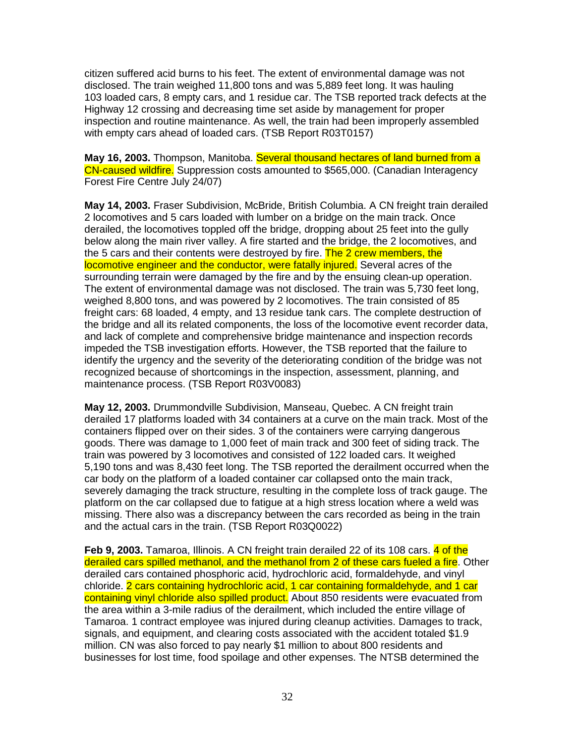citizen suffered acid burns to his feet. The extent of environmental damage was not disclosed. The train weighed 11,800 tons and was 5,889 feet long. It was hauling 103 loaded cars, 8 empty cars, and 1 residue car. The TSB reported track defects at the Highway 12 crossing and decreasing time set aside by management for proper inspection and routine maintenance. As well, the train had been improperly assembled with empty cars ahead of loaded cars. (TSB Report R03T0157)

**May 16, 2003.** Thompson, Manitoba. Several thousand hectares of land burned from a CN-caused wildfire. Suppression costs amounted to $565,000. (Canadian Interagency Forest Fire Centre July 24/07)

**May 14, 2003.** Fraser Subdivision, McBride, British Columbia. A CN freight train derailed 2 locomotives and 5 cars loaded with lumber on a bridge on the main track. Once derailed, the locomotives toppled off the bridge, dropping about 25 feet into the gully below along the main river valley. A fire started and the bridge, the 2 locomotives, and the 5 cars and their contents were destroyed by fire. The 2 crew members, the locomotive engineer and the conductor, were fatally injured. Several acres of the surrounding terrain were damaged by the fire and by the ensuing clean-up operation. The extent of environmental damage was not disclosed. The train was 5,730 feet long, weighed 8,800 tons, and was powered by 2 locomotives. The train consisted of 85 freight cars: 68 loaded, 4 empty, and 13 residue tank cars. The complete destruction of the bridge and all its related components, the loss of the locomotive event recorder data, and lack of complete and comprehensive bridge maintenance and inspection records impeded the TSB investigation efforts. However, the TSB reported that the failure to identify the urgency and the severity of the deteriorating condition of the bridge was not recognized because of shortcomings in the inspection, assessment, planning, and maintenance process. (TSB Report R03V0083)

**May 12, 2003.** Drummondville Subdivision, Manseau, Quebec. A CN freight train derailed 17 platforms loaded with 34 containers at a curve on the main track. Most of the containers flipped over on their sides. 3 of the containers were carrying dangerous goods. There was damage to 1,000 feet of main track and 300 feet of siding track. The train was powered by 3 locomotives and consisted of 122 loaded cars. It weighed 5,190 tons and was 8,430 feet long. The TSB reported the derailment occurred when the car body on the platform of a loaded container car collapsed onto the main track, severely damaging the track structure, resulting in the complete loss of track gauge. The platform on the car collapsed due to fatigue at a high stress location where a weld was missing. There also was a discrepancy between the cars recorded as being in the train and the actual cars in the train. (TSB Report R03Q0022)

**Feb 9, 2003.** Tamaroa, Illinois. A CN freight train derailed 22 of its 108 cars. 4 of the derailed cars spilled methanol, and the methanol from 2 of these cars fueled a fire. Other derailed cars contained phosphoric acid, hydrochloric acid, formaldehyde, and vinyl chloride. 2 cars containing hydrochloric acid, 1 car containing formaldehyde, and 1 car containing vinyl chloride also spilled product. About 850 residents were evacuated from the area within a 3-mile radius of the derailment, which included the entire village of Tamaroa. 1 contract employee was injured during cleanup activities. Damages to track, signals, and equipment, and clearing costs associated with the accident totaled $1.9 million. CN was also forced to pay nearly $1 million to about 800 residents and businesses for lost time, food spoilage and other expenses. The NTSB determined the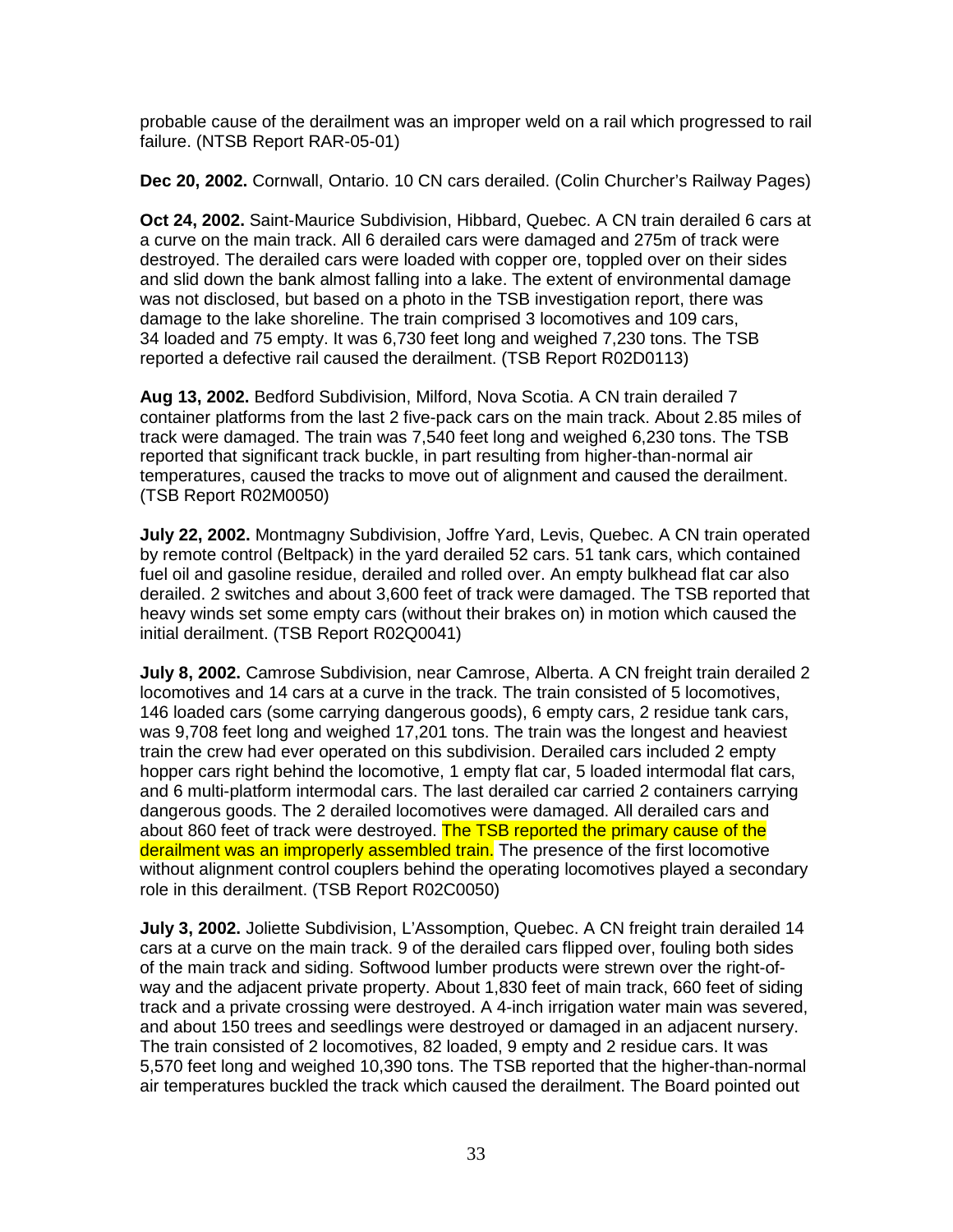probable cause of the derailment was an improper weld on a rail which progressed to rail failure. (NTSB Report RAR-05-01)

**Dec 20, 2002.** Cornwall, Ontario. 10 CN cars derailed. (Colin Churcher's Railway Pages)

**Oct 24, 2002.** Saint-Maurice Subdivision, Hibbard, Quebec. A CN train derailed 6 cars at a curve on the main track. All 6 derailed cars were damaged and 275m of track were destroyed. The derailed cars were loaded with copper ore, toppled over on their sides and slid down the bank almost falling into a lake. The extent of environmental damage was not disclosed, but based on a photo in the TSB investigation report, there was damage to the lake shoreline. The train comprised 3 locomotives and 109 cars, 34 loaded and 75 empty. It was 6,730 feet long and weighed 7,230 tons. The TSB reported a defective rail caused the derailment. (TSB Report R02D0113)

**Aug 13, 2002.** Bedford Subdivision, Milford, Nova Scotia. A CN train derailed 7 container platforms from the last 2 five-pack cars on the main track. About 2.85 miles of track were damaged. The train was 7,540 feet long and weighed 6,230 tons. The TSB reported that significant track buckle, in part resulting from higher-than-normal air temperatures, caused the tracks to move out of alignment and caused the derailment. (TSB Report R02M0050)

**July 22, 2002.** Montmagny Subdivision, Joffre Yard, Levis, Quebec. A CN train operated by remote control (Beltpack) in the yard derailed 52 cars. 51 tank cars, which contained fuel oil and gasoline residue, derailed and rolled over. An empty bulkhead flat car also derailed. 2 switches and about 3,600 feet of track were damaged. The TSB reported that heavy winds set some empty cars (without their brakes on) in motion which caused the initial derailment. (TSB Report R02Q0041)

**July 8, 2002.** Camrose Subdivision, near Camrose, Alberta. A CN freight train derailed 2 locomotives and 14 cars at a curve in the track. The train consisted of 5 locomotives, 146 loaded cars (some carrying dangerous goods), 6 empty cars, 2 residue tank cars, was 9,708 feet long and weighed 17,201 tons. The train was the longest and heaviest train the crew had ever operated on this subdivision. Derailed cars included 2 empty hopper cars right behind the locomotive, 1 empty flat car, 5 loaded intermodal flat cars, and 6 multi-platform intermodal cars. The last derailed car carried 2 containers carrying dangerous goods. The 2 derailed locomotives were damaged. All derailed cars and about 860 feet of track were destroyed. The TSB reported the primary cause of the derailment was an improperly assembled train. The presence of the first locomotive without alignment control couplers behind the operating locomotives played a secondary role in this derailment. (TSB Report R02C0050)

**July 3, 2002.** Joliette Subdivision, L'Assomption, Quebec. A CN freight train derailed 14 cars at a curve on the main track. 9 of the derailed cars flipped over, fouling both sides of the main track and siding. Softwood lumber products were strewn over the right-of-way and the adjacent private property. About 1,830 feet of main track, 660 feet of siding track and a private crossing were destroyed. A 4-inch irrigation water main was severed, and about 150 trees and seedlings were destroyed or damaged in an adjacent nursery. The train consisted of 2 locomotives, 82 loaded, 9 empty and 2 residue cars. It was 5,570 feet long and weighed 10,390 tons. The TSB reported that the higher-than-normal air temperatures buckled the track which caused the derailment. The Board pointed out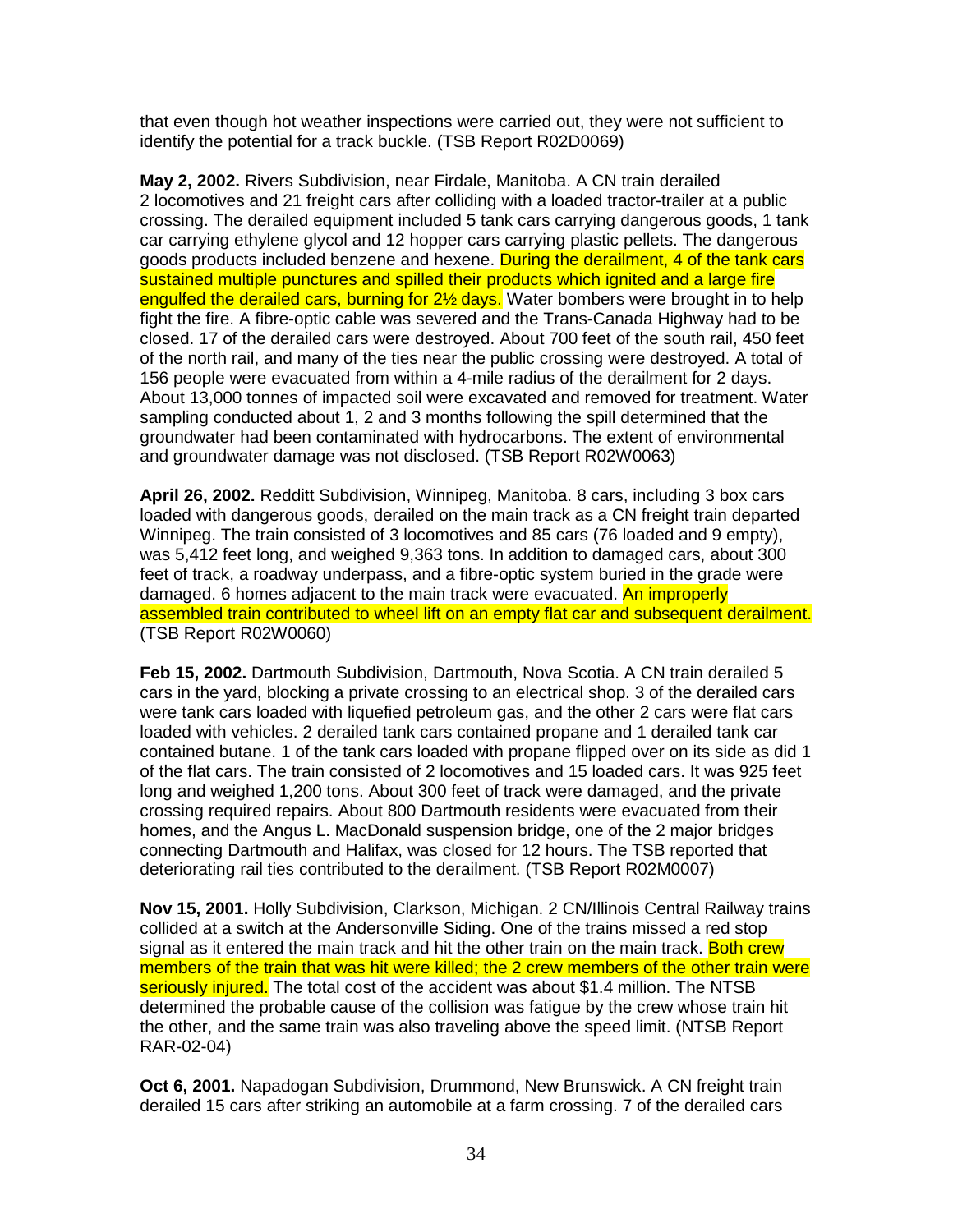that even though hot weather inspections were carried out, they were not sufficient to identify the potential for a track buckle. (TSB Report R02D0069)

**May 2, 2002.** Rivers Subdivision, near Firdale, Manitoba. A CN train derailed 2 locomotives and 21 freight cars after colliding with a loaded tractor-trailer at a public crossing. The derailed equipment included 5 tank cars carrying dangerous goods, 1 tank car carrying ethylene glycol and 12 hopper cars carrying plastic pellets. The dangerous goods products included benzene and hexene. During the derailment, 4 of the tank cars sustained multiple punctures and spilled their products which ignited and a large fire engulfed the derailed cars, burning for 2½ days. Water bombers were brought in to help fight the fire. A fibre-optic cable was severed and the Trans-Canada Highway had to be closed. 17 of the derailed cars were destroyed. About 700 feet of the south rail, 450 feet of the north rail, and many of the ties near the public crossing were destroyed. A total of 156 people were evacuated from within a 4-mile radius of the derailment for 2 days. About 13,000 tonnes of impacted soil were excavated and removed for treatment. Water sampling conducted about 1, 2 and 3 months following the spill determined that the groundwater had been contaminated with hydrocarbons. The extent of environmental and groundwater damage was not disclosed. (TSB Report R02W0063)

**April 26, 2002.** Redditt Subdivision, Winnipeg, Manitoba. 8 cars, including 3 box cars loaded with dangerous goods, derailed on the main track as a CN freight train departed Winnipeg. The train consisted of 3 locomotives and 85 cars (76 loaded and 9 empty), was 5,412 feet long, and weighed 9,363 tons. In addition to damaged cars, about 300 feet of track, a roadway underpass, and a fibre-optic system buried in the grade were damaged. 6 homes adjacent to the main track were evacuated. An improperly assembled train contributed to wheel lift on an empty flat car and subsequent derailment. (TSB Report R02W0060)

**Feb 15, 2002.** Dartmouth Subdivision, Dartmouth, Nova Scotia. A CN train derailed 5 cars in the yard, blocking a private crossing to an electrical shop. 3 of the derailed cars were tank cars loaded with liquefied petroleum gas, and the other 2 cars were flat cars loaded with vehicles. 2 derailed tank cars contained propane and 1 derailed tank car contained butane. 1 of the tank cars loaded with propane flipped over on its side as did 1 of the flat cars. The train consisted of 2 locomotives and 15 loaded cars. It was 925 feet long and weighed 1,200 tons. About 300 feet of track were damaged, and the private crossing required repairs. About 800 Dartmouth residents were evacuated from their homes, and the Angus L. MacDonald suspension bridge, one of the 2 major bridges connecting Dartmouth and Halifax, was closed for 12 hours. The TSB reported that deteriorating rail ties contributed to the derailment. (TSB Report R02M0007)

**Nov 15, 2001.** Holly Subdivision, Clarkson, Michigan. 2 CN/Illinois Central Railway trains collided at a switch at the Andersonville Siding. One of the trains missed a red stop signal as it entered the main track and hit the other train on the main track. Both crew members of the train that was hit were killed; the 2 crew members of the other train were seriously injured. The total cost of the accident was about $1.4 million. The NTSB determined the probable cause of the collision was fatigue by the crew whose train hit the other, and the same train was also traveling above the speed limit. (NTSB Report RAR-02-04)

**Oct 6, 2001.** Napadogan Subdivision, Drummond, New Brunswick. A CN freight train derailed 15 cars after striking an automobile at a farm crossing. 7 of the derailed cars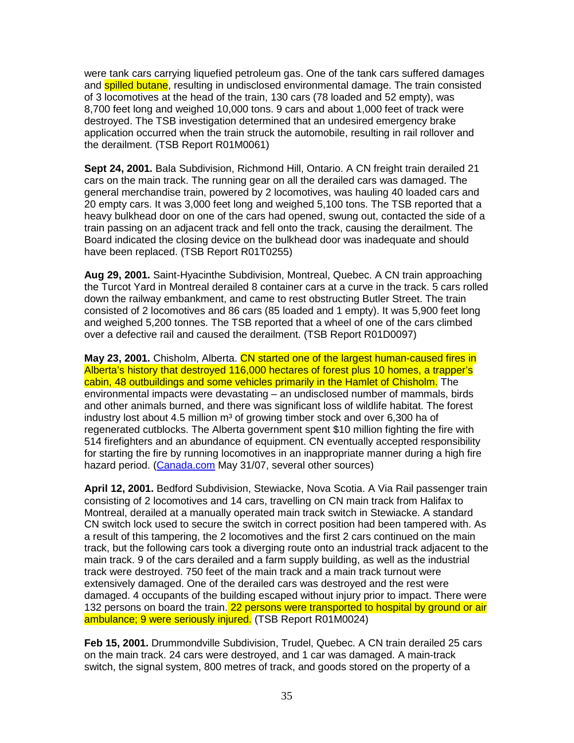were tank cars carrying liquefied petroleum gas. One of the tank cars suffered damages and spilled butane, resulting in undisclosed environmental damage. The train consisted of 3 locomotives at the head of the train, 130 cars (78 loaded and 52 empty), was 8,700 feet long and weighed 10,000 tons. 9 cars and about 1,000 feet of track were destroyed. The TSB investigation determined that an undesired emergency brake application occurred when the train struck the automobile, resulting in rail rollover and the derailment. (TSB Report R01M0061)

**Sept 24, 2001.** Bala Subdivision, Richmond Hill, Ontario. A CN freight train derailed 21 cars on the main track. The running gear on all the derailed cars was damaged. The general merchandise train, powered by 2 locomotives, was hauling 40 loaded cars and 20 empty cars. It was 3,000 feet long and weighed 5,100 tons. The TSB reported that a heavy bulkhead door on one of the cars had opened, swung out, contacted the side of a train passing on an adjacent track and fell onto the track, causing the derailment. The Board indicated the closing device on the bulkhead door was inadequate and should have been replaced. (TSB Report R01T0255)

**Aug 29, 2001.** Saint-Hyacinthe Subdivision, Montreal, Quebec. A CN train approaching the Turcot Yard in Montreal derailed 8 container cars at a curve in the track. 5 cars rolled down the railway embankment, and came to rest obstructing Butler Street. The train consisted of 2 locomotives and 86 cars (85 loaded and 1 empty). It was 5,900 feet long and weighed 5,200 tonnes. The TSB reported that a wheel of one of the cars climbed over a defective rail and caused the derailment. (TSB Report R01D0097)

**May 23, 2001.** Chisholm, Alberta. CN started one of the largest human-caused fires in Alberta's history that destroyed 116,000 hectares of forest plus 10 homes, a trapper's cabin, 48 outbuildings and some vehicles primarily in the Hamlet of Chisholm. The environmental impacts were devastating – an undisclosed number of mammals, birds and other animals burned, and there was significant loss of wildlife habitat. The forest industry lost about 4.5 million m³ of growing timber stock and over 6,300 ha of regenerated cutblocks. The Alberta government spent $10 million fighting the fire with 514 firefighters and an abundance of equipment. CN eventually accepted responsibility for starting the fire by running locomotives in an inappropriate manner during a high fire hazard period. (Canada.com May 31/07, several other sources)

**April 12, 2001.** Bedford Subdivision, Stewiacke, Nova Scotia. A Via Rail passenger train consisting of 2 locomotives and 14 cars, travelling on CN main track from Halifax to Montreal, derailed at a manually operated main track switch in Stewiacke. A standard CN switch lock used to secure the switch in correct position had been tampered with. As a result of this tampering, the 2 locomotives and the first 2 cars continued on the main track, but the following cars took a diverging route onto an industrial track adjacent to the main track. 9 of the cars derailed and a farm supply building, as well as the industrial track were destroyed. 750 feet of the main track and a main track turnout were extensively damaged. One of the derailed cars was destroyed and the rest were damaged. 4 occupants of the building escaped without injury prior to impact. There were 132 persons on board the train. 22 persons were transported to hospital by ground or air ambulance; 9 were seriously injured. (TSB Report R01M0024)

**Feb 15, 2001.** Drummondville Subdivision, Trudel, Quebec. A CN train derailed 25 cars on the main track. 24 cars were destroyed, and 1 car was damaged. A main-track switch, the signal system, 800 metres of track, and goods stored on the property of a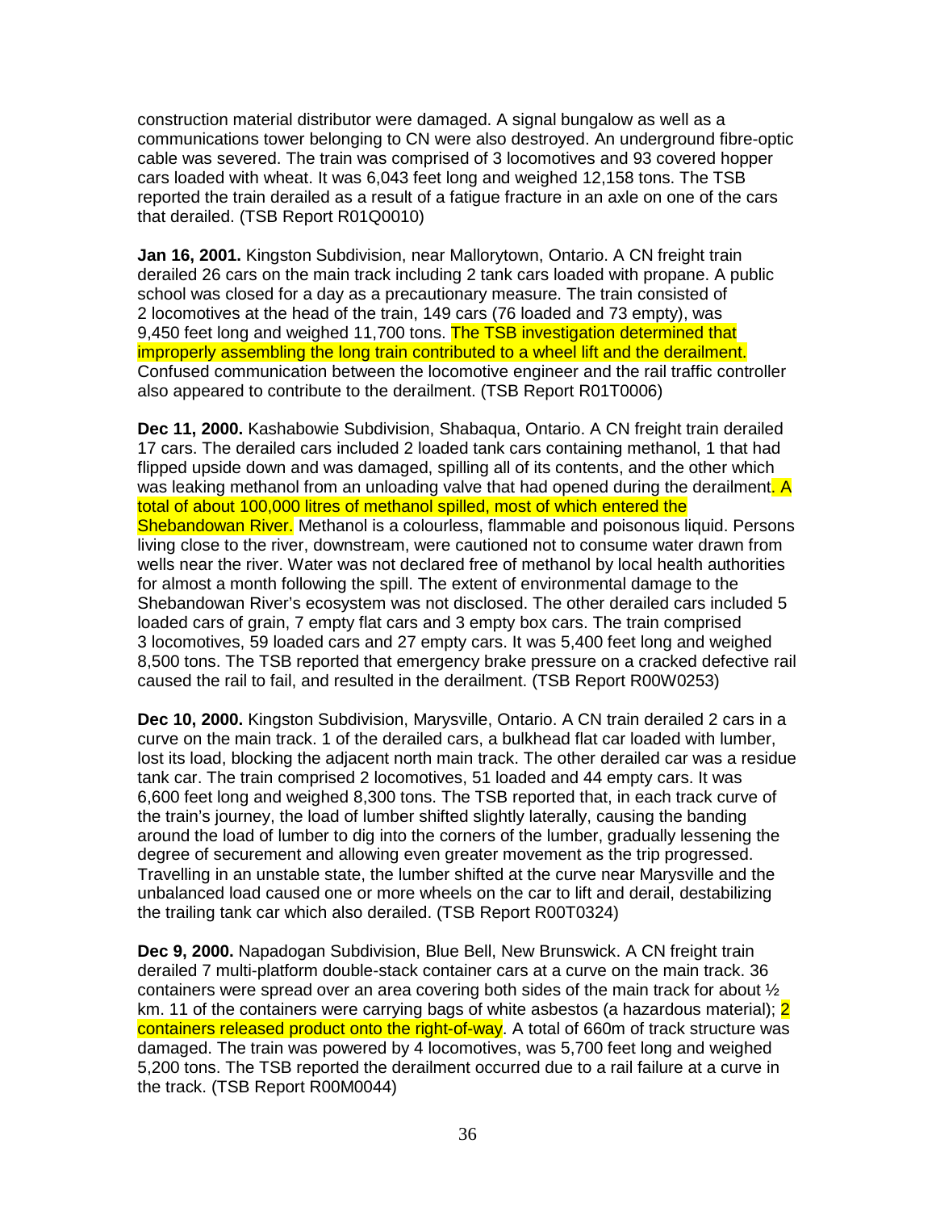construction material distributor were damaged. A signal bungalow as well as a communications tower belonging to CN were also destroyed. An underground fibre-optic cable was severed. The train was comprised of 3 locomotives and 93 covered hopper cars loaded with wheat. It was 6,043 feet long and weighed 12,158 tons. The TSB reported the train derailed as a result of a fatigue fracture in an axle on one of the cars that derailed. (TSB Report R01Q0010)

**Jan 16, 2001.** Kingston Subdivision, near Mallorytown, Ontario. A CN freight train derailed 26 cars on the main track including 2 tank cars loaded with propane. A public school was closed for a day as a precautionary measure. The train consisted of 2 locomotives at the head of the train, 149 cars (76 loaded and 73 empty), was 9,450 feet long and weighed 11,700 tons. The TSB investigation determined that improperly assembling the long train contributed to a wheel lift and the derailment. Confused communication between the locomotive engineer and the rail traffic controller also appeared to contribute to the derailment. (TSB Report R01T0006)

**Dec 11, 2000.** Kashabowie Subdivision, Shabaqua, Ontario. A CN freight train derailed 17 cars. The derailed cars included 2 loaded tank cars containing methanol, 1 that had flipped upside down and was damaged, spilling all of its contents, and the other which was leaking methanol from an unloading valve that had opened during the derailment. A total of about 100,000 litres of methanol spilled, most of which entered the Shebandowan River. Methanol is a colourless, flammable and poisonous liquid. Persons living close to the river, downstream, were cautioned not to consume water drawn from wells near the river. Water was not declared free of methanol by local health authorities for almost a month following the spill. The extent of environmental damage to the Shebandowan River's ecosystem was not disclosed. The other derailed cars included 5 loaded cars of grain, 7 empty flat cars and 3 empty box cars. The train comprised 3 locomotives, 59 loaded cars and 27 empty cars. It was 5,400 feet long and weighed 8,500 tons. The TSB reported that emergency brake pressure on a cracked defective rail caused the rail to fail, and resulted in the derailment. (TSB Report R00W0253)

**Dec 10, 2000.** Kingston Subdivision, Marysville, Ontario. A CN train derailed 2 cars in a curve on the main track. 1 of the derailed cars, a bulkhead flat car loaded with lumber, lost its load, blocking the adjacent north main track. The other derailed car was a residue tank car. The train comprised 2 locomotives, 51 loaded and 44 empty cars. It was 6,600 feet long and weighed 8,300 tons. The TSB reported that, in each track curve of the train's journey, the load of lumber shifted slightly laterally, causing the banding around the load of lumber to dig into the corners of the lumber, gradually lessening the degree of securement and allowing even greater movement as the trip progressed. Travelling in an unstable state, the lumber shifted at the curve near Marysville and the unbalanced load caused one or more wheels on the car to lift and derail, destabilizing the trailing tank car which also derailed. (TSB Report R00T0324)

**Dec 9, 2000.** Napadogan Subdivision, Blue Bell, New Brunswick. A CN freight train derailed 7 multi-platform double-stack container cars at a curve on the main track. 36 containers were spread over an area covering both sides of the main track for about ½ km. 11 of the containers were carrying bags of white asbestos (a hazardous material); 2 containers released product onto the right-of-way. A total of 660m of track structure was damaged. The train was powered by 4 locomotives, was 5,700 feet long and weighed 5,200 tons. The TSB reported the derailment occurred due to a rail failure at a curve in the track. (TSB Report R00M0044)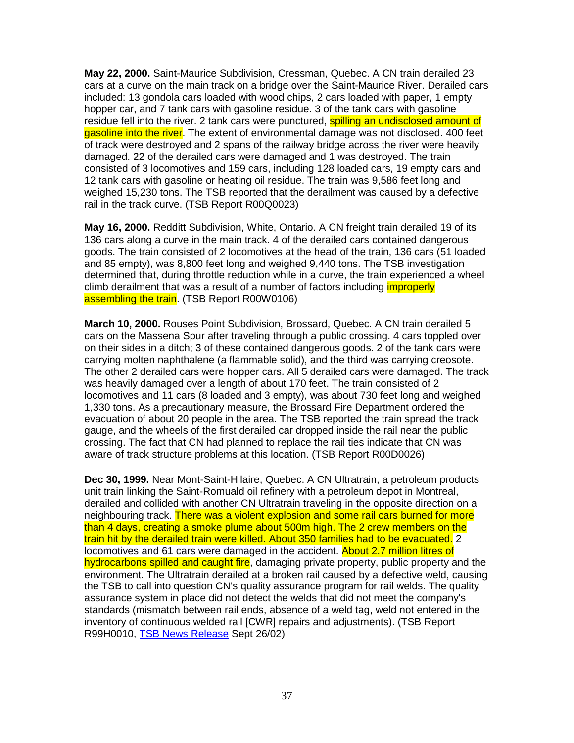**May 22, 2000.** Saint-Maurice Subdivision, Cressman, Quebec. A CN train derailed 23 cars at a curve on the main track on a bridge over the Saint-Maurice River. Derailed cars included: 13 gondola cars loaded with wood chips, 2 cars loaded with paper, 1 empty hopper car, and 7 tank cars with gasoline residue. 3 of the tank cars with gasoline residue fell into the river. 2 tank cars were punctured, spilling an undisclosed amount of gasoline into the river. The extent of environmental damage was not disclosed. 400 feet of track were destroyed and 2 spans of the railway bridge across the river were heavily damaged. 22 of the derailed cars were damaged and 1 was destroyed. The train consisted of 3 locomotives and 159 cars, including 128 loaded cars, 19 empty cars and 12 tank cars with gasoline or heating oil residue. The train was 9,586 feet long and weighed 15,230 tons. The TSB reported that the derailment was caused by a defective rail in the track curve. (TSB Report R00Q0023)

**May 16, 2000.** Redditt Subdivision, White, Ontario. A CN freight train derailed 19 of its 136 cars along a curve in the main track. 4 of the derailed cars contained dangerous goods. The train consisted of 2 locomotives at the head of the train, 136 cars (51 loaded and 85 empty), was 8,800 feet long and weighed 9,440 tons. The TSB investigation determined that, during throttle reduction while in a curve, the train experienced a wheel climb derailment that was a result of a number of factors including improperly assembling the train. (TSB Report R00W0106)

**March 10, 2000.** Rouses Point Subdivision, Brossard, Quebec. A CN train derailed 5 cars on the Massena Spur after traveling through a public crossing. 4 cars toppled over on their sides in a ditch; 3 of these contained dangerous goods. 2 of the tank cars were carrying molten naphthalene (a flammable solid), and the third was carrying creosote. The other 2 derailed cars were hopper cars. All 5 derailed cars were damaged. The track was heavily damaged over a length of about 170 feet. The train consisted of 2 locomotives and 11 cars (8 loaded and 3 empty), was about 730 feet long and weighed 1,330 tons. As a precautionary measure, the Brossard Fire Department ordered the evacuation of about 20 people in the area. The TSB reported the train spread the track gauge, and the wheels of the first derailed car dropped inside the rail near the public crossing. The fact that CN had planned to replace the rail ties indicate that CN was aware of track structure problems at this location. (TSB Report R00D0026)

**Dec 30, 1999.** Near Mont-Saint-Hilaire, Quebec. A CN Ultratrain, a petroleum products unit train linking the Saint-Romuald oil refinery with a petroleum depot in Montreal, derailed and collided with another CN Ultratrain traveling in the opposite direction on a neighbouring track. There was a violent explosion and some rail cars burned for more than 4 days, creating a smoke plume about 500m high. The 2 crew members on the train hit by the derailed train were killed. About 350 families had to be evacuated. 2 locomotives and 61 cars were damaged in the accident. About 2.7 million litres of hydrocarbons spilled and caught fire, damaging private property, public property and the environment. The Ultratrain derailed at a broken rail caused by a defective weld, causing the TSB to call into question CN's quality assurance program for rail welds. The quality assurance system in place did not detect the welds that did not meet the company's standards (mismatch between rail ends, absence of a weld tag, weld not entered in the inventory of continuous welded rail [CWR] repairs and adjustments). (TSB Report R99H0010, TSB News Release Sept 26/02)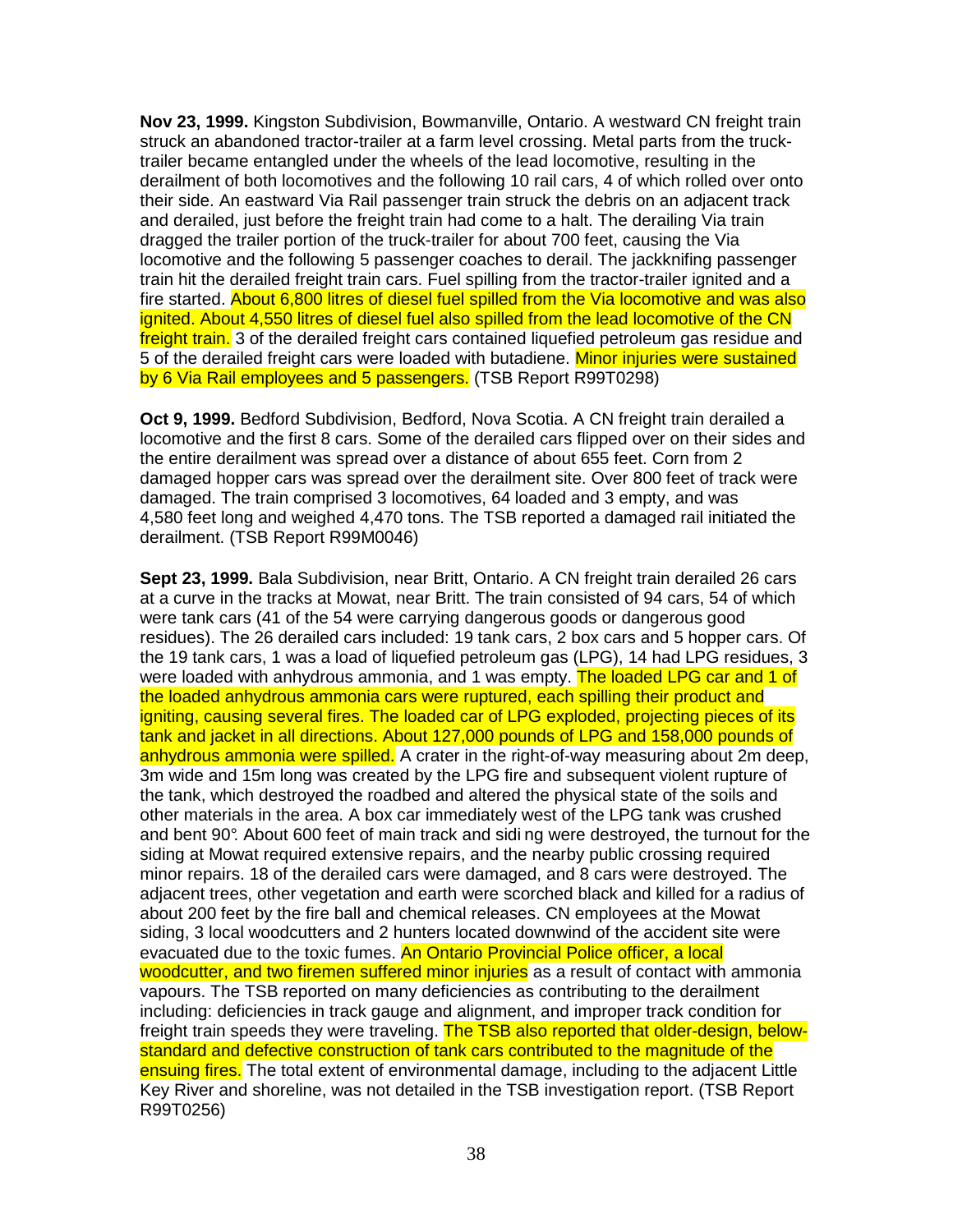**Nov 23, 1999.** Kingston Subdivision, Bowmanville, Ontario. A westward CN freight train struck an abandoned tractor-trailer at a farm level crossing. Metal parts from the truck-trailer became entangled under the wheels of the lead locomotive, resulting in the derailment of both locomotives and the following 10 rail cars, 4 of which rolled over onto their side. An eastward Via Rail passenger train struck the debris on an adjacent track and derailed, just before the freight train had come to a halt. The derailing Via train dragged the trailer portion of the truck-trailer for about 700 feet, causing the Via locomotive and the following 5 passenger coaches to derail. The jackknifing passenger train hit the derailed freight train cars. Fuel spilling from the tractor-trailer ignited and a fire started. About 6,800 litres of diesel fuel spilled from the Via locomotive and was also ignited. About 4,550 litres of diesel fuel also spilled from the lead locomotive of the CN freight train. 3 of the derailed freight cars contained liquefied petroleum gas residue and 5 of the derailed freight cars were loaded with butadiene. Minor injuries were sustained by 6 Via Rail employees and 5 passengers. (TSB Report R99T0298)

**Oct 9, 1999.** Bedford Subdivision, Bedford, Nova Scotia. A CN freight train derailed a locomotive and the first 8 cars. Some of the derailed cars flipped over on their sides and the entire derailment was spread over a distance of about 655 feet. Corn from 2 damaged hopper cars was spread over the derailment site. Over 800 feet of track were damaged. The train comprised 3 locomotives, 64 loaded and 3 empty, and was 4,580 feet long and weighed 4,470 tons. The TSB reported a damaged rail initiated the derailment. (TSB Report R99M0046)

**Sept 23, 1999.** Bala Subdivision, near Britt, Ontario. A CN freight train derailed 26 cars at a curve in the tracks at Mowat, near Britt. The train consisted of 94 cars, 54 of which were tank cars (41 of the 54 were carrying dangerous goods or dangerous good residues). The 26 derailed cars included: 19 tank cars, 2 box cars and 5 hopper cars. Of the 19 tank cars, 1 was a load of liquefied petroleum gas (LPG), 14 had LPG residues, 3 were loaded with anhydrous ammonia, and 1 was empty. The loaded LPG car and 1 of the loaded anhydrous ammonia cars were ruptured, each spilling their product and igniting, causing several fires. The loaded car of LPG exploded, projecting pieces of its tank and jacket in all directions. About 127,000 pounds of LPG and 158,000 pounds of anhydrous ammonia were spilled. A crater in the right-of-way measuring about 2m deep, 3m wide and 15m long was created by the LPG fire and subsequent violent rupture of the tank, which destroyed the roadbed and altered the physical state of the soils and other materials in the area. A box car immediately west of the LPG tank was crushed and bent 90°. About 600 feet of main track and sidi ng were destroyed, the turnout for the siding at Mowat required extensive repairs, and the nearby public crossing required minor repairs. 18 of the derailed cars were damaged, and 8 cars were destroyed. The adjacent trees, other vegetation and earth were scorched black and killed for a radius of about 200 feet by the fire ball and chemical releases. CN employees at the Mowat siding, 3 local woodcutters and 2 hunters located downwind of the accident site were evacuated due to the toxic fumes. An Ontario Provincial Police officer, a local woodcutter, and two firemen suffered minor injuries as a result of contact with ammonia vapours. The TSB reported on many deficiencies as contributing to the derailment including: deficiencies in track gauge and alignment, and improper track condition for freight train speeds they were traveling. The TSB also reported that older-design, below-standard and defective construction of tank cars contributed to the magnitude of the ensuing fires. The total extent of environmental damage, including to the adjacent Little Key River and shoreline, was not detailed in the TSB investigation report. (TSB Report R99T0256)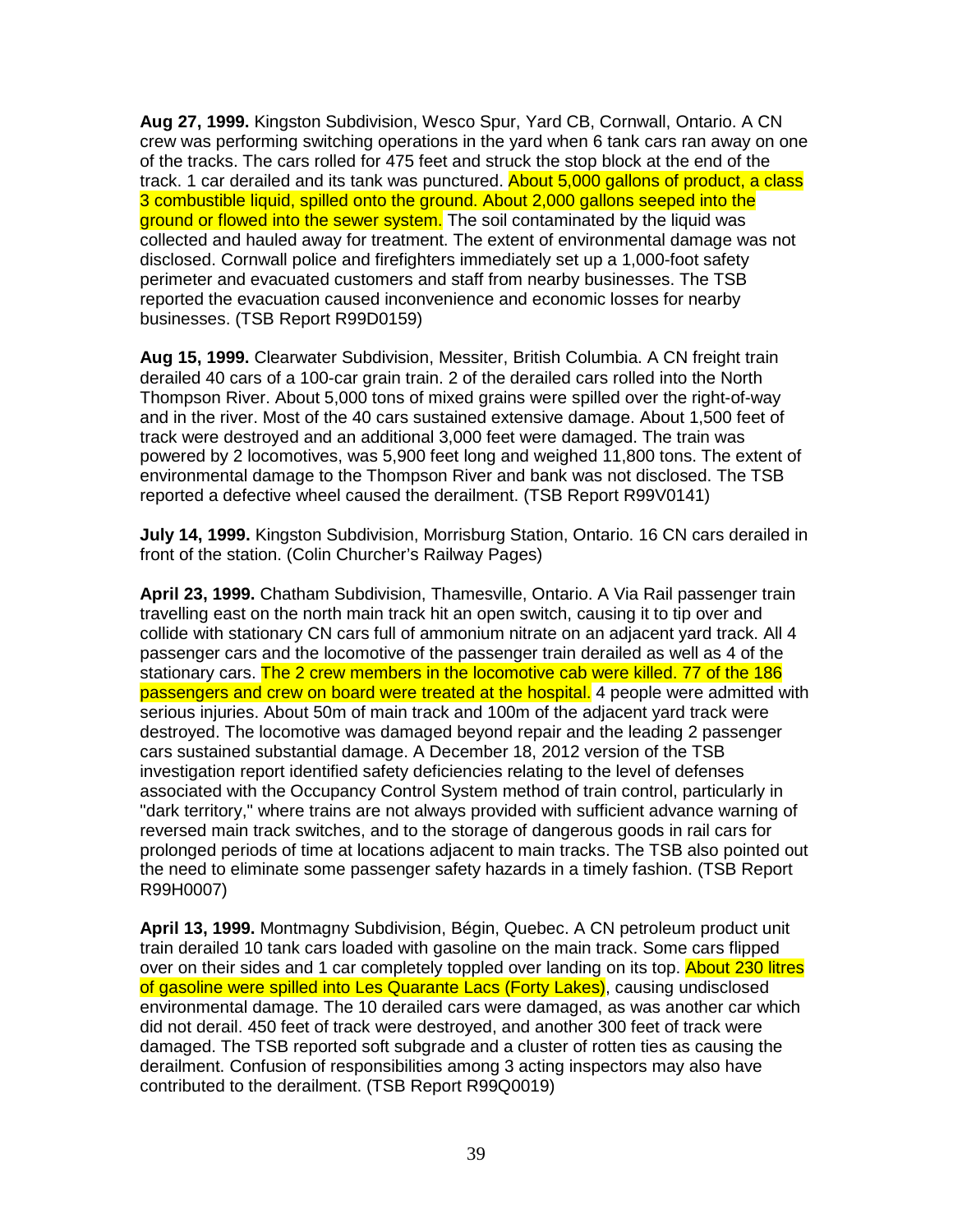**Aug 27, 1999.** Kingston Subdivision, Wesco Spur, Yard CB, Cornwall, Ontario. A CN crew was performing switching operations in the yard when 6 tank cars ran away on one of the tracks. The cars rolled for 475 feet and struck the stop block at the end of the track. 1 car derailed and its tank was punctured. About 5,000 gallons of product, a class 3 combustible liquid, spilled onto the ground. About 2,000 gallons seeped into the ground or flowed into the sewer system. The soil contaminated by the liquid was collected and hauled away for treatment. The extent of environmental damage was not disclosed. Cornwall police and firefighters immediately set up a 1,000-foot safety perimeter and evacuated customers and staff from nearby businesses. The TSB reported the evacuation caused inconvenience and economic losses for nearby businesses. (TSB Report R99D0159)

**Aug 15, 1999.** Clearwater Subdivision, Messiter, British Columbia. A CN freight train derailed 40 cars of a 100-car grain train. 2 of the derailed cars rolled into the North Thompson River. About 5,000 tons of mixed grains were spilled over the right-of-way and in the river. Most of the 40 cars sustained extensive damage. About 1,500 feet of track were destroyed and an additional 3,000 feet were damaged. The train was powered by 2 locomotives, was 5,900 feet long and weighed 11,800 tons. The extent of environmental damage to the Thompson River and bank was not disclosed. The TSB reported a defective wheel caused the derailment. (TSB Report R99V0141)

**July 14, 1999.** Kingston Subdivision, Morrisburg Station, Ontario. 16 CN cars derailed in front of the station. (Colin Churcher's Railway Pages)

**April 23, 1999.** Chatham Subdivision, Thamesville, Ontario. A Via Rail passenger train travelling east on the north main track hit an open switch, causing it to tip over and collide with stationary CN cars full of ammonium nitrate on an adjacent yard track. All 4 passenger cars and the locomotive of the passenger train derailed as well as 4 of the stationary cars. The 2 crew members in the locomotive cab were killed. 77 of the 186 passengers and crew on board were treated at the hospital. 4 people were admitted with serious injuries. About 50m of main track and 100m of the adjacent yard track were destroyed. The locomotive was damaged beyond repair and the leading 2 passenger cars sustained substantial damage. A December 18, 2012 version of the TSB investigation report identified safety deficiencies relating to the level of defenses associated with the Occupancy Control System method of train control, particularly in "dark territory," where trains are not always provided with sufficient advance warning of reversed main track switches, and to the storage of dangerous goods in rail cars for prolonged periods of time at locations adjacent to main tracks. The TSB also pointed out the need to eliminate some passenger safety hazards in a timely fashion. (TSB Report R99H0007)

**April 13, 1999.** Montmagny Subdivision, Bégin, Quebec. A CN petroleum product unit train derailed 10 tank cars loaded with gasoline on the main track. Some cars flipped over on their sides and 1 car completely toppled over landing on its top. About 230 litres of gasoline were spilled into Les Quarante Lacs (Forty Lakes), causing undisclosed environmental damage. The 10 derailed cars were damaged, as was another car which did not derail. 450 feet of track were destroyed, and another 300 feet of track were damaged. The TSB reported soft subgrade and a cluster of rotten ties as causing the derailment. Confusion of responsibilities among 3 acting inspectors may also have contributed to the derailment. (TSB Report R99Q0019)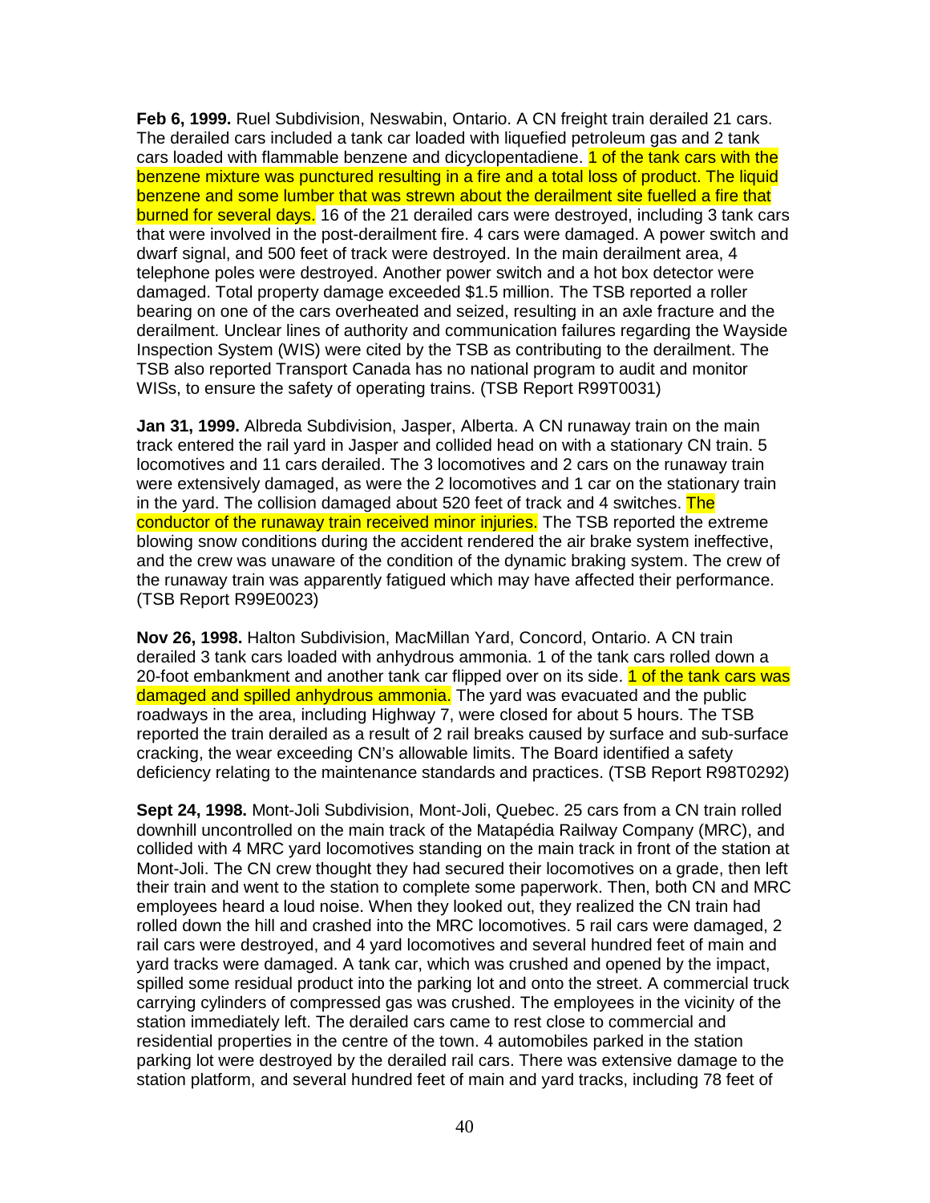**Feb 6, 1999.** Ruel Subdivision, Neswabin, Ontario. A CN freight train derailed 21 cars. The derailed cars included a tank car loaded with liquefied petroleum gas and 2 tank cars loaded with flammable benzene and dicyclopentadiene. 1 of the tank cars with the benzene mixture was punctured resulting in a fire and a total loss of product. The liquid benzene and some lumber that was strewn about the derailment site fuelled a fire that burned for several days. 16 of the 21 derailed cars were destroyed, including 3 tank cars that were involved in the post-derailment fire. 4 cars were damaged. A power switch and dwarf signal, and 500 feet of track were destroyed. In the main derailment area, 4 telephone poles were destroyed. Another power switch and a hot box detector were damaged. Total property damage exceeded $1.5 million. The TSB reported a roller bearing on one of the cars overheated and seized, resulting in an axle fracture and the derailment. Unclear lines of authority and communication failures regarding the Wayside Inspection System (WIS) were cited by the TSB as contributing to the derailment. The TSB also reported Transport Canada has no national program to audit and monitor WISs, to ensure the safety of operating trains. (TSB Report R99T0031)

**Jan 31, 1999.** Albreda Subdivision, Jasper, Alberta. A CN runaway train on the main track entered the rail yard in Jasper and collided head on with a stationary CN train. 5 locomotives and 11 cars derailed. The 3 locomotives and 2 cars on the runaway train were extensively damaged, as were the 2 locomotives and 1 car on the stationary train in the yard. The collision damaged about 520 feet of track and 4 switches. The conductor of the runaway train received minor injuries. The TSB reported the extreme blowing snow conditions during the accident rendered the air brake system ineffective, and the crew was unaware of the condition of the dynamic braking system. The crew of the runaway train was apparently fatigued which may have affected their performance. (TSB Report R99E0023)

**Nov 26, 1998.** Halton Subdivision, MacMillan Yard, Concord, Ontario. A CN train derailed 3 tank cars loaded with anhydrous ammonia. 1 of the tank cars rolled down a 20-foot embankment and another tank car flipped over on its side. 1 of the tank cars was damaged and spilled anhydrous ammonia. The yard was evacuated and the public roadways in the area, including Highway 7, were closed for about 5 hours. The TSB reported the train derailed as a result of 2 rail breaks caused by surface and sub-surface cracking, the wear exceeding CN's allowable limits. The Board identified a safety deficiency relating to the maintenance standards and practices. (TSB Report R98T0292)

**Sept 24, 1998.** Mont-Joli Subdivision, Mont-Joli, Quebec. 25 cars from a CN train rolled downhill uncontrolled on the main track of the Matapédia Railway Company (MRC), and collided with 4 MRC yard locomotives standing on the main track in front of the station at Mont-Joli. The CN crew thought they had secured their locomotives on a grade, then left their train and went to the station to complete some paperwork. Then, both CN and MRC employees heard a loud noise. When they looked out, they realized the CN train had rolled down the hill and crashed into the MRC locomotives. 5 rail cars were damaged, 2 rail cars were destroyed, and 4 yard locomotives and several hundred feet of main and yard tracks were damaged. A tank car, which was crushed and opened by the impact, spilled some residual product into the parking lot and onto the street. A commercial truck carrying cylinders of compressed gas was crushed. The employees in the vicinity of the station immediately left. The derailed cars came to rest close to commercial and residential properties in the centre of the town. 4 automobiles parked in the station parking lot were destroyed by the derailed rail cars. There was extensive damage to the station platform, and several hundred feet of main and yard tracks, including 78 feet of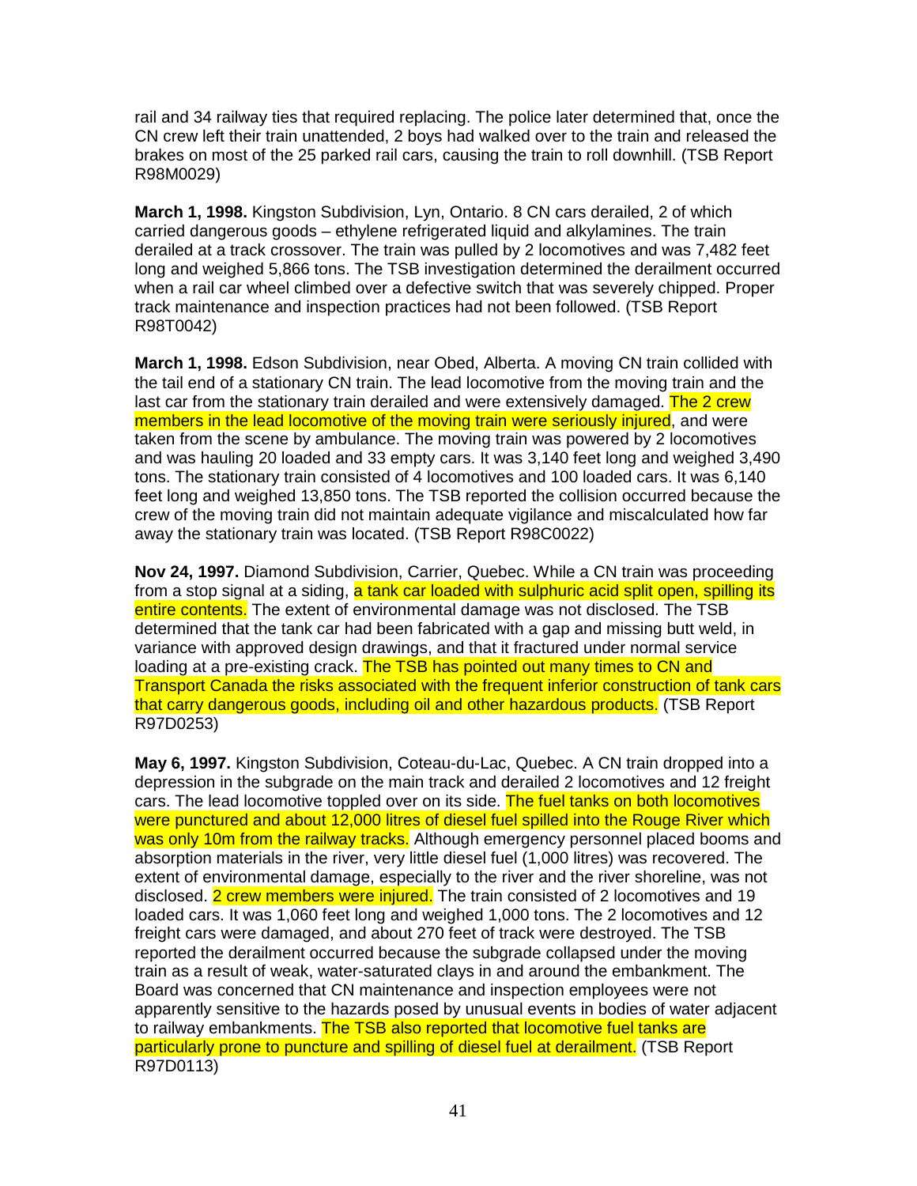rail and 34 railway ties that required replacing. The police later determined that, once the CN crew left their train unattended, 2 boys had walked over to the train and released the brakes on most of the 25 parked rail cars, causing the train to roll downhill. (TSB Report R98M0029)

**March 1, 1998.** Kingston Subdivision, Lyn, Ontario. 8 CN cars derailed, 2 of which carried dangerous goods – ethylene refrigerated liquid and alkylamines. The train derailed at a track crossover. The train was pulled by 2 locomotives and was 7,482 feet long and weighed 5,866 tons. The TSB investigation determined the derailment occurred when a rail car wheel climbed over a defective switch that was severely chipped. Proper track maintenance and inspection practices had not been followed. (TSB Report R98T0042)

**March 1, 1998.** Edson Subdivision, near Obed, Alberta. A moving CN train collided with the tail end of a stationary CN train. The lead locomotive from the moving train and the last car from the stationary train derailed and were extensively damaged. The 2 crew members in the lead locomotive of the moving train were seriously injured, and were taken from the scene by ambulance. The moving train was powered by 2 locomotives and was hauling 20 loaded and 33 empty cars. It was 3,140 feet long and weighed 3,490 tons. The stationary train consisted of 4 locomotives and 100 loaded cars. It was 6,140 feet long and weighed 13,850 tons. The TSB reported the collision occurred because the crew of the moving train did not maintain adequate vigilance and miscalculated how far away the stationary train was located. (TSB Report R98C0022)

**Nov 24, 1997.** Diamond Subdivision, Carrier, Quebec. While a CN train was proceeding from a stop signal at a siding, a tank car loaded with sulphuric acid split open, spilling its entire contents. The extent of environmental damage was not disclosed. The TSB determined that the tank car had been fabricated with a gap and missing butt weld, in variance with approved design drawings, and that it fractured under normal service loading at a pre-existing crack. The TSB has pointed out many times to CN and Transport Canada the risks associated with the frequent inferior construction of tank cars that carry dangerous goods, including oil and other hazardous products. (TSB Report R97D0253)

**May 6, 1997.** Kingston Subdivision, Coteau-du-Lac, Quebec. A CN train dropped into a depression in the subgrade on the main track and derailed 2 locomotives and 12 freight cars. The lead locomotive toppled over on its side. The fuel tanks on both locomotives were punctured and about 12,000 litres of diesel fuel spilled into the Rouge River which was only 10m from the railway tracks. Although emergency personnel placed booms and absorption materials in the river, very little diesel fuel (1,000 litres) was recovered. The extent of environmental damage, especially to the river and the river shoreline, was not disclosed. 2 crew members were injured. The train consisted of 2 locomotives and 19 loaded cars. It was 1,060 feet long and weighed 1,000 tons. The 2 locomotives and 12 freight cars were damaged, and about 270 feet of track were destroyed. The TSB reported the derailment occurred because the subgrade collapsed under the moving train as a result of weak, water-saturated clays in and around the embankment. The Board was concerned that CN maintenance and inspection employees were not apparently sensitive to the hazards posed by unusual events in bodies of water adjacent to railway embankments. The TSB also reported that locomotive fuel tanks are particularly prone to puncture and spilling of diesel fuel at derailment. (TSB Report R97D0113)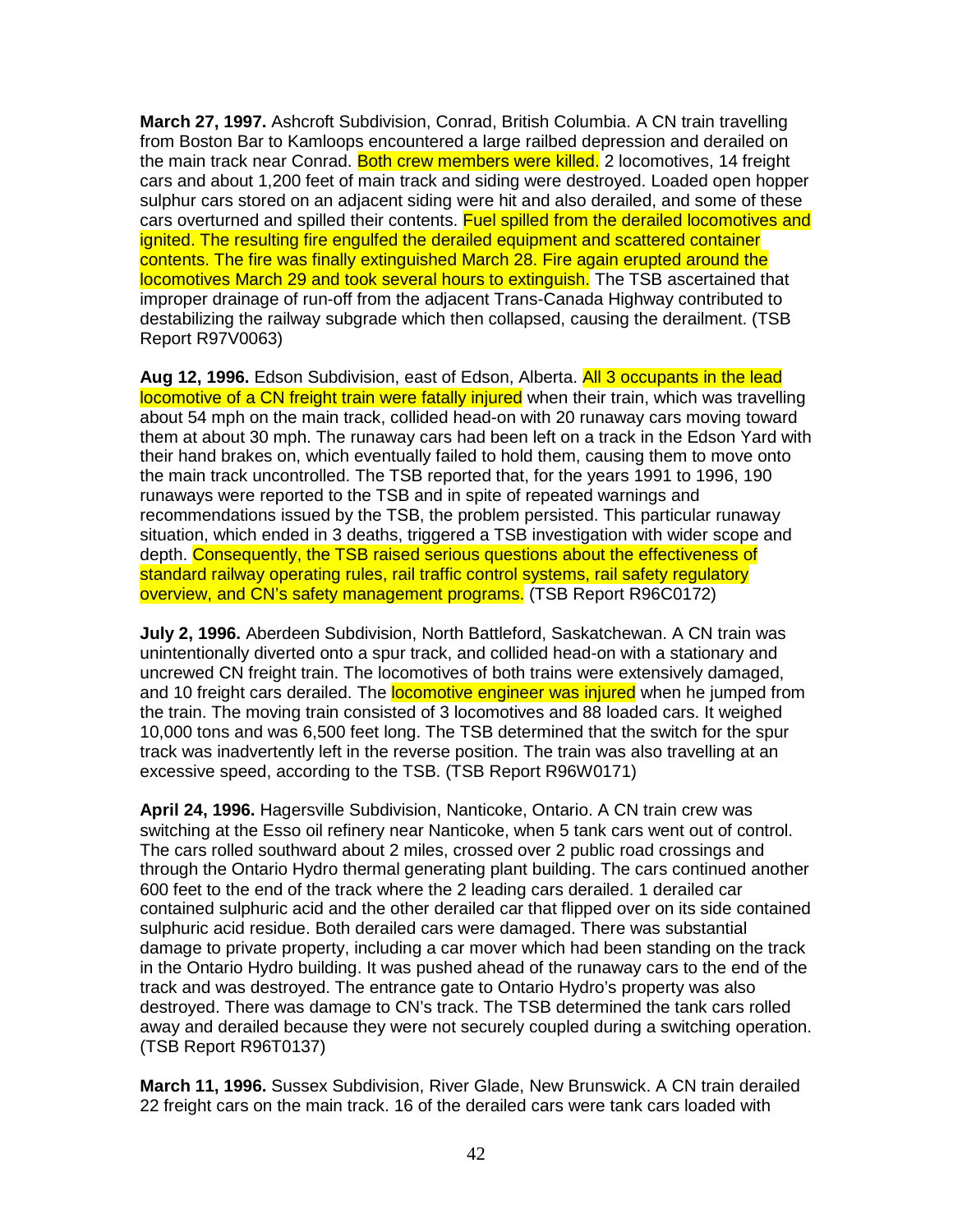**March 27, 1997.** Ashcroft Subdivision, Conrad, British Columbia. A CN train travelling from Boston Bar to Kamloops encountered a large railbed depression and derailed on the main track near Conrad. Both crew members were killed. 2 locomotives, 14 freight cars and about 1,200 feet of main track and siding were destroyed. Loaded open hopper sulphur cars stored on an adjacent siding were hit and also derailed, and some of these cars overturned and spilled their contents. Fuel spilled from the derailed locomotives and ignited. The resulting fire engulfed the derailed equipment and scattered container contents. The fire was finally extinguished March 28. Fire again erupted around the locomotives March 29 and took several hours to extinguish. The TSB ascertained that improper drainage of run-off from the adjacent Trans-Canada Highway contributed to destabilizing the railway subgrade which then collapsed, causing the derailment. (TSB Report R97V0063)

**Aug 12, 1996.** Edson Subdivision, east of Edson, Alberta. All 3 occupants in the lead locomotive of a CN freight train were fatally injured when their train, which was travelling about 54 mph on the main track, collided head-on with 20 runaway cars moving toward them at about 30 mph. The runaway cars had been left on a track in the Edson Yard with their hand brakes on, which eventually failed to hold them, causing them to move onto the main track uncontrolled. The TSB reported that, for the years 1991 to 1996, 190 runaways were reported to the TSB and in spite of repeated warnings and recommendations issued by the TSB, the problem persisted. This particular runaway situation, which ended in 3 deaths, triggered a TSB investigation with wider scope and depth. Consequently, the TSB raised serious questions about the effectiveness of standard railway operating rules, rail traffic control systems, rail safety regulatory overview, and CN's safety management programs. (TSB Report R96C0172)

**July 2, 1996.** Aberdeen Subdivision, North Battleford, Saskatchewan. A CN train was unintentionally diverted onto a spur track, and collided head-on with a stationary and uncrewed CN freight train. The locomotives of both trains were extensively damaged, and 10 freight cars derailed. The locomotive engineer was injured when he jumped from the train. The moving train consisted of 3 locomotives and 88 loaded cars. It weighed 10,000 tons and was 6,500 feet long. The TSB determined that the switch for the spur track was inadvertently left in the reverse position. The train was also travelling at an excessive speed, according to the TSB. (TSB Report R96W0171)

**April 24, 1996.** Hagersville Subdivision, Nanticoke, Ontario. A CN train crew was switching at the Esso oil refinery near Nanticoke, when 5 tank cars went out of control. The cars rolled southward about 2 miles, crossed over 2 public road crossings and through the Ontario Hydro thermal generating plant building. The cars continued another 600 feet to the end of the track where the 2 leading cars derailed. 1 derailed car contained sulphuric acid and the other derailed car that flipped over on its side contained sulphuric acid residue. Both derailed cars were damaged. There was substantial damage to private property, including a car mover which had been standing on the track in the Ontario Hydro building. It was pushed ahead of the runaway cars to the end of the track and was destroyed. The entrance gate to Ontario Hydro's property was also destroyed. There was damage to CN's track. The TSB determined the tank cars rolled away and derailed because they were not securely coupled during a switching operation. (TSB Report R96T0137)

**March 11, 1996.** Sussex Subdivision, River Glade, New Brunswick. A CN train derailed 22 freight cars on the main track. 16 of the derailed cars were tank cars loaded with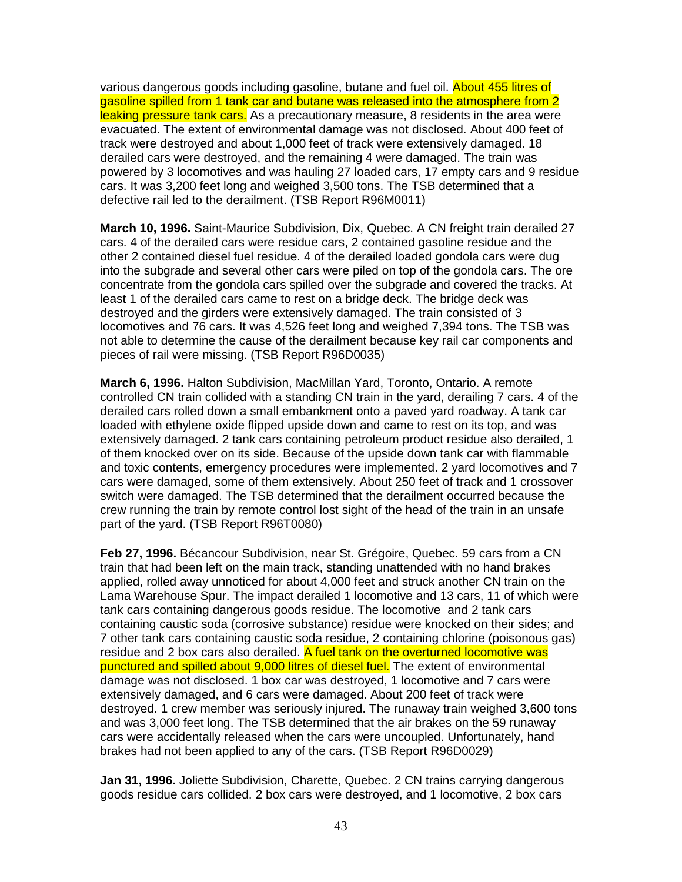various dangerous goods including gasoline, butane and fuel oil. About 455 litres of gasoline spilled from 1 tank car and butane was released into the atmosphere from 2 leaking pressure tank cars. As a precautionary measure, 8 residents in the area were evacuated. The extent of environmental damage was not disclosed. About 400 feet of track were destroyed and about 1,000 feet of track were extensively damaged. 18 derailed cars were destroyed, and the remaining 4 were damaged. The train was powered by 3 locomotives and was hauling 27 loaded cars, 17 empty cars and 9 residue cars. It was 3,200 feet long and weighed 3,500 tons. The TSB determined that a defective rail led to the derailment. (TSB Report R96M0011)

**March 10, 1996.** Saint-Maurice Subdivision, Dix, Quebec. A CN freight train derailed 27 cars. 4 of the derailed cars were residue cars, 2 contained gasoline residue and the other 2 contained diesel fuel residue. 4 of the derailed loaded gondola cars were dug into the subgrade and several other cars were piled on top of the gondola cars. The ore concentrate from the gondola cars spilled over the subgrade and covered the tracks. At least 1 of the derailed cars came to rest on a bridge deck. The bridge deck was destroyed and the girders were extensively damaged. The train consisted of 3 locomotives and 76 cars. It was 4,526 feet long and weighed 7,394 tons. The TSB was not able to determine the cause of the derailment because key rail car components and pieces of rail were missing. (TSB Report R96D0035)

**March 6, 1996.** Halton Subdivision, MacMillan Yard, Toronto, Ontario. A remote controlled CN train collided with a standing CN train in the yard, derailing 7 cars. 4 of the derailed cars rolled down a small embankment onto a paved yard roadway. A tank car loaded with ethylene oxide flipped upside down and came to rest on its top, and was extensively damaged. 2 tank cars containing petroleum product residue also derailed, 1 of them knocked over on its side. Because of the upside down tank car with flammable and toxic contents, emergency procedures were implemented. 2 yard locomotives and 7 cars were damaged, some of them extensively. About 250 feet of track and 1 crossover switch were damaged. The TSB determined that the derailment occurred because the crew running the train by remote control lost sight of the head of the train in an unsafe part of the yard. (TSB Report R96T0080)

**Feb 27, 1996.** Bécancour Subdivision, near St. Grégoire, Quebec. 59 cars from a CN train that had been left on the main track, standing unattended with no hand brakes applied, rolled away unnoticed for about 4,000 feet and struck another CN train on the Lama Warehouse Spur. The impact derailed 1 locomotive and 13 cars, 11 of which were tank cars containing dangerous goods residue. The locomotive and 2 tank cars containing caustic soda (corrosive substance) residue were knocked on their sides; and 7 other tank cars containing caustic soda residue, 2 containing chlorine (poisonous gas) residue and 2 box cars also derailed. A fuel tank on the overturned locomotive was punctured and spilled about 9,000 litres of diesel fuel. The extent of environmental damage was not disclosed. 1 box car was destroyed, 1 locomotive and 7 cars were extensively damaged, and 6 cars were damaged. About 200 feet of track were destroyed. 1 crew member was seriously injured. The runaway train weighed 3,600 tons and was 3,000 feet long. The TSB determined that the air brakes on the 59 runaway cars were accidentally released when the cars were uncoupled. Unfortunately, hand brakes had not been applied to any of the cars. (TSB Report R96D0029)

**Jan 31, 1996.** Joliette Subdivision, Charette, Quebec. 2 CN trains carrying dangerous goods residue cars collided. 2 box cars were destroyed, and 1 locomotive, 2 box cars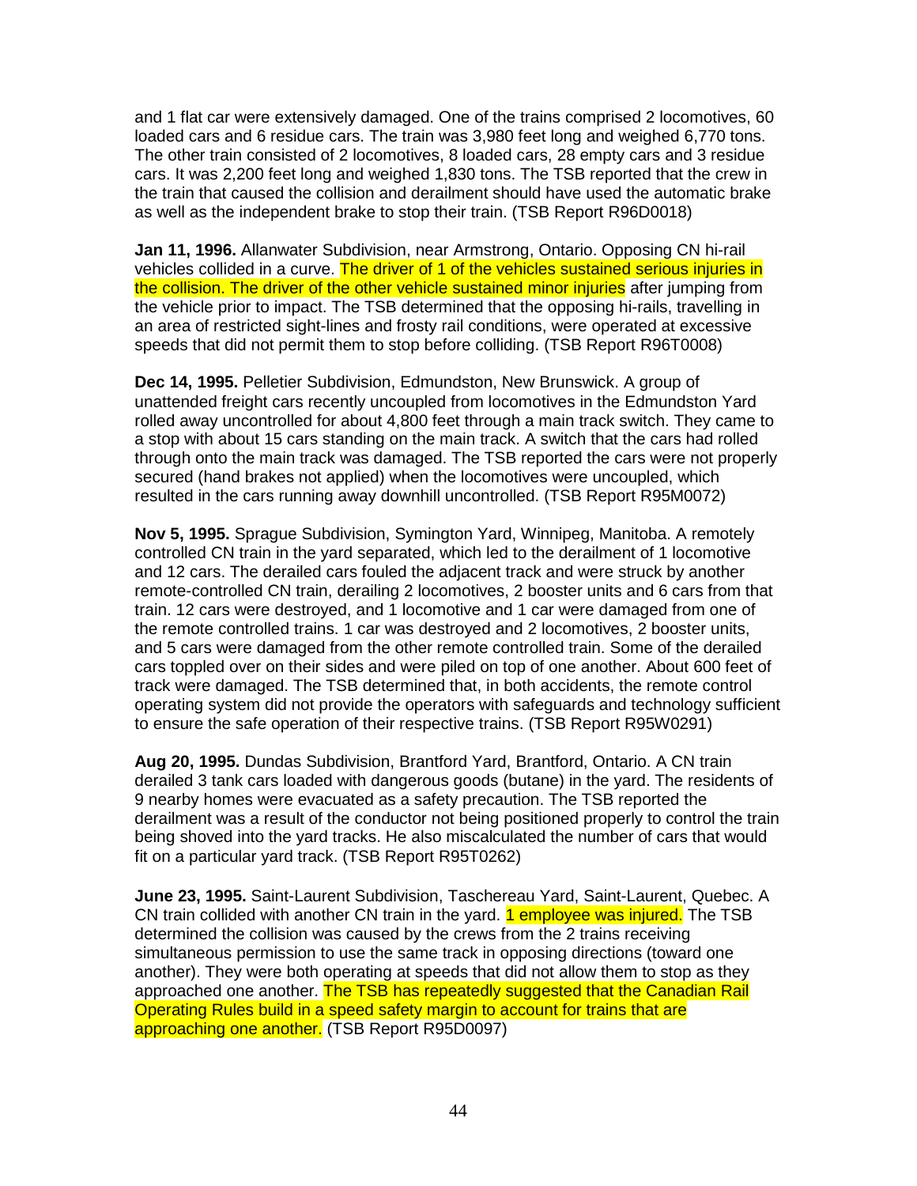and 1 flat car were extensively damaged. One of the trains comprised 2 locomotives, 60 loaded cars and 6 residue cars. The train was 3,980 feet long and weighed 6,770 tons. The other train consisted of 2 locomotives, 8 loaded cars, 28 empty cars and 3 residue cars. It was 2,200 feet long and weighed 1,830 tons. The TSB reported that the crew in the train that caused the collision and derailment should have used the automatic brake as well as the independent brake to stop their train. (TSB Report R96D0018)

**Jan 11, 1996.** Allanwater Subdivision, near Armstrong, Ontario. Opposing CN hi-rail vehicles collided in a curve. The driver of 1 of the vehicles sustained serious injuries in the collision. The driver of the other vehicle sustained minor injuries after jumping from the vehicle prior to impact. The TSB determined that the opposing hi-rails, travelling in an area of restricted sight-lines and frosty rail conditions, were operated at excessive speeds that did not permit them to stop before colliding. (TSB Report R96T0008)

**Dec 14, 1995.** Pelletier Subdivision, Edmundston, New Brunswick. A group of unattended freight cars recently uncoupled from locomotives in the Edmundston Yard rolled away uncontrolled for about 4,800 feet through a main track switch. They came to a stop with about 15 cars standing on the main track. A switch that the cars had rolled through onto the main track was damaged. The TSB reported the cars were not properly secured (hand brakes not applied) when the locomotives were uncoupled, which resulted in the cars running away downhill uncontrolled. (TSB Report R95M0072)

**Nov 5, 1995.** Sprague Subdivision, Symington Yard, Winnipeg, Manitoba. A remotely controlled CN train in the yard separated, which led to the derailment of 1 locomotive and 12 cars. The derailed cars fouled the adjacent track and were struck by another remote-controlled CN train, derailing 2 locomotives, 2 booster units and 6 cars from that train. 12 cars were destroyed, and 1 locomotive and 1 car were damaged from one of the remote controlled trains. 1 car was destroyed and 2 locomotives, 2 booster units, and 5 cars were damaged from the other remote controlled train. Some of the derailed cars toppled over on their sides and were piled on top of one another. About 600 feet of track were damaged. The TSB determined that, in both accidents, the remote control operating system did not provide the operators with safeguards and technology sufficient to ensure the safe operation of their respective trains. (TSB Report R95W0291)

**Aug 20, 1995.** Dundas Subdivision, Brantford Yard, Brantford, Ontario. A CN train derailed 3 tank cars loaded with dangerous goods (butane) in the yard. The residents of 9 nearby homes were evacuated as a safety precaution. The TSB reported the derailment was a result of the conductor not being positioned properly to control the train being shoved into the yard tracks. He also miscalculated the number of cars that would fit on a particular yard track. (TSB Report R95T0262)

**June 23, 1995.** Saint-Laurent Subdivision, Taschereau Yard, Saint-Laurent, Quebec. A CN train collided with another CN train in the yard. 1 employee was injured. The TSB determined the collision was caused by the crews from the 2 trains receiving simultaneous permission to use the same track in opposing directions (toward one another). They were both operating at speeds that did not allow them to stop as they approached one another. The TSB has repeatedly suggested that the Canadian Rail Operating Rules build in a speed safety margin to account for trains that are approaching one another. (TSB Report R95D0097)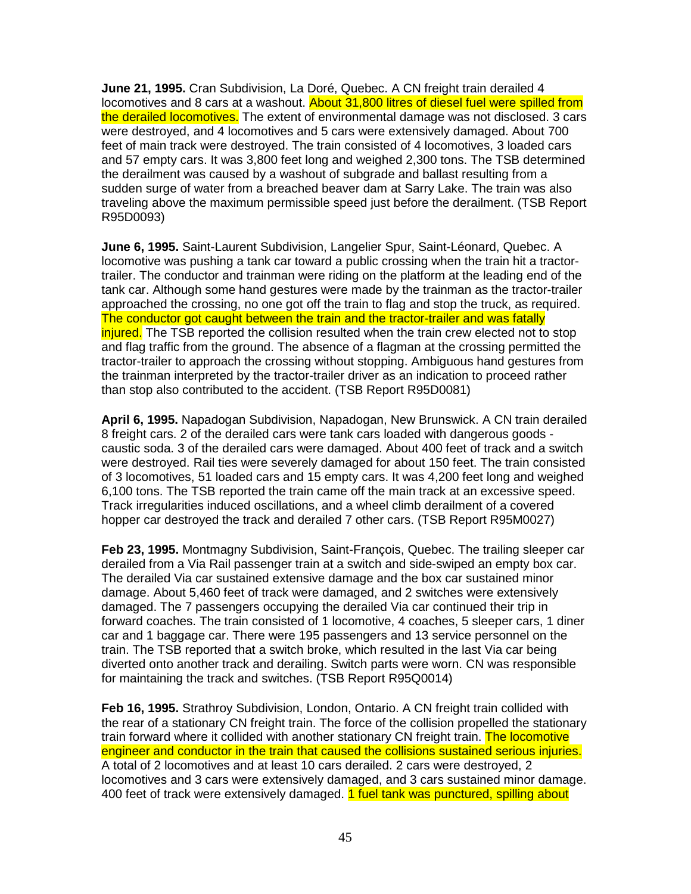**June 21, 1995.** Cran Subdivision, La Doré, Quebec. A CN freight train derailed 4 locomotives and 8 cars at a washout. About 31,800 litres of diesel fuel were spilled from the derailed locomotives. The extent of environmental damage was not disclosed. 3 cars were destroyed, and 4 locomotives and 5 cars were extensively damaged. About 700 feet of main track were destroyed. The train consisted of 4 locomotives, 3 loaded cars and 57 empty cars. It was 3,800 feet long and weighed 2,300 tons. The TSB determined the derailment was caused by a washout of subgrade and ballast resulting from a sudden surge of water from a breached beaver dam at Sarry Lake. The train was also traveling above the maximum permissible speed just before the derailment. (TSB Report R95D0093)

**June 6, 1995.** Saint-Laurent Subdivision, Langelier Spur, Saint-Léonard, Quebec. A locomotive was pushing a tank car toward a public crossing when the train hit a tractor-trailer. The conductor and trainman were riding on the platform at the leading end of the tank car. Although some hand gestures were made by the trainman as the tractor-trailer approached the crossing, no one got off the train to flag and stop the truck, as required. The conductor got caught between the train and the tractor-trailer and was fatally injured. The TSB reported the collision resulted when the train crew elected not to stop and flag traffic from the ground. The absence of a flagman at the crossing permitted the tractor-trailer to approach the crossing without stopping. Ambiguous hand gestures from the trainman interpreted by the tractor-trailer driver as an indication to proceed rather than stop also contributed to the accident. (TSB Report R95D0081)

**April 6, 1995.** Napadogan Subdivision, Napadogan, New Brunswick. A CN train derailed 8 freight cars. 2 of the derailed cars were tank cars loaded with dangerous goods - caustic soda. 3 of the derailed cars were damaged. About 400 feet of track and a switch were destroyed. Rail ties were severely damaged for about 150 feet. The train consisted of 3 locomotives, 51 loaded cars and 15 empty cars. It was 4,200 feet long and weighed 6,100 tons. The TSB reported the train came off the main track at an excessive speed. Track irregularities induced oscillations, and a wheel climb derailment of a covered hopper car destroyed the track and derailed 7 other cars. (TSB Report R95M0027)

**Feb 23, 1995.** Montmagny Subdivision, Saint-François, Quebec. The trailing sleeper car derailed from a Via Rail passenger train at a switch and side-swiped an empty box car. The derailed Via car sustained extensive damage and the box car sustained minor damage. About 5,460 feet of track were damaged, and 2 switches were extensively damaged. The 7 passengers occupying the derailed Via car continued their trip in forward coaches. The train consisted of 1 locomotive, 4 coaches, 5 sleeper cars, 1 diner car and 1 baggage car. There were 195 passengers and 13 service personnel on the train. The TSB reported that a switch broke, which resulted in the last Via car being diverted onto another track and derailing. Switch parts were worn. CN was responsible for maintaining the track and switches. (TSB Report R95Q0014)

**Feb 16, 1995.** Strathroy Subdivision, London, Ontario. A CN freight train collided with the rear of a stationary CN freight train. The force of the collision propelled the stationary train forward where it collided with another stationary CN freight train. The locomotive engineer and conductor in the train that caused the collisions sustained serious injuries. A total of 2 locomotives and at least 10 cars derailed. 2 cars were destroyed, 2 locomotives and 3 cars were extensively damaged, and 3 cars sustained minor damage. 400 feet of track were extensively damaged. 1 fuel tank was punctured, spilling about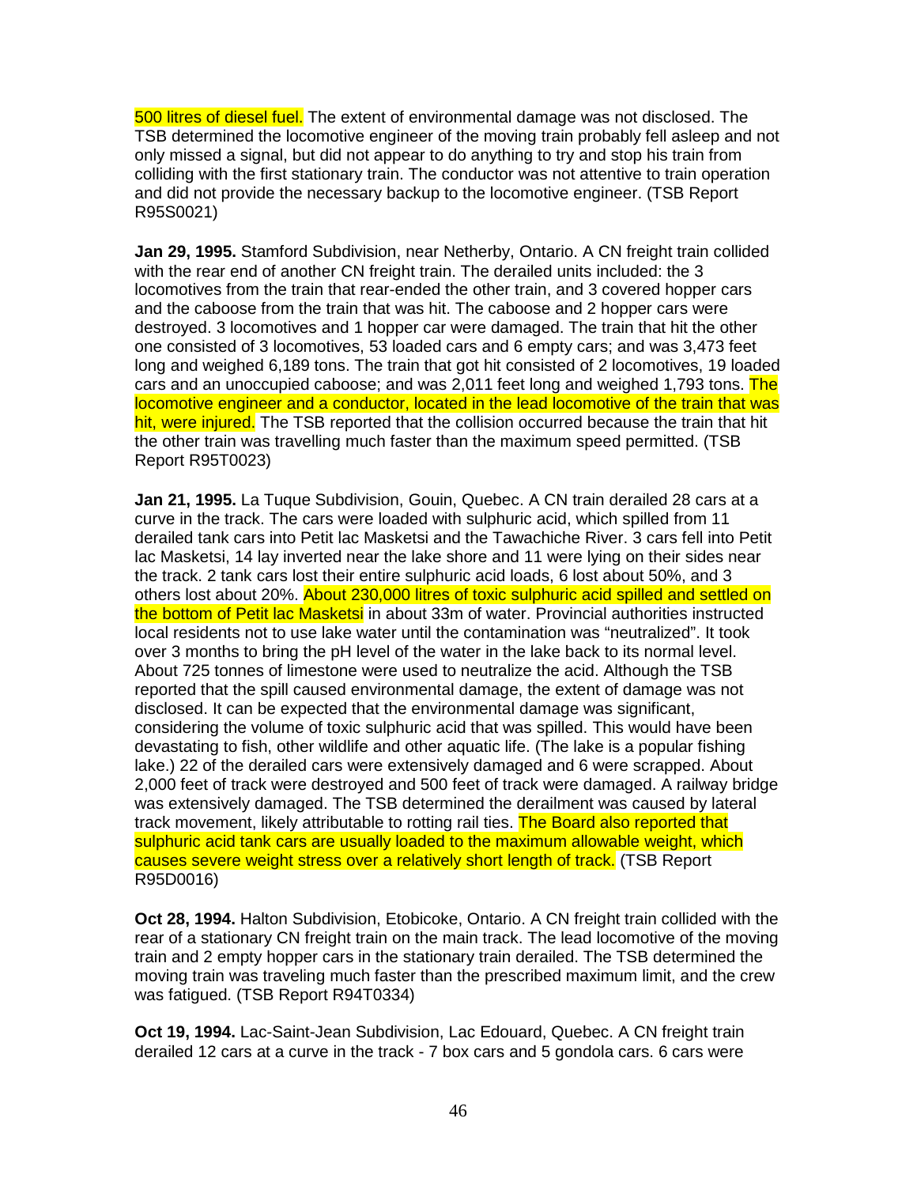500 litres of diesel fuel. The extent of environmental damage was not disclosed. The TSB determined the locomotive engineer of the moving train probably fell asleep and not only missed a signal, but did not appear to do anything to try and stop his train from colliding with the first stationary train. The conductor was not attentive to train operation and did not provide the necessary backup to the locomotive engineer. (TSB Report R95S0021)

**Jan 29, 1995.** Stamford Subdivision, near Netherby, Ontario. A CN freight train collided with the rear end of another CN freight train. The derailed units included: the 3 locomotives from the train that rear-ended the other train, and 3 covered hopper cars and the caboose from the train that was hit. The caboose and 2 hopper cars were destroyed. 3 locomotives and 1 hopper car were damaged. The train that hit the other one consisted of 3 locomotives, 53 loaded cars and 6 empty cars; and was 3,473 feet long and weighed 6,189 tons. The train that got hit consisted of 2 locomotives, 19 loaded cars and an unoccupied caboose; and was 2,011 feet long and weighed 1,793 tons. The locomotive engineer and a conductor, located in the lead locomotive of the train that was hit, were injured. The TSB reported that the collision occurred because the train that hit the other train was travelling much faster than the maximum speed permitted. (TSB Report R95T0023)

**Jan 21, 1995.** La Tuque Subdivision, Gouin, Quebec. A CN train derailed 28 cars at a curve in the track. The cars were loaded with sulphuric acid, which spilled from 11 derailed tank cars into Petit lac Masketsi and the Tawachiche River. 3 cars fell into Petit lac Masketsi, 14 lay inverted near the lake shore and 11 were lying on their sides near the track. 2 tank cars lost their entire sulphuric acid loads, 6 lost about 50%, and 3 others lost about 20%. About 230,000 litres of toxic sulphuric acid spilled and settled on the bottom of Petit lac Masketsi in about 33m of water. Provincial authorities instructed local residents not to use lake water until the contamination was "neutralized". It took over 3 months to bring the pH level of the water in the lake back to its normal level. About 725 tonnes of limestone were used to neutralize the acid. Although the TSB reported that the spill caused environmental damage, the extent of damage was not disclosed. It can be expected that the environmental damage was significant, considering the volume of toxic sulphuric acid that was spilled. This would have been devastating to fish, other wildlife and other aquatic life. (The lake is a popular fishing lake.) 22 of the derailed cars were extensively damaged and 6 were scrapped. About 2,000 feet of track were destroyed and 500 feet of track were damaged. A railway bridge was extensively damaged. The TSB determined the derailment was caused by lateral track movement, likely attributable to rotting rail ties. The Board also reported that sulphuric acid tank cars are usually loaded to the maximum allowable weight, which causes severe weight stress over a relatively short length of track. (TSB Report R95D0016)

**Oct 28, 1994.** Halton Subdivision, Etobicoke, Ontario. A CN freight train collided with the rear of a stationary CN freight train on the main track. The lead locomotive of the moving train and 2 empty hopper cars in the stationary train derailed. The TSB determined the moving train was traveling much faster than the prescribed maximum limit, and the crew was fatigued. (TSB Report R94T0334)

**Oct 19, 1994.** Lac-Saint-Jean Subdivision, Lac Edouard, Quebec. A CN freight train derailed 12 cars at a curve in the track - 7 box cars and 5 gondola cars. 6 cars were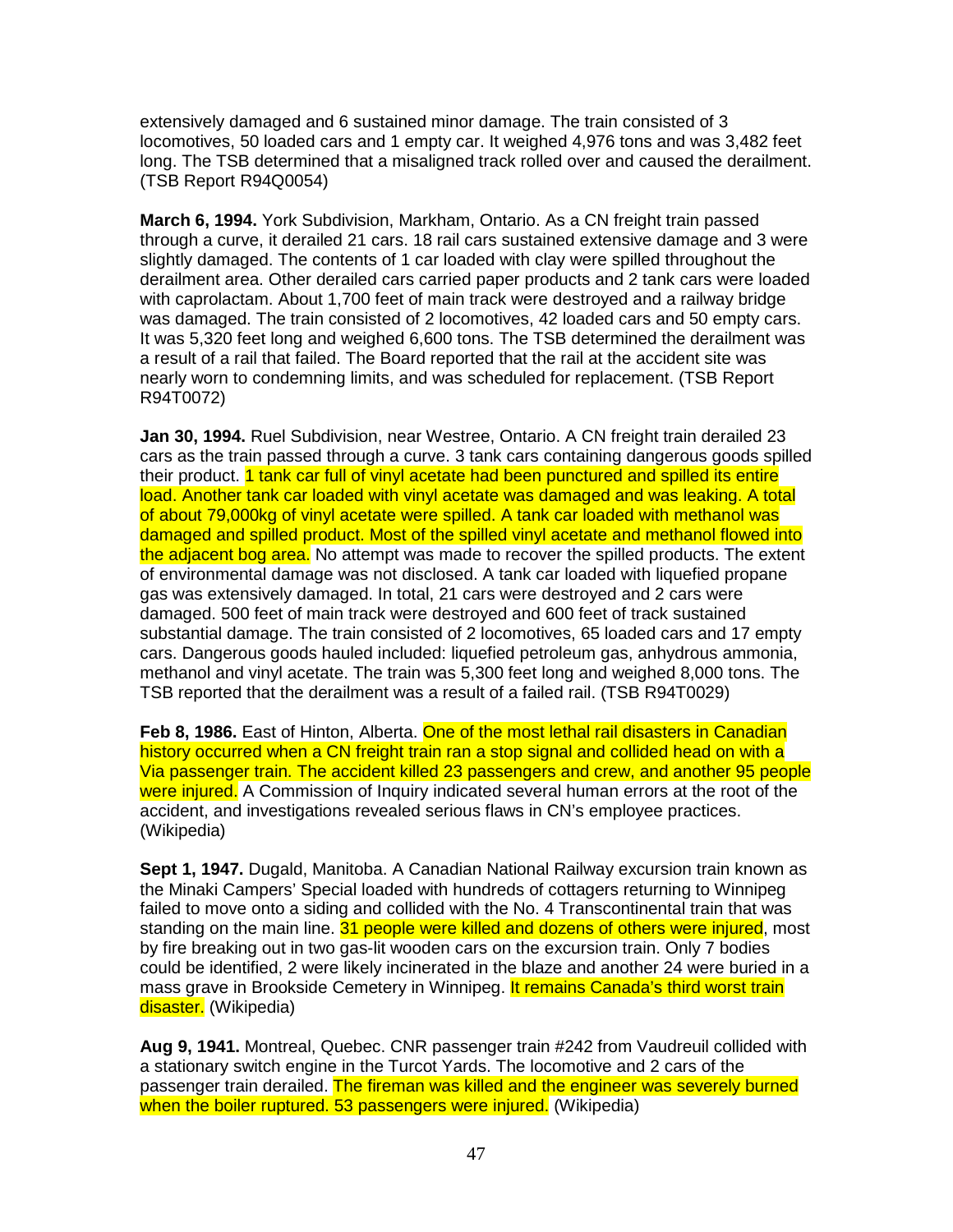extensively damaged and 6 sustained minor damage. The train consisted of 3 locomotives, 50 loaded cars and 1 empty car. It weighed 4,976 tons and was 3,482 feet long. The TSB determined that a misaligned track rolled over and caused the derailment. (TSB Report R94Q0054)

**March 6, 1994.** York Subdivision, Markham, Ontario. As a CN freight train passed through a curve, it derailed 21 cars. 18 rail cars sustained extensive damage and 3 were slightly damaged. The contents of 1 car loaded with clay were spilled throughout the derailment area. Other derailed cars carried paper products and 2 tank cars were loaded with caprolactam. About 1,700 feet of main track were destroyed and a railway bridge was damaged. The train consisted of 2 locomotives, 42 loaded cars and 50 empty cars. It was 5,320 feet long and weighed 6,600 tons. The TSB determined the derailment was a result of a rail that failed. The Board reported that the rail at the accident site was nearly worn to condemning limits, and was scheduled for replacement. (TSB Report R94T0072)

**Jan 30, 1994.** Ruel Subdivision, near Westree, Ontario. A CN freight train derailed 23 cars as the train passed through a curve. 3 tank cars containing dangerous goods spilled their product. 1 tank car full of vinyl acetate had been punctured and spilled its entire load. Another tank car loaded with vinyl acetate was damaged and was leaking. A total of about 79,000kg of vinyl acetate were spilled. A tank car loaded with methanol was damaged and spilled product. Most of the spilled vinyl acetate and methanol flowed into the adjacent bog area. No attempt was made to recover the spilled products. The extent of environmental damage was not disclosed. A tank car loaded with liquefied propane gas was extensively damaged. In total, 21 cars were destroyed and 2 cars were damaged. 500 feet of main track were destroyed and 600 feet of track sustained substantial damage. The train consisted of 2 locomotives, 65 loaded cars and 17 empty cars. Dangerous goods hauled included: liquefied petroleum gas, anhydrous ammonia, methanol and vinyl acetate. The train was 5,300 feet long and weighed 8,000 tons. The TSB reported that the derailment was a result of a failed rail. (TSB R94T0029)

**Feb 8, 1986.** East of Hinton, Alberta. One of the most lethal rail disasters in Canadian history occurred when a CN freight train ran a stop signal and collided head on with a Via passenger train. The accident killed 23 passengers and crew, and another 95 people were injured. A Commission of Inquiry indicated several human errors at the root of the accident, and investigations revealed serious flaws in CN's employee practices. (Wikipedia)

**Sept 1, 1947.** Dugald, Manitoba. A Canadian National Railway excursion train known as the Minaki Campers' Special loaded with hundreds of cottagers returning to Winnipeg failed to move onto a siding and collided with the No. 4 Transcontinental train that was standing on the main line. 31 people were killed and dozens of others were injured, most by fire breaking out in two gas-lit wooden cars on the excursion train. Only 7 bodies could be identified, 2 were likely incinerated in the blaze and another 24 were buried in a mass grave in Brookside Cemetery in Winnipeg. It remains Canada's third worst train disaster. (Wikipedia)

**Aug 9, 1941.** Montreal, Quebec. CNR passenger train #242 from Vaudreuil collided with a stationary switch engine in the Turcot Yards. The locomotive and 2 cars of the passenger train derailed. The fireman was killed and the engineer was severely burned when the boiler ruptured. 53 passengers were injured. (Wikipedia)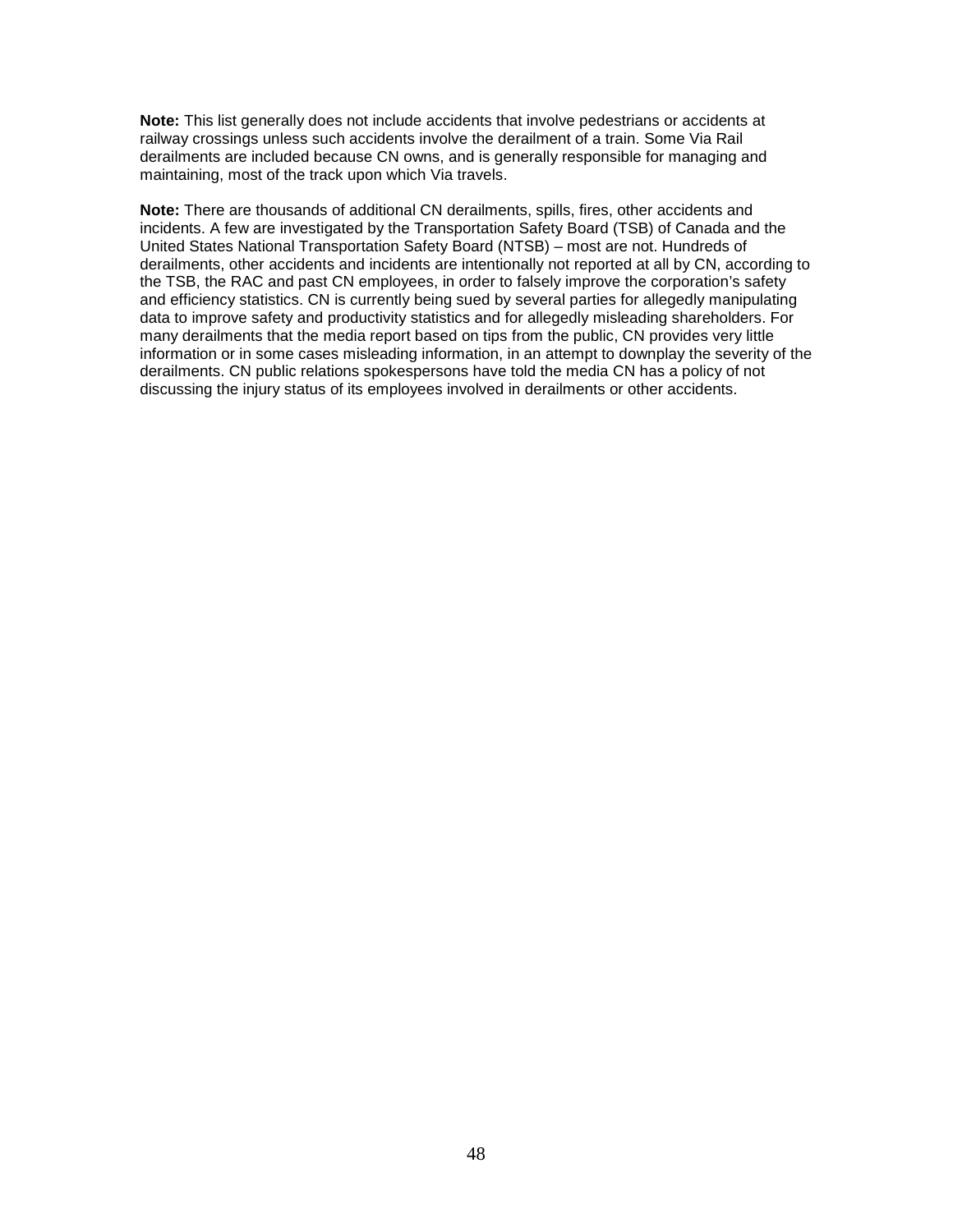**Note:** This list generally does not include accidents that involve pedestrians or accidents at railway crossings unless such accidents involve the derailment of a train. Some Via Rail derailments are included because CN owns, and is generally responsible for managing and maintaining, most of the track upon which Via travels.

**Note:** There are thousands of additional CN derailments, spills, fires, other accidents and incidents. A few are investigated by the Transportation Safety Board (TSB) of Canada and the United States National Transportation Safety Board (NTSB) – most are not. Hundreds of derailments, other accidents and incidents are intentionally not reported at all by CN, according to the TSB, the RAC and past CN employees, in order to falsely improve the corporation's safety and efficiency statistics. CN is currently being sued by several parties for allegedly manipulating data to improve safety and productivity statistics and for allegedly misleading shareholders. For many derailments that the media report based on tips from the public, CN provides very little information or in some cases misleading information, in an attempt to downplay the severity of the derailments. CN public relations spokespersons have told the media CN has a policy of not discussing the injury status of its employees involved in derailments or other accidents.